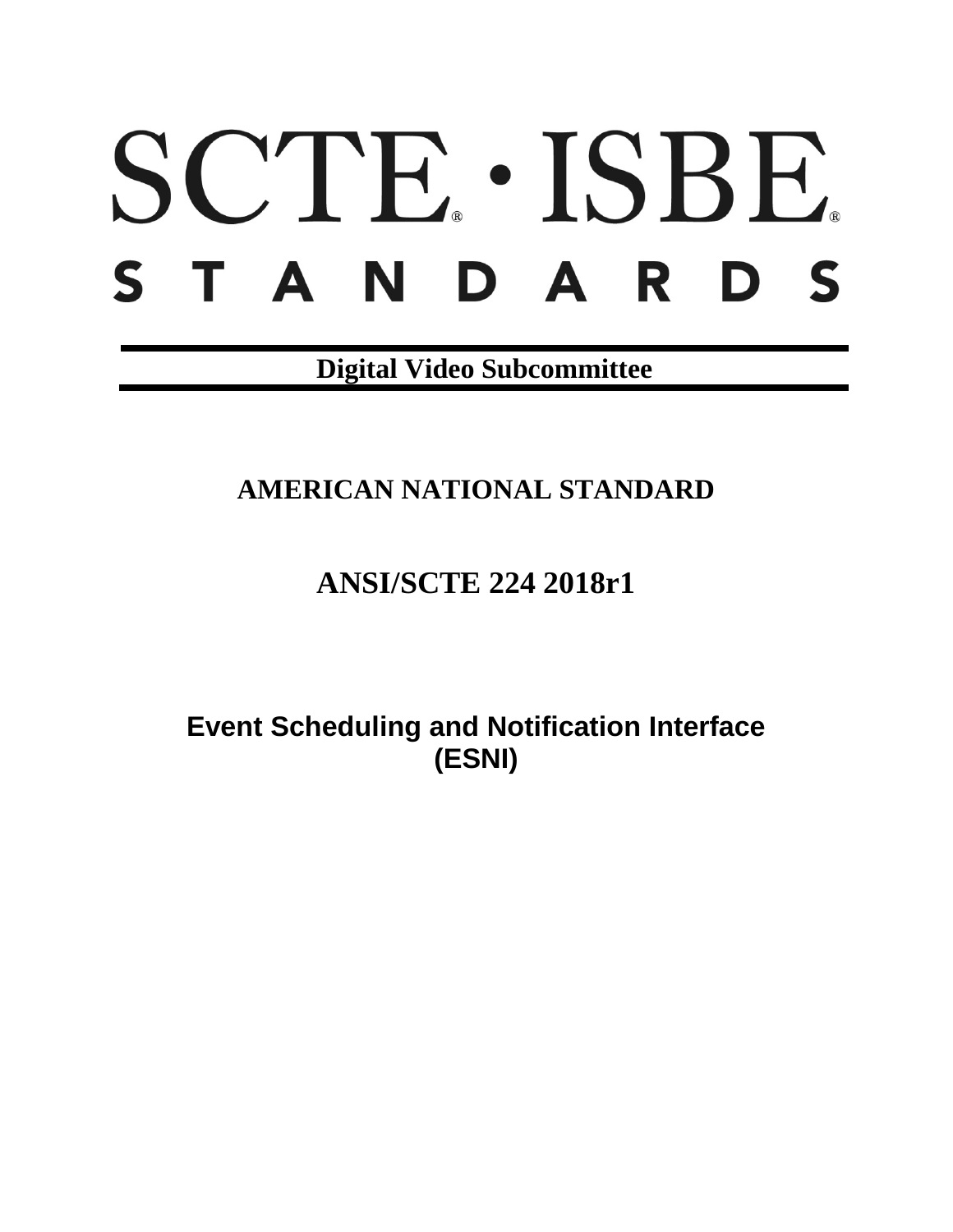# SCTE · ISBE

# STANDARDS

**Digital Video Subcommittee**

## AMERICAN NATIONAL STANDARD

## ANSI/SCTE 224 2018r1

## Event Scheduling and Notification Interface (ESNI)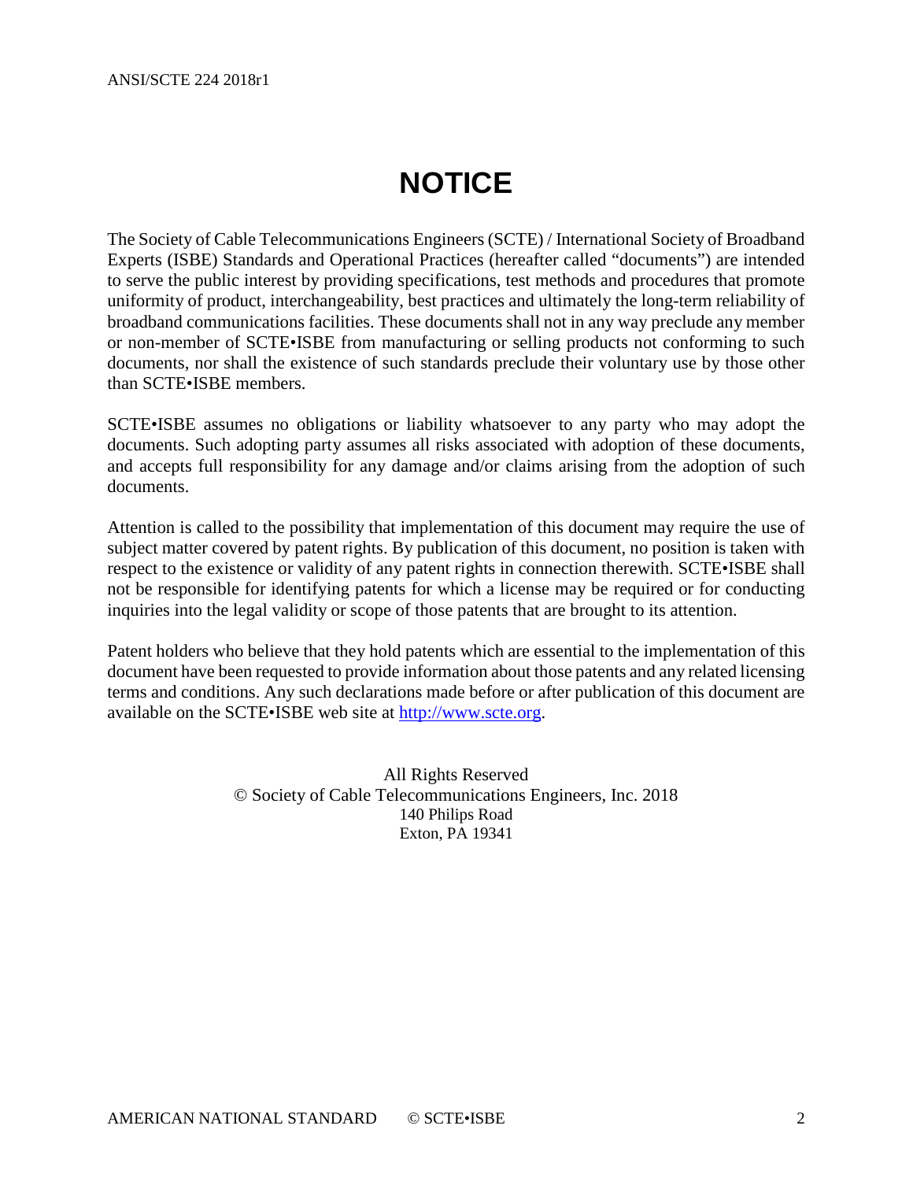# NOTICE

The Society of Cable Telecommunications Engineers (SCTE) / International Society of Broadband Experts (ISBE) Standards and Operational Practices (hereafter called "documents") are intended to serve the public interest by providing specifications, test methods and procedures that promote uniformity of product, interchangeability, best practices and ultimately the long-term reliability of broadband communications facilities. These documents shall not in any way preclude any member or non-member of SCTE•ISBE from manufacturing or selling products not conforming to such documents, nor shall the existence of such standards preclude their voluntary use by those other than SCTE•ISBE members.

SCTE•ISBE assumes no obligations or liability whatsoever to any party who may adopt the documents. Such adopting party assumes all risks associated with adoption of these documents, and accepts full responsibility for any damage and/or claims arising from the adoption of such documents.

Attention is called to the possibility that implementation of this document may require the use of subject matter covered by patent rights. By publication of this document, no position is taken with respect to the existence or validity of any patent rights in connection therewith. SCTE•ISBE shall not be responsible for identifying patents for which a license may be required or for conducting inquiries into the legal validity or scope of those patents that are brought to its attention.

Patent holders who believe that they hold patents which are essential to the implementation of this document have been requested to provide information about those patents and any related licensing terms and conditions. Any such declarations made before or after publication of this document are available on the SCTE•ISBE web site at http://www.scte.org.

All Rights Reserved
© Society of Cable Telecommunications Engineers, Inc. 2018
140 Philips Road
Exton, PA 19341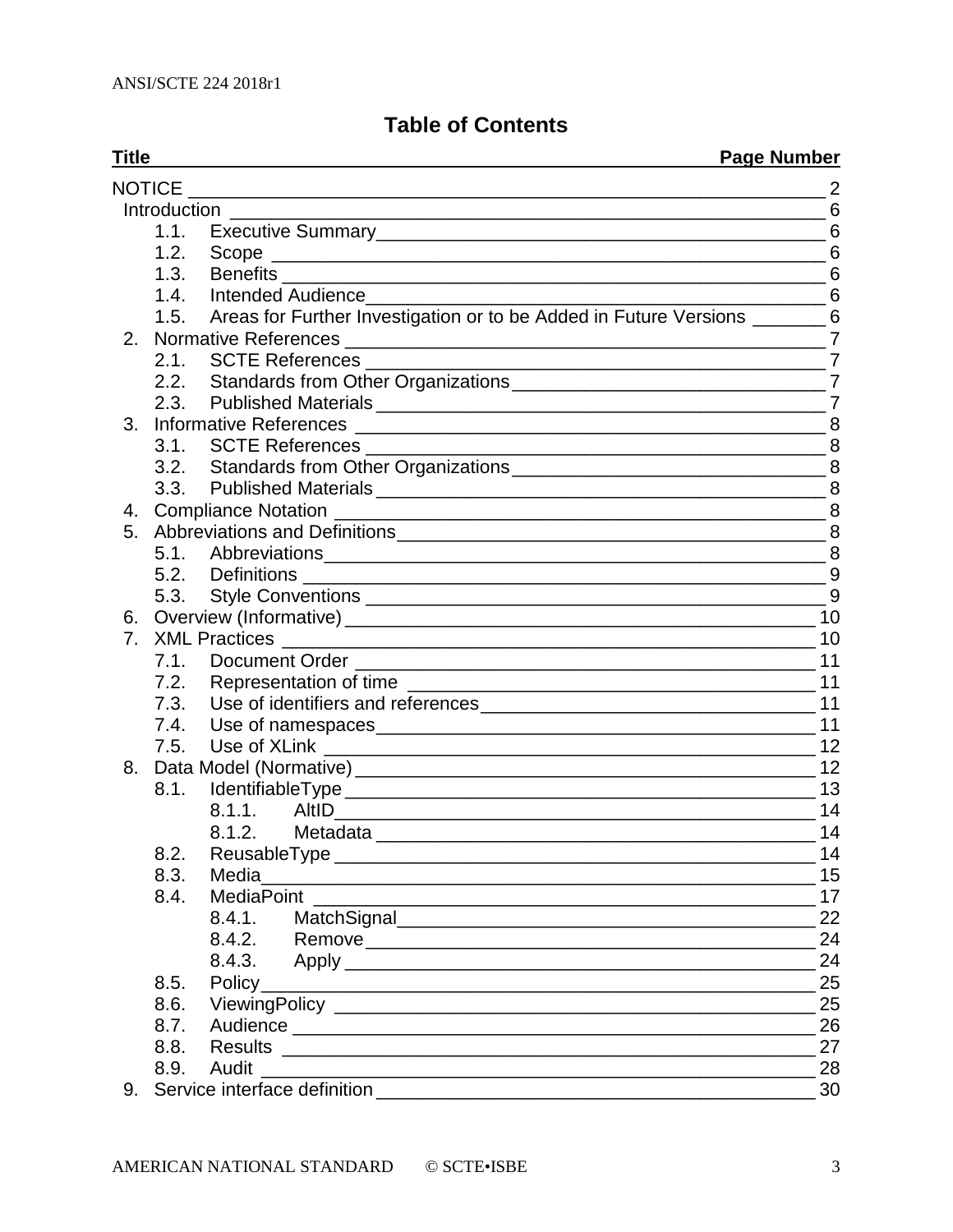# Table of Contents

| Title | Page Number |
|---|---|
| NOTICE | 2 |
| Introduction | 6 |
| 1.1. Executive Summary | 6 |
| 1.2. Scope | 6 |
| 1.3. Benefits | 6 |
| 1.4. Intended Audience | 6 |
| 1.5. Areas for Further Investigation or to be Added in Future Versions | 6 |
| 2. Normative References | 7 |
| 2.1. SCTE References | 7 |
| 2.2. Standards from Other Organizations | 7 |
| 2.3. Published Materials | 7 |
| 3. Informative References | 8 |
| 3.1. SCTE References | 8 |
| 3.2. Standards from Other Organizations | 8 |
| 3.3. Published Materials | 8 |
| 4. Compliance Notation | 8 |
| 5. Abbreviations and Definitions | 8 |
| 5.1. Abbreviations | 8 |
| 5.2. Definitions | 9 |
| 5.3. Style Conventions | 9 |
| 6. Overview (Informative) | 10 |
| 7. XML Practices | 10 |
| 7.1. Document Order | 11 |
| 7.2. Representation of time | 11 |
| 7.3. Use of identifiers and references | 11 |
| 7.4. Use of namespaces | 11 |
| 7.5. Use of XLink | 12 |
| 8. Data Model (Normative) | 12 |
| 8.1. IdentifiableType | 13 |
| 8.1.1. AltID | 14 |
| 8.1.2. Metadata | 14 |
| 8.2. ReusableType | 14 |
| 8.3. Media | 15 |
| 8.4. MediaPoint | 17 |
| 8.4.1. MatchSignal | 22 |
| 8.4.2. Remove | 24 |
| 8.4.3. Apply | 24 |
| 8.5. Policy | 25 |
| 8.6. ViewingPolicy | 25 |
| 8.7. Audience | 26 |
| 8.8. Results | 27 |
| 8.9. Audit | 28 |
| 9. Service interface definition | 30 |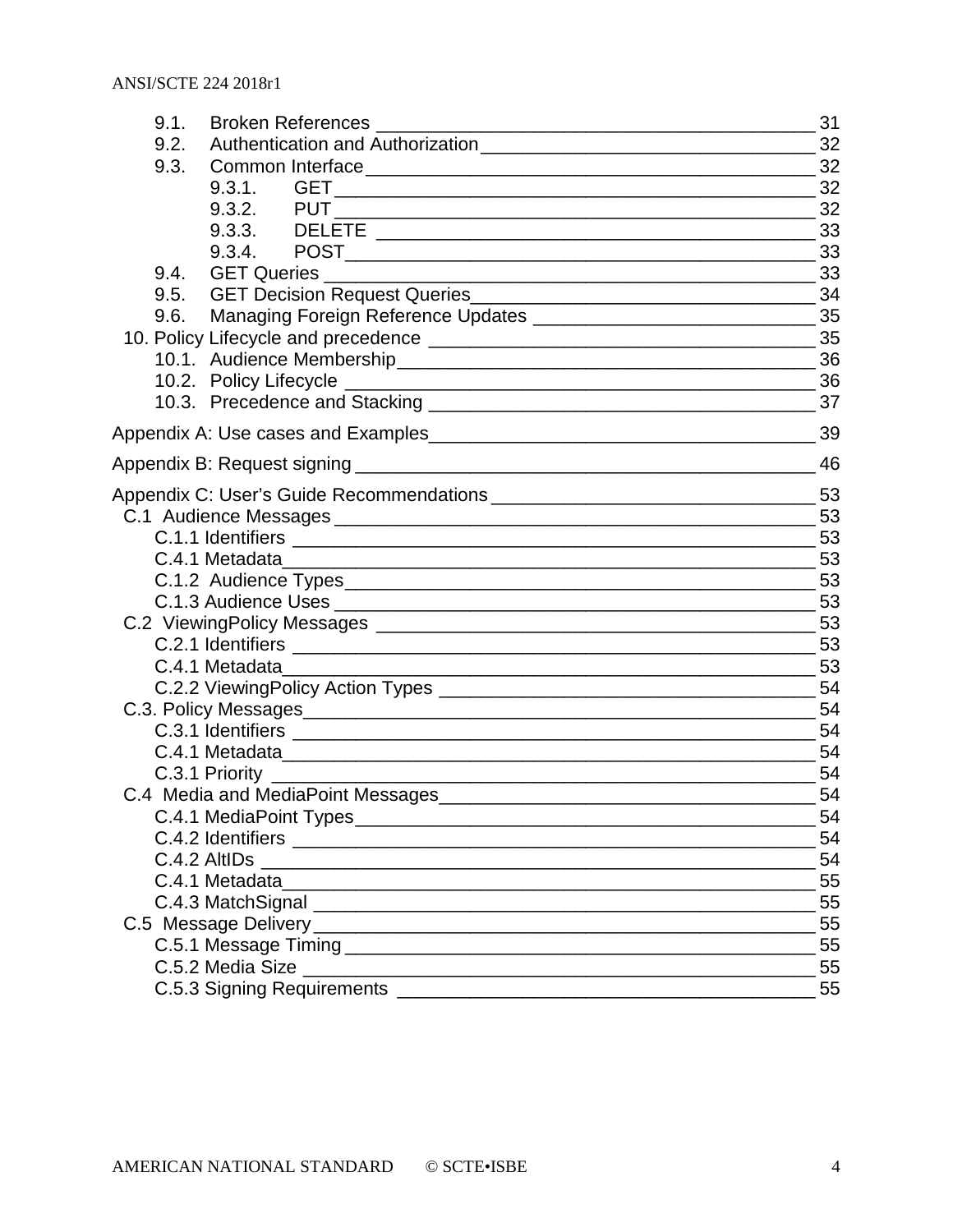- 9.1. Broken References 31
- 9.2. Authentication and Authorization 32
- 9.3. Common Interface 32
  - 9.3.1. GET 32
  - 9.3.2. PUT 32
  - 9.3.3. DELETE 33
  - 9.3.4. POST 33
- 9.4. GET Queries 33
- 9.5. GET Decision Request Queries 34
- 9.6. Managing Foreign Reference Updates 35

10. Policy Lifecycle and precedence 35
- 10.1. Audience Membership 36
- 10.2. Policy Lifecycle 36
- 10.3. Precedence and Stacking 37

Appendix A: Use cases and Examples 39

Appendix B: Request signing 46

Appendix C: User's Guide Recommendations 53

- C.1 Audience Messages 53
  - C.1.1 Identifiers 53
  - C.4.1 Metadata 53
  - C.1.2 Audience Types 53
  - C.1.3 Audience Uses 53
- C.2 ViewingPolicy Messages 53
  - C.2.1 Identifiers 53
  - C.4.1 Metadata 53
  - C.2.2 ViewingPolicy Action Types 54
- C.3. Policy Messages 54
  - C.3.1 Identifiers 54
  - C.4.1 Metadata 54
  - C.3.1 Priority 54
- C.4 Media and MediaPoint Messages 54
  - C.4.1 MediaPoint Types 54
  - C.4.2 Identifiers 54
  - C.4.2 AltIDs 54
  - C.4.1 Metadata 55
  - C.4.3 MatchSignal 55
- C.5 Message Delivery 55
  - C.5.1 Message Timing 55
  - C.5.2 Media Size 55
  - C.5.3 Signing Requirements 55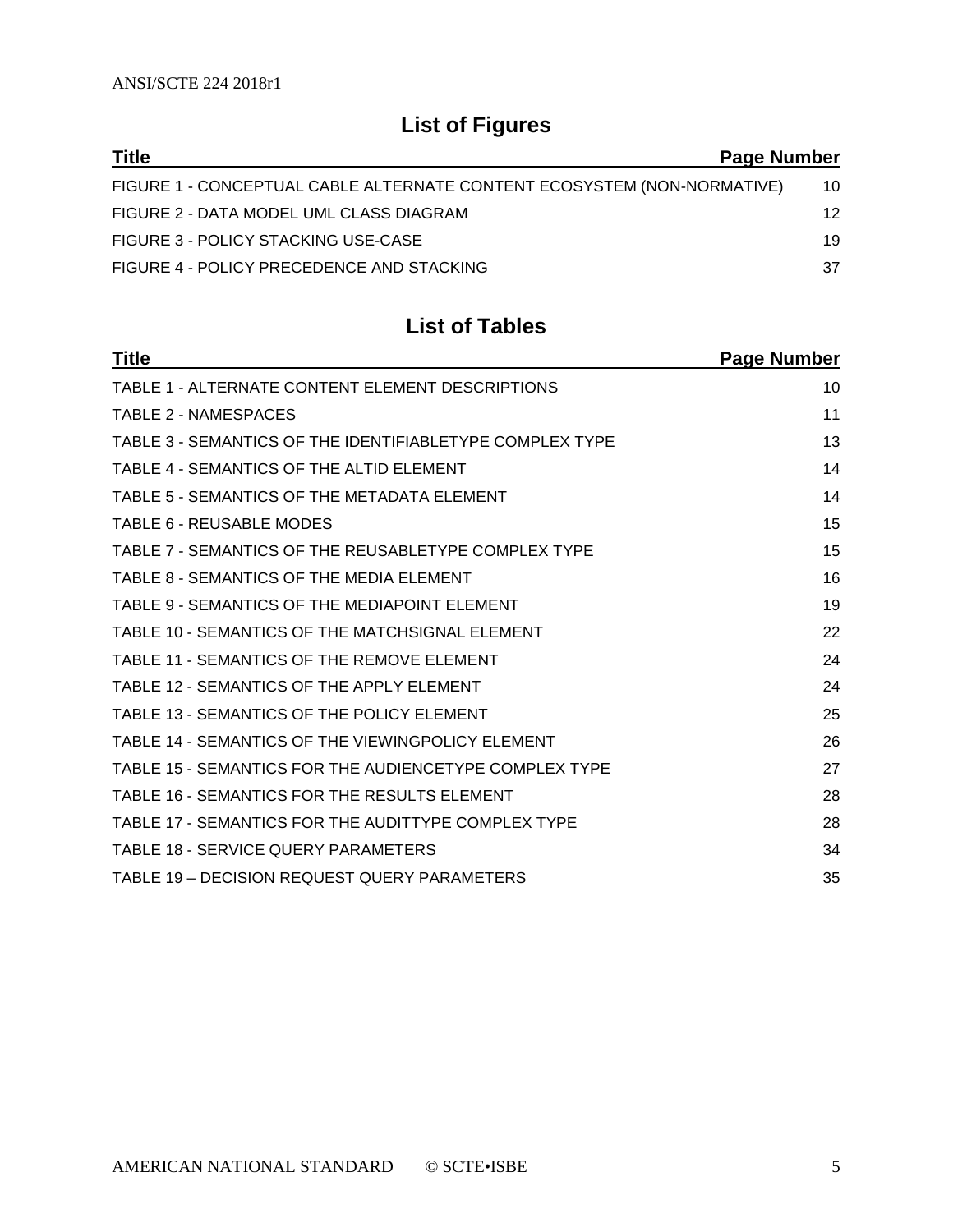## List of Figures

| Title | Page Number |
|---|---|
| FIGURE 1 - CONCEPTUAL CABLE ALTERNATE CONTENT ECOSYSTEM (NON-NORMATIVE) | 10 |
| FIGURE 2 - DATA MODEL UML CLASS DIAGRAM | 12 |
| FIGURE 3 - POLICY STACKING USE-CASE | 19 |
| FIGURE 4 - POLICY PRECEDENCE AND STACKING | 37 |

## List of Tables

| Title | Page Number |
|---|---|
| TABLE 1 - ALTERNATE CONTENT ELEMENT DESCRIPTIONS | 10 |
| TABLE 2 - NAMESPACES | 11 |
| TABLE 3 - SEMANTICS OF THE IDENTIFIABLETYPE COMPLEX TYPE | 13 |
| TABLE 4 - SEMANTICS OF THE ALTID ELEMENT | 14 |
| TABLE 5 - SEMANTICS OF THE METADATA ELEMENT | 14 |
| TABLE 6 - REUSABLE MODES | 15 |
| TABLE 7 - SEMANTICS OF THE REUSABLETYPE COMPLEX TYPE | 15 |
| TABLE 8 - SEMANTICS OF THE MEDIA ELEMENT | 16 |
| TABLE 9 - SEMANTICS OF THE MEDIAPOINT ELEMENT | 19 |
| TABLE 10 - SEMANTICS OF THE MATCHSIGNAL ELEMENT | 22 |
| TABLE 11 - SEMANTICS OF THE REMOVE ELEMENT | 24 |
| TABLE 12 - SEMANTICS OF THE APPLY ELEMENT | 24 |
| TABLE 13 - SEMANTICS OF THE POLICY ELEMENT | 25 |
| TABLE 14 - SEMANTICS OF THE VIEWINGPOLICY ELEMENT | 26 |
| TABLE 15 - SEMANTICS FOR THE AUDIENCETYPE COMPLEX TYPE | 27 |
| TABLE 16 - SEMANTICS FOR THE RESULTS ELEMENT | 28 |
| TABLE 17 - SEMANTICS FOR THE AUDITTYPE COMPLEX TYPE | 28 |
| TABLE 18 - SERVICE QUERY PARAMETERS | 34 |
| TABLE 19 – DECISION REQUEST QUERY PARAMETERS | 35 |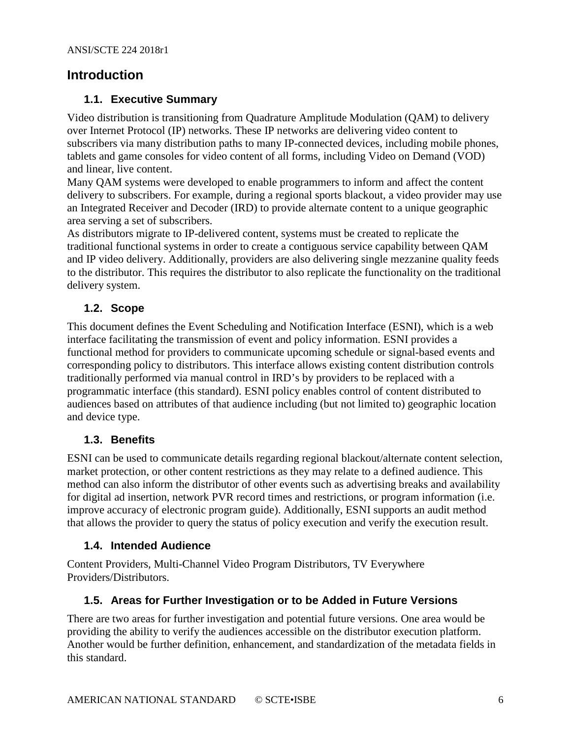# Introduction

## 1.1. Executive Summary

Video distribution is transitioning from Quadrature Amplitude Modulation (QAM) to delivery over Internet Protocol (IP) networks. These IP networks are delivering video content to subscribers via many distribution paths to many IP-connected devices, including mobile phones, tablets and game consoles for video content of all forms, including Video on Demand (VOD) and linear, live content.

Many QAM systems were developed to enable programmers to inform and affect the content delivery to subscribers. For example, during a regional sports blackout, a video provider may use an Integrated Receiver and Decoder (IRD) to provide alternate content to a unique geographic area serving a set of subscribers.

As distributors migrate to IP-delivered content, systems must be created to replicate the traditional functional systems in order to create a contiguous service capability between QAM and IP video delivery. Additionally, providers are also delivering single mezzanine quality feeds to the distributor. This requires the distributor to also replicate the functionality on the traditional delivery system.

## 1.2. Scope

This document defines the Event Scheduling and Notification Interface (ESNI), which is a web interface facilitating the transmission of event and policy information. ESNI provides a functional method for providers to communicate upcoming schedule or signal-based events and corresponding policy to distributors. This interface allows existing content distribution controls traditionally performed via manual control in IRD's by providers to be replaced with a programmatic interface (this standard). ESNI policy enables control of content distributed to audiences based on attributes of that audience including (but not limited to) geographic location and device type.

## 1.3. Benefits

ESNI can be used to communicate details regarding regional blackout/alternate content selection, market protection, or other content restrictions as they may relate to a defined audience. This method can also inform the distributor of other events such as advertising breaks and availability for digital ad insertion, network PVR record times and restrictions, or program information (i.e. improve accuracy of electronic program guide). Additionally, ESNI supports an audit method that allows the provider to query the status of policy execution and verify the execution result.

## 1.4. Intended Audience

Content Providers, Multi-Channel Video Program Distributors, TV Everywhere Providers/Distributors.

## 1.5. Areas for Further Investigation or to be Added in Future Versions

There are two areas for further investigation and potential future versions. One area would be providing the ability to verify the audiences accessible on the distributor execution platform. Another would be further definition, enhancement, and standardization of the metadata fields in this standard.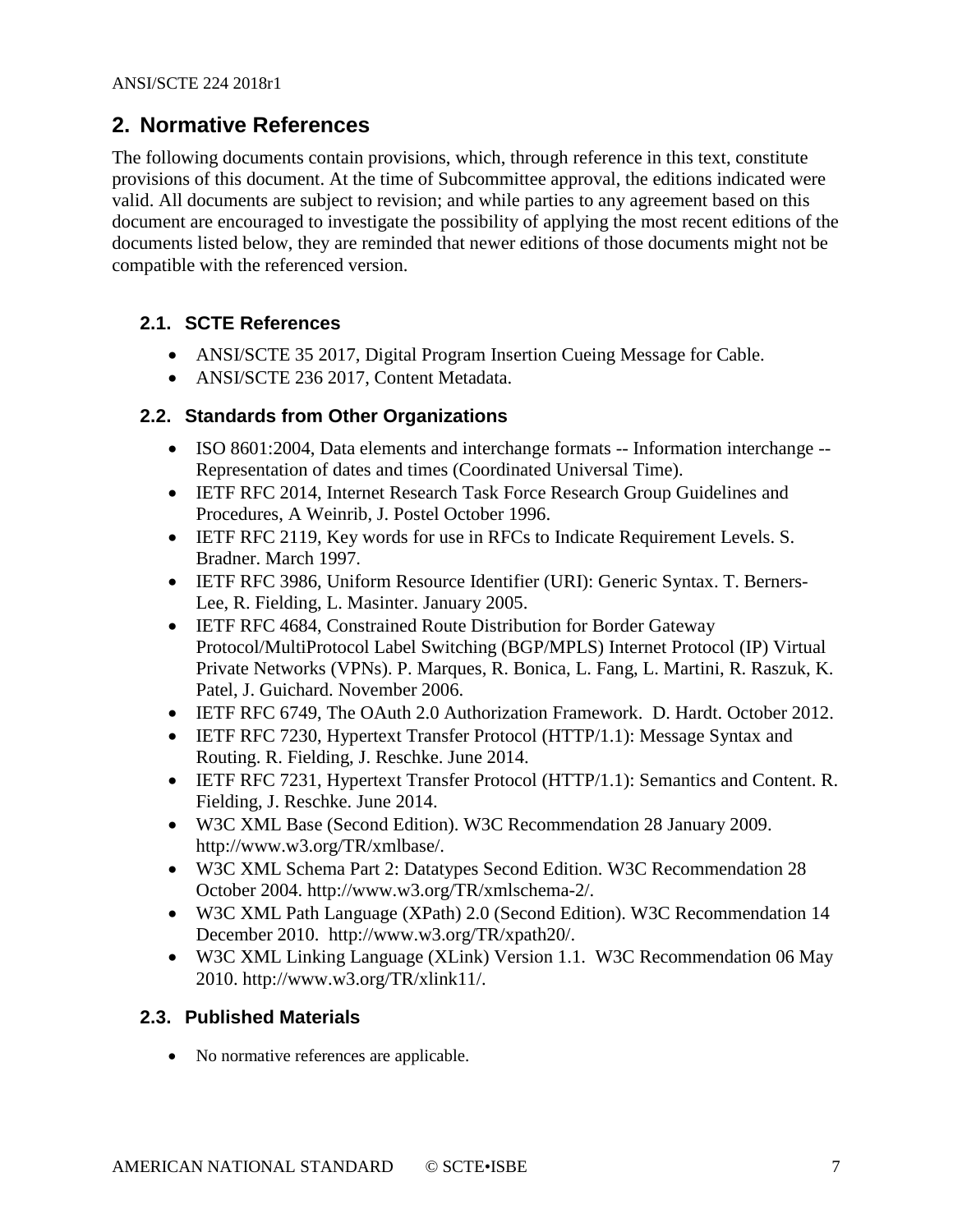## 2. Normative References

The following documents contain provisions, which, through reference in this text, constitute provisions of this document. At the time of Subcommittee approval, the editions indicated were valid. All documents are subject to revision; and while parties to any agreement based on this document are encouraged to investigate the possibility of applying the most recent editions of the documents listed below, they are reminded that newer editions of those documents might not be compatible with the referenced version.

### 2.1. SCTE References

- ANSI/SCTE 35 2017, Digital Program Insertion Cueing Message for Cable.
- ANSI/SCTE 236 2017, Content Metadata.

### 2.2. Standards from Other Organizations

- ISO 8601:2004, Data elements and interchange formats -- Information interchange -- Representation of dates and times (Coordinated Universal Time).
- IETF RFC 2014, Internet Research Task Force Research Group Guidelines and Procedures, A Weinrib, J. Postel October 1996.
- IETF RFC 2119, Key words for use in RFCs to Indicate Requirement Levels. S. Bradner. March 1997.
- IETF RFC 3986, Uniform Resource Identifier (URI): Generic Syntax. T. Berners-Lee, R. Fielding, L. Masinter. January 2005.
- IETF RFC 4684, Constrained Route Distribution for Border Gateway Protocol/MultiProtocol Label Switching (BGP/MPLS) Internet Protocol (IP) Virtual Private Networks (VPNs). P. Marques, R. Bonica, L. Fang, L. Martini, R. Raszuk, K. Patel, J. Guichard. November 2006.
- IETF RFC 6749, The OAuth 2.0 Authorization Framework. D. Hardt. October 2012.
- IETF RFC 7230, Hypertext Transfer Protocol (HTTP/1.1): Message Syntax and Routing. R. Fielding, J. Reschke. June 2014.
- IETF RFC 7231, Hypertext Transfer Protocol (HTTP/1.1): Semantics and Content. R. Fielding, J. Reschke. June 2014.
- W3C XML Base (Second Edition). W3C Recommendation 28 January 2009. http://www.w3.org/TR/xmlbase/.
- W3C XML Schema Part 2: Datatypes Second Edition. W3C Recommendation 28 October 2004. http://www.w3.org/TR/xmlschema-2/.
- W3C XML Path Language (XPath) 2.0 (Second Edition). W3C Recommendation 14 December 2010. http://www.w3.org/TR/xpath20/.
- W3C XML Linking Language (XLink) Version 1.1. W3C Recommendation 06 May 2010. http://www.w3.org/TR/xlink11/.

### 2.3. Published Materials

- No normative references are applicable.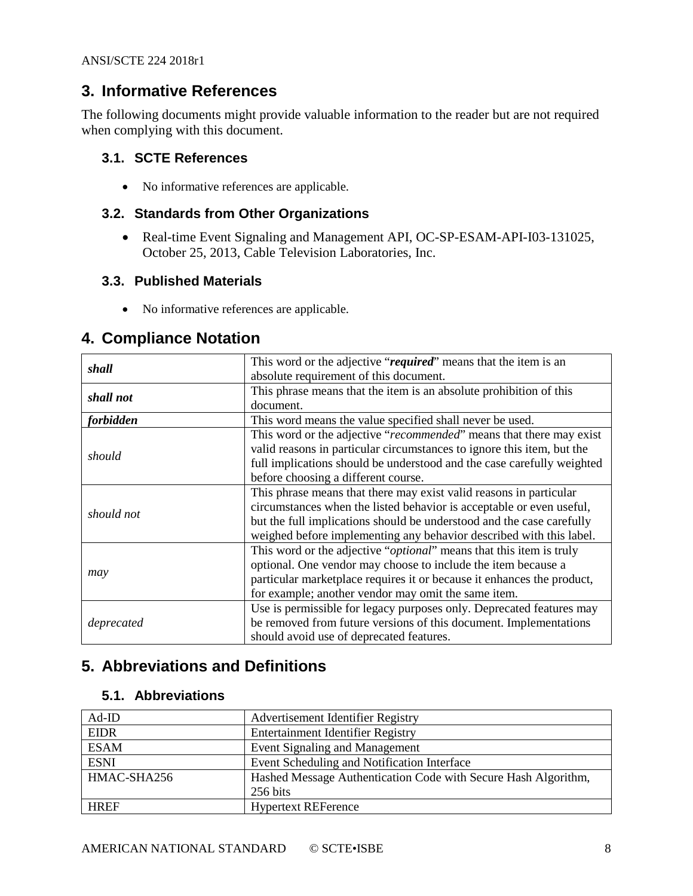## 3. Informative References

The following documents might provide valuable information to the reader but are not required when complying with this document.

### 3.1. SCTE References

- No informative references are applicable.

### 3.2. Standards from Other Organizations

- Real-time Event Signaling and Management API, OC-SP-ESAM-API-I03-131025, October 25, 2013, Cable Television Laboratories, Inc.

### 3.3. Published Materials

- No informative references are applicable.

## 4. Compliance Notation

| | |
|---|---|
| ***shall*** | This word or the adjective "***required***" means that the item is an absolute requirement of this document. |
| ***shall not*** | This phrase means that the item is an absolute prohibition of this document. |
| ***forbidden*** | This word means the value specified shall never be used. |
| *should* | This word or the adjective "*recommended*" means that there may exist valid reasons in particular circumstances to ignore this item, but the full implications should be understood and the case carefully weighted before choosing a different course. |
| *should not* | This phrase means that there may exist valid reasons in particular circumstances when the listed behavior is acceptable or even useful, but the full implications should be understood and the case carefully weighed before implementing any behavior described with this label. |
| *may* | This word or the adjective "*optional*" means that this item is truly optional. One vendor may choose to include the item because a particular marketplace requires it or because it enhances the product, for example; another vendor may omit the same item. |
| *deprecated* | Use is permissible for legacy purposes only. Deprecated features may be removed from future versions of this document. Implementations should avoid use of deprecated features. |

## 5. Abbreviations and Definitions

### 5.1. Abbreviations

| | |
|---|---|
| Ad-ID | Advertisement Identifier Registry |
| EIDR | Entertainment Identifier Registry |
| ESAM | Event Signaling and Management |
| ESNI | Event Scheduling and Notification Interface |
| HMAC-SHA256 | Hashed Message Authentication Code with Secure Hash Algorithm, 256 bits |
| HREF | Hypertext REFerence |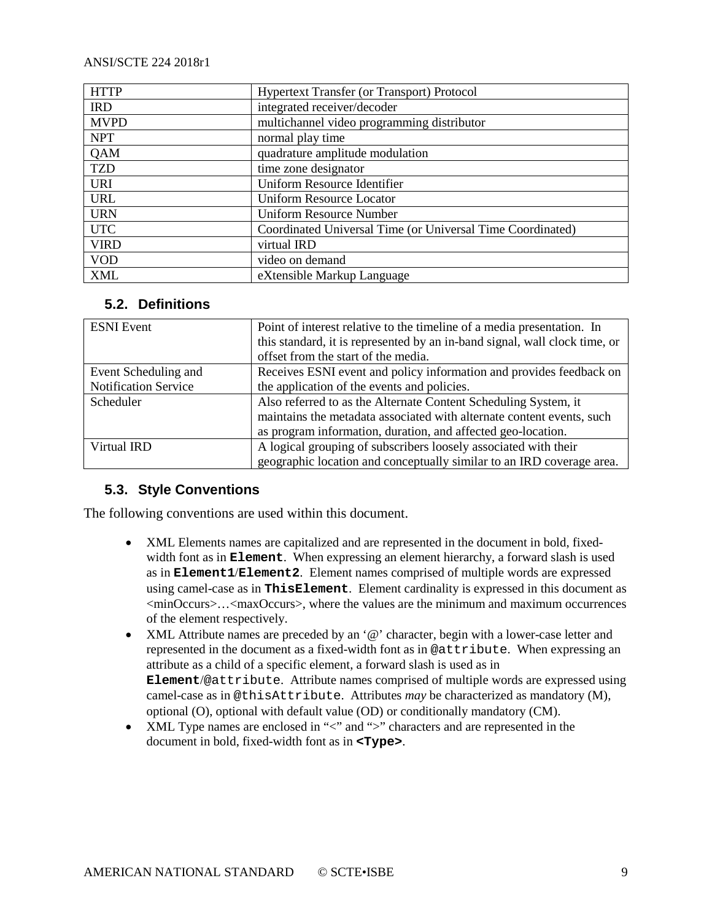| HTTP | Hypertext Transfer (or Transport) Protocol |
|---|---|
| IRD | integrated receiver/decoder |
| MVPD | multichannel video programming distributor |
| NPT | normal play time |
| QAM | quadrature amplitude modulation |
| TZD | time zone designator |
| URI | Uniform Resource Identifier |
| URL | Uniform Resource Locator |
| URN | Uniform Resource Number |
| UTC | Coordinated Universal Time (or Universal Time Coordinated) |
| VIRD | virtual IRD |
| VOD | video on demand |
| XML | eXtensible Markup Language |

### 5.2. Definitions

| ESNI Event | Point of interest relative to the timeline of a media presentation. In this standard, it is represented by an in-band signal, wall clock time, or offset from the start of the media. |
|---|---|
| Event Scheduling and Notification Service | Receives ESNI event and policy information and provides feedback on the application of the events and policies. |
| Scheduler | Also referred to as the Alternate Content Scheduling System, it maintains the metadata associated with alternate content events, such as program information, duration, and affected geo-location. |
| Virtual IRD | A logical grouping of subscribers loosely associated with their geographic location and conceptually similar to an IRD coverage area. |

### 5.3. Style Conventions

The following conventions are used within this document.

- XML Elements names are capitalized and are represented in the document in bold, fixed-width font as in **`Element`**. When expressing an element hierarchy, a forward slash is used as in **`Element1`**/**`Element2`**. Element names comprised of multiple words are expressed using camel-case as in **`ThisElement`**. Element cardinality is expressed in this document as <minOccurs>…<maxOccurs>, where the values are the minimum and maximum occurrences of the element respectively.
- XML Attribute names are preceded by an '@' character, begin with a lower-case letter and represented in the document as a fixed-width font as in `@attribute`. When expressing an attribute as a child of a specific element, a forward slash is used as in **`Element`**/`@attribute`. Attribute names comprised of multiple words are expressed using camel-case as in `@thisAttribute`. Attributes *may* be characterized as mandatory (M), optional (O), optional with default value (OD) or conditionally mandatory (CM).
- XML Type names are enclosed in "<" and ">" characters and are represented in the document in bold, fixed-width font as in **`<Type>`**.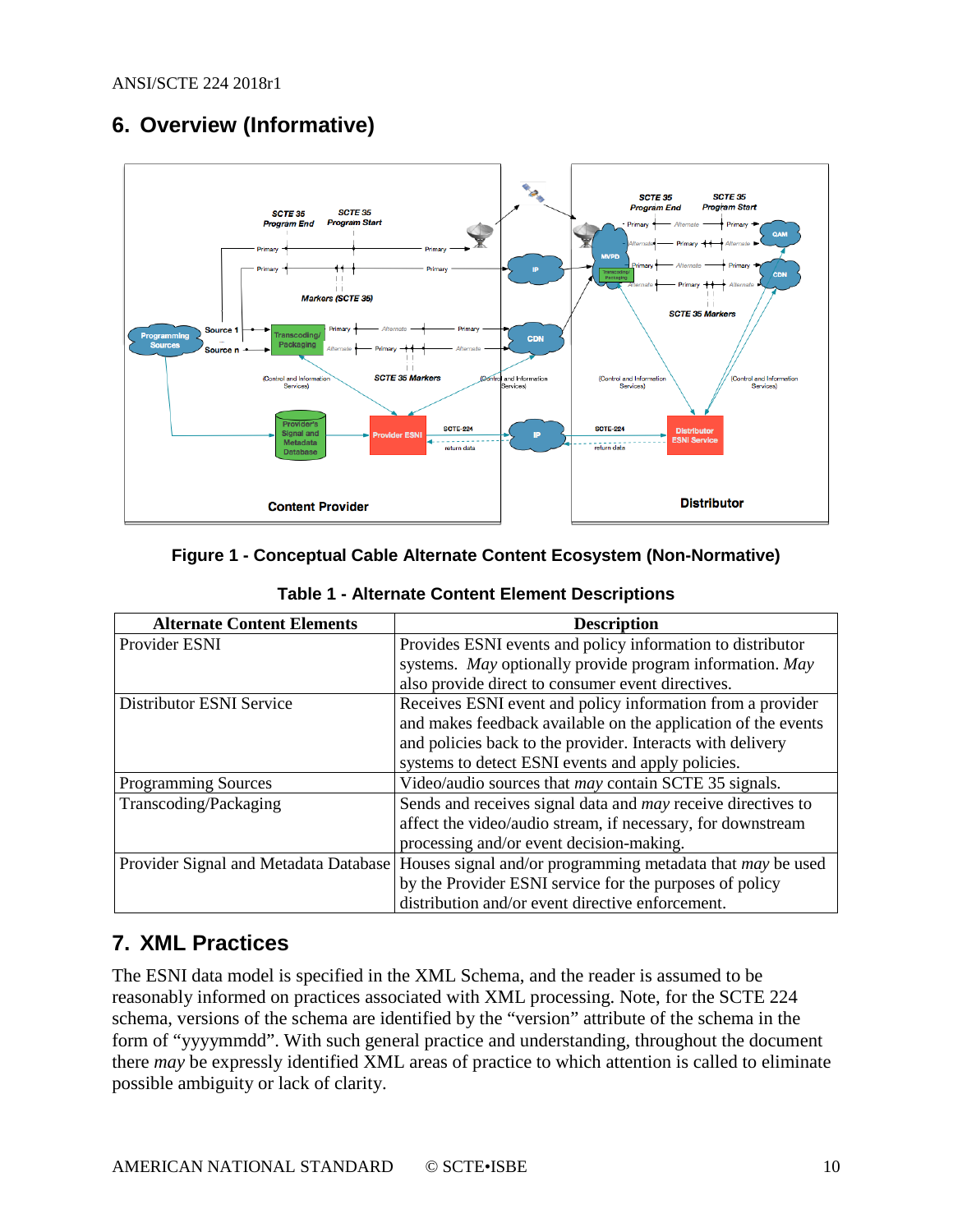# 6. Overview (Informative)

Figure 1 - Conceptual Cable Alternate Content Ecosystem (Non-Normative)

**Table 1 - Alternate Content Element Descriptions**

| Alternate Content Elements | Description |
|---|---|
| Provider ESNI | Provides ESNI events and policy information to distributor systems. *May* optionally provide program information. *May* also provide direct to consumer event directives. |
| Distributor ESNI Service | Receives ESNI event and policy information from a provider and makes feedback available on the application of the events and policies back to the provider. Interacts with delivery systems to detect ESNI events and apply policies. |
| Programming Sources | Video/audio sources that *may* contain SCTE 35 signals. |
| Transcoding/Packaging | Sends and receives signal data and *may* receive directives to affect the video/audio stream, if necessary, for downstream processing and/or event decision-making. |
| Provider Signal and Metadata Database | Houses signal and/or programming metadata that *may* be used by the Provider ESNI service for the purposes of policy distribution and/or event directive enforcement. |

# 7. XML Practices

The ESNI data model is specified in the XML Schema, and the reader is assumed to be reasonably informed on practices associated with XML processing. Note, for the SCTE 224 schema, versions of the schema are identified by the "version" attribute of the schema in the form of "yyyymmdd". With such general practice and understanding, throughout the document there *may* be expressly identified XML areas of practice to which attention is called to eliminate possible ambiguity or lack of clarity.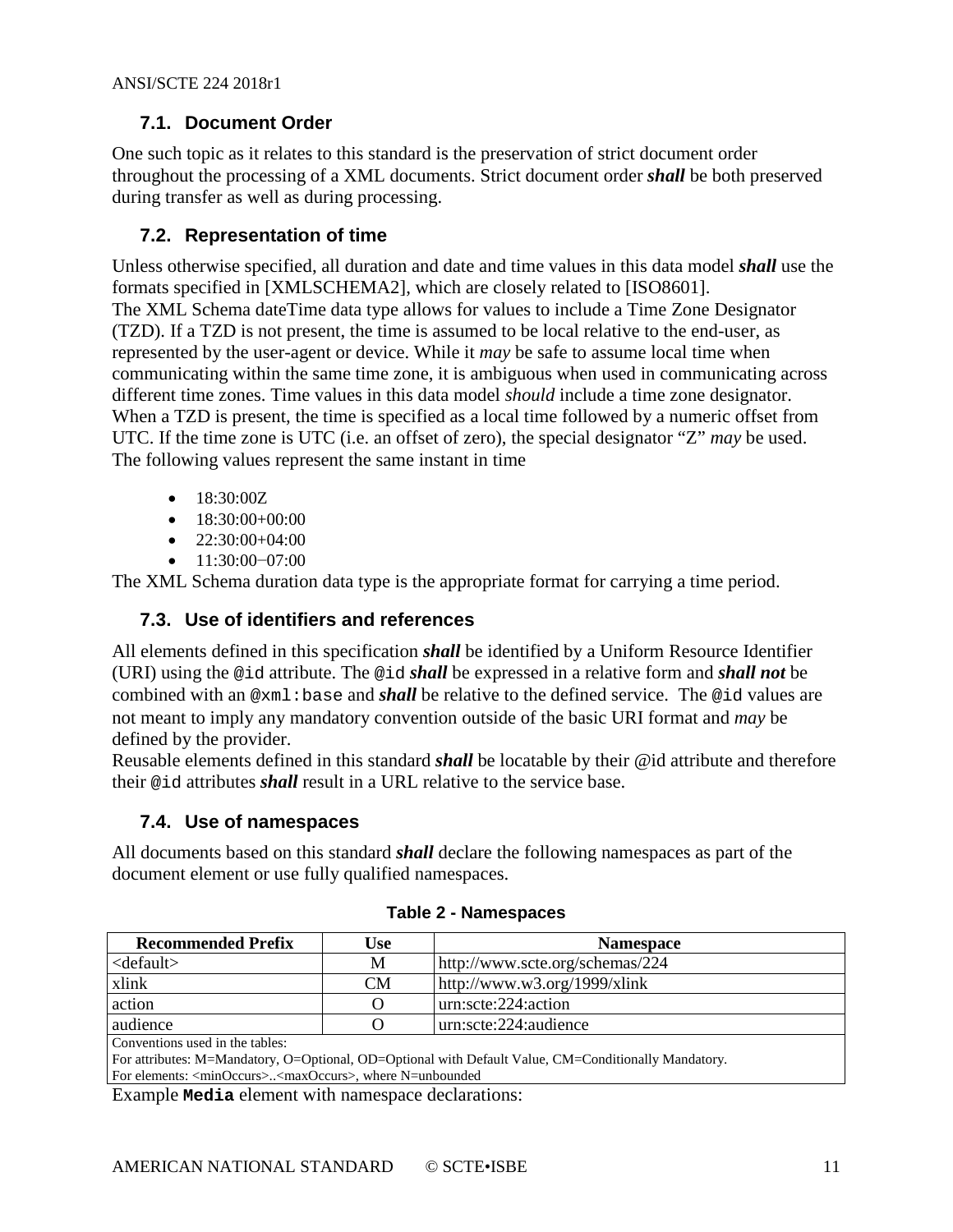## 7.1. Document Order

One such topic as it relates to this standard is the preservation of strict document order throughout the processing of a XML documents. Strict document order ***shall*** be both preserved during transfer as well as during processing.

## 7.2. Representation of time

Unless otherwise specified, all duration and date and time values in this data model ***shall*** use the formats specified in [XMLSCHEMA2], which are closely related to [ISO8601].
The XML Schema dateTime data type allows for values to include a Time Zone Designator (TZD). If a TZD is not present, the time is assumed to be local relative to the end-user, as represented by the user-agent or device. While it *may* be safe to assume local time when communicating within the same time zone, it is ambiguous when used in communicating across different time zones. Time values in this data model *should* include a time zone designator. When a TZD is present, the time is specified as a local time followed by a numeric offset from UTC. If the time zone is UTC (i.e. an offset of zero), the special designator "Z" *may* be used. The following values represent the same instant in time

- 18:30:00Z
- 18:30:00+00:00
- 22:30:00+04:00
- 11:30:00−07:00

The XML Schema duration data type is the appropriate format for carrying a time period.

## 7.3. Use of identifiers and references

All elements defined in this specification ***shall*** be identified by a Uniform Resource Identifier (URI) using the `@id` attribute. The `@id` ***shall*** be expressed in a relative form and ***shall not*** be combined with an `@xml:base` and ***shall*** be relative to the defined service. The `@id` values are not meant to imply any mandatory convention outside of the basic URI format and *may* be defined by the provider.
Reusable elements defined in this standard ***shall*** be locatable by their @id attribute and therefore their `@id` attributes ***shall*** result in a URL relative to the service base.

## 7.4. Use of namespaces

All documents based on this standard ***shall*** declare the following namespaces as part of the document element or use fully qualified namespaces.

**Table 2 - Namespaces**

| Recommended Prefix | Use | Namespace |
|---|---|---|
| <default> | M | http://www.scte.org/schemas/224 |
| xlink | CM | http://www.w3.org/1999/xlink |
| action | O | urn:scte:224:action |
| audience | O | urn:scte:224:audience |
| Conventions used in the tables:<br>For attributes: M=Mandatory, O=Optional, OD=Optional with Default Value, CM=Conditionally Mandatory.<br>For elements: <minOccurs>..<maxOccurs>, where N=unbounded | | |

Example **`Media`** element with namespace declarations: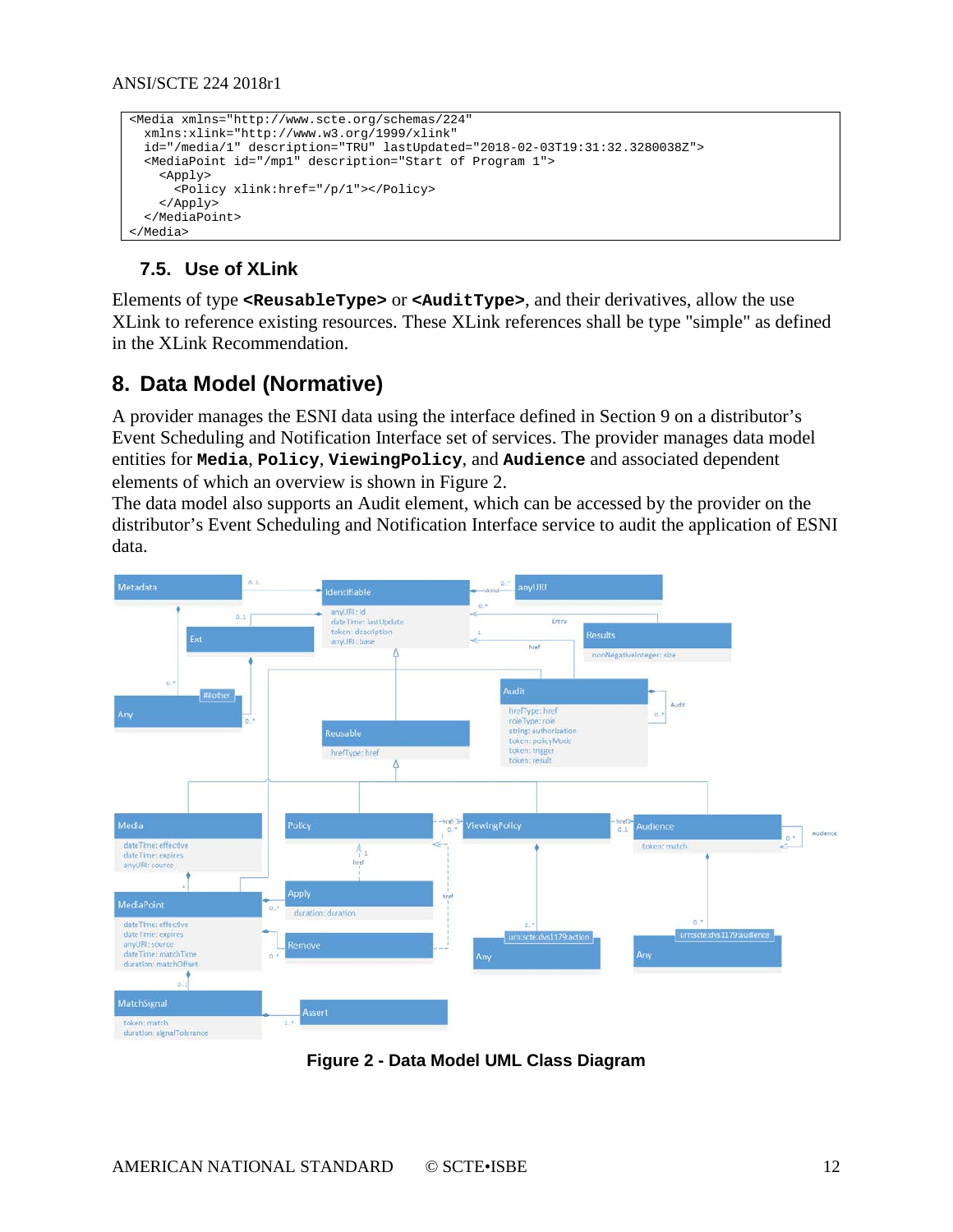```
<Media xmlns="http://www.scte.org/schemas/224"
  xmlns:xlink="http://www.w3.org/1999/xlink"
  id="/media/1" description="TRU" lastUpdated="2018-02-03T19:31:32.3280038Z">
  <MediaPoint id="/mp1" description="Start of Program 1">
    <Apply>
      <Policy xlink:href="/p/1"></Policy>
    </Apply>
  </MediaPoint>
</Media>
```

### 7.5. Use of XLink

Elements of type **`<ReusableType>`** or **`<AuditType>`**, and their derivatives, allow the use XLink to reference existing resources. These XLink references shall be type "simple" as defined in the XLink Recommendation.

## 8. Data Model (Normative)

A provider manages the ESNI data using the interface defined in Section 9 on a distributor's Event Scheduling and Notification Interface set of services. The provider manages data model entities for **`Media`**, **`Policy`**, **`ViewingPolicy`**, and **`Audience`** and associated dependent elements of which an overview is shown in Figure 2.
The data model also supports an Audit element, which can be accessed by the provider on the distributor's Event Scheduling and Notification Interface service to audit the application of ESNI data.

**Figure 2 - Data Model UML Class Diagram**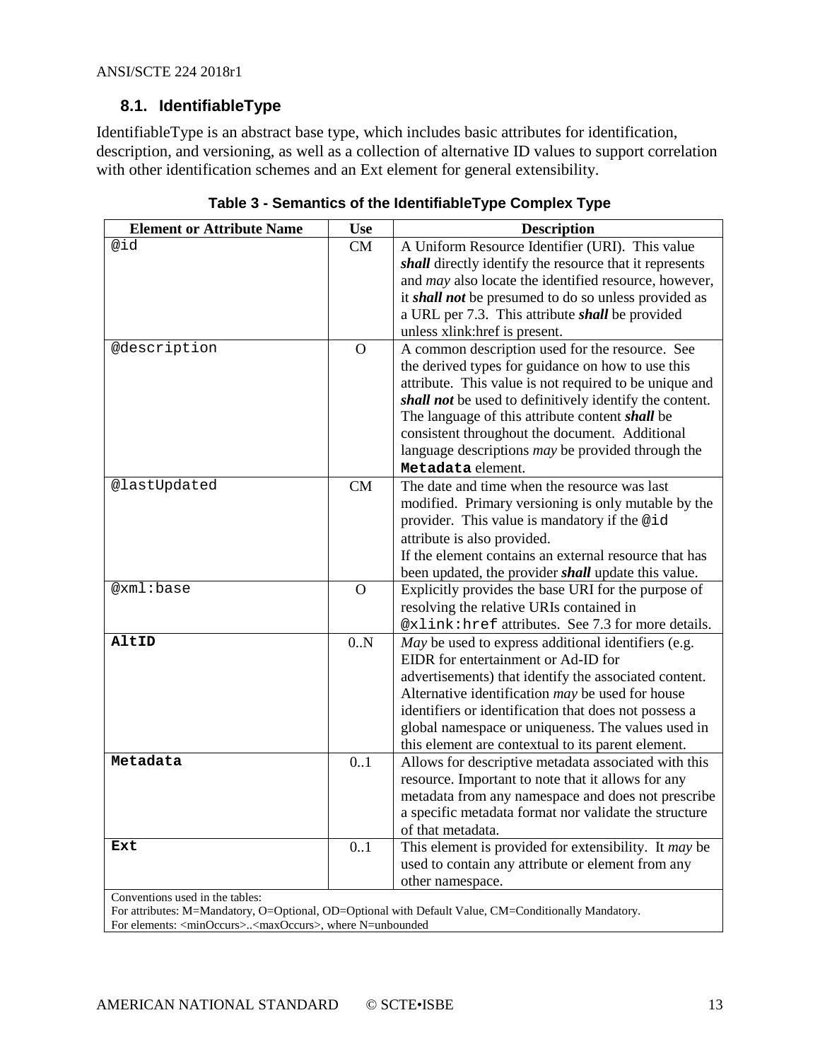## 8.1. IdentifiableType

IdentifiableType is an abstract base type, which includes basic attributes for identification, description, and versioning, as well as a collection of alternative ID values to support correlation with other identification schemes and an Ext element for general extensibility.

**Table 3 - Semantics of the IdentifiableType Complex Type**

| Element or Attribute Name | Use | Description |
|---|---|---|
| `@id` | CM | A Uniform Resource Identifier (URI). This value ***shall*** directly identify the resource that it represents and *may* also locate the identified resource, however, it ***shall not*** be presumed to do so unless provided as a URL per 7.3. This attribute ***shall*** be provided unless xlink:href is present. |
| `@description` | O | A common description used for the resource. See the derived types for guidance on how to use this attribute. This value is not required to be unique and ***shall not*** be used to definitively identify the content. The language of this attribute content ***shall*** be consistent throughout the document. Additional language descriptions *may* be provided through the **`Metadata`** element. |
| `@lastUpdated` | CM | The date and time when the resource was last modified. Primary versioning is only mutable by the provider. This value is mandatory if the `@id` attribute is also provided.<br>If the element contains an external resource that has been updated, the provider ***shall*** update this value. |
| `@xml:base` | O | Explicitly provides the base URI for the purpose of resolving the relative URIs contained in `@xlink:href` attributes. See 7.3 for more details. |
| **`AltID`** | 0..N | *May* be used to express additional identifiers (e.g. EIDR for entertainment or Ad-ID for advertisements) that identify the associated content. Alternative identification *may* be used for house identifiers or identification that does not possess a global namespace or uniqueness. The values used in this element are contextual to its parent element. |
| **`Metadata`** | 0..1 | Allows for descriptive metadata associated with this resource. Important to note that it allows for any metadata from any namespace and does not prescribe a specific metadata format nor validate the structure of that metadata. |
| **`Ext`** | 0..1 | This element is provided for extensibility. It *may* be used to contain any attribute or element from any other namespace. |

Conventions used in the tables:
For attributes: M=Mandatory, O=Optional, OD=Optional with Default Value, CM=Conditionally Mandatory.
For elements: <minOccurs>..<maxOccurs>, where N=unbounded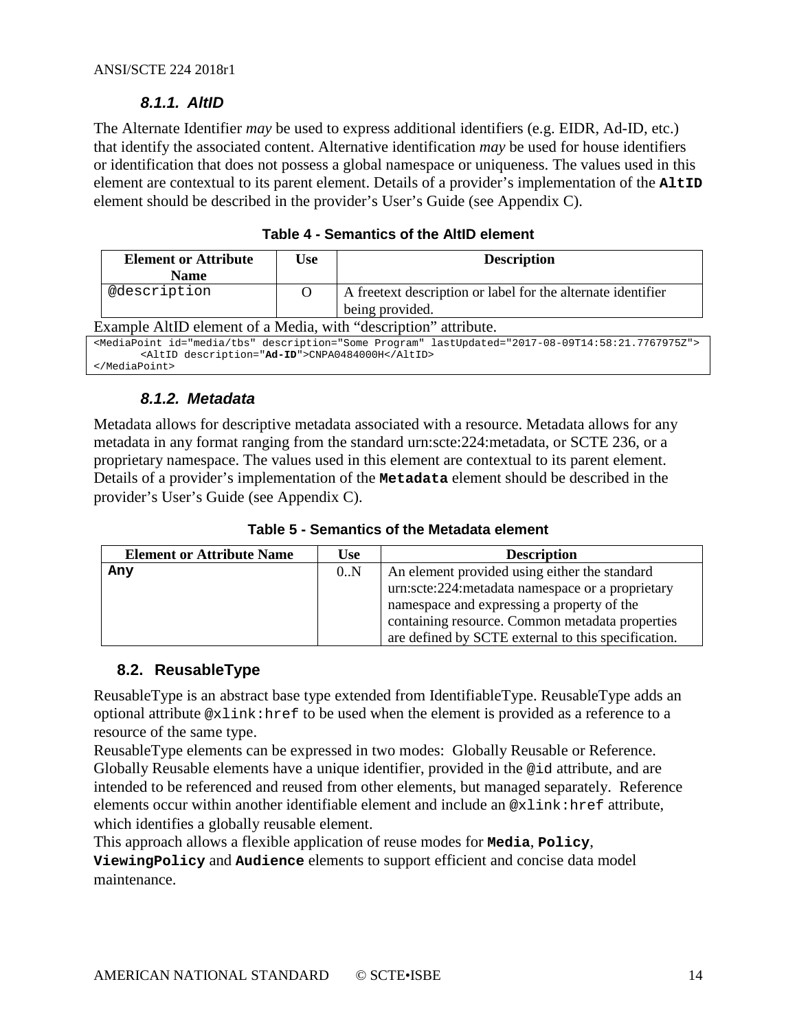### 8.1.1. AltID

The Alternate Identifier *may* be used to express additional identifiers (e.g. EIDR, Ad-ID, etc.) that identify the associated content. Alternative identification *may* be used for house identifiers or identification that does not possess a global namespace or uniqueness. The values used in this element are contextual to its parent element. Details of a provider's implementation of the **`AltID`** element should be described in the provider's User's Guide (see Appendix C).

**Table 4 - Semantics of the AltID element**

| Element or Attribute Name | Use | Description |
|---|---|---|
| `@description` | O | A freetext description or label for the alternate identifier being provided. |

Example AltID element of a Media, with "description" attribute.

```
<MediaPoint id="media/tbs" description="Some Program" lastUpdated="2017-08-09T14:58:21.7767975Z">
      <AltID description="Ad-ID">CNPA0484000H</AltID>
</MediaPoint>
```

### 8.1.2. Metadata

Metadata allows for descriptive metadata associated with a resource. Metadata allows for any metadata in any format ranging from the standard urn:scte:224:metadata, or SCTE 236, or a proprietary namespace. The values used in this element are contextual to its parent element. Details of a provider's implementation of the **`Metadata`** element should be described in the provider's User's Guide (see Appendix C).

**Table 5 - Semantics of the Metadata element**

| Element or Attribute Name | Use | Description |
|---|---|---|
| **`Any`** | 0..N | An element provided using either the standard urn:scte:224:metadata namespace or a proprietary namespace and expressing a property of the containing resource. Common metadata properties are defined by SCTE external to this specification. |

## 8.2. ReusableType

ReusableType is an abstract base type extended from IdentifiableType. ReusableType adds an optional attribute `@xlink:href` to be used when the element is provided as a reference to a resource of the same type.

ReusableType elements can be expressed in two modes: Globally Reusable or Reference. Globally Reusable elements have a unique identifier, provided in the `@id` attribute, and are intended to be referenced and reused from other elements, but managed separately. Reference elements occur within another identifiable element and include an `@xlink:href` attribute, which identifies a globally reusable element.

This approach allows a flexible application of reuse modes for **`Media`**, **`Policy`**, **`ViewingPolicy`** and **`Audience`** elements to support efficient and concise data model maintenance.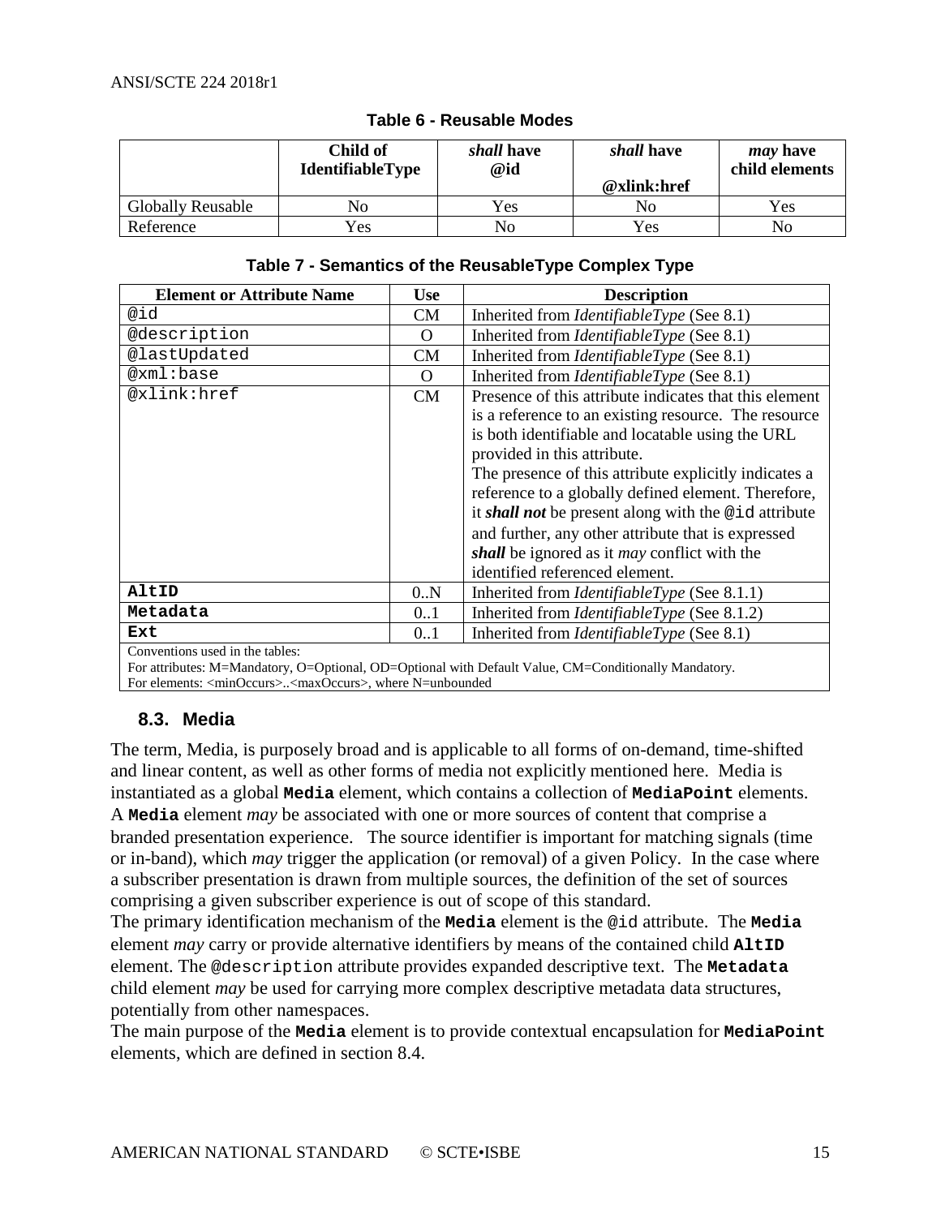**Table 6 - Reusable Modes**

| | Child of IdentifiableType | *shall* have @id | *shall* have @xlink:href | *may* have child elements |
|---|---|---|---|---|
| Globally Reusable | No | Yes | No | Yes |
| Reference | Yes | No | Yes | No |

**Table 7 - Semantics of the ReusableType Complex Type**

| Element or Attribute Name | Use | Description |
|---|---|---|
| `@id` | CM | Inherited from *IdentifiableType* (See 8.1) |
| `@description` | O | Inherited from *IdentifiableType* (See 8.1) |
| `@lastUpdated` | CM | Inherited from *IdentifiableType* (See 8.1) |
| `@xml:base` | O | Inherited from *IdentifiableType* (See 8.1) |
| `@xlink:href` | CM | Presence of this attribute indicates that this element is a reference to an existing resource. The resource is both identifiable and locatable using the URL provided in this attribute. The presence of this attribute explicitly indicates a reference to a globally defined element. Therefore, it ***shall not*** be present along with the `@id` attribute and further, any other attribute that is expressed ***shall*** be ignored as it *may* conflict with the identified referenced element. |
| **`AltID`** | 0..N | Inherited from *IdentifiableType* (See 8.1.1) |
| **`Metadata`** | 0..1 | Inherited from *IdentifiableType* (See 8.1.2) |
| **`Ext`** | 0..1 | Inherited from *IdentifiableType* (See 8.1) |

Conventions used in the tables:
For attributes: M=Mandatory, O=Optional, OD=Optional with Default Value, CM=Conditionally Mandatory.
For elements: <minOccurs>..<maxOccurs>, where N=unbounded

### 8.3. Media

The term, Media, is purposely broad and is applicable to all forms of on-demand, time-shifted and linear content, as well as other forms of media not explicitly mentioned here. Media is instantiated as a global **`Media`** element, which contains a collection of **`MediaPoint`** elements. A **`Media`** element *may* be associated with one or more sources of content that comprise a branded presentation experience. The source identifier is important for matching signals (time or in-band), which *may* trigger the application (or removal) of a given Policy. In the case where a subscriber presentation is drawn from multiple sources, the definition of the set of sources comprising a given subscriber experience is out of scope of this standard.

The primary identification mechanism of the **`Media`** element is the `@id` attribute. The **`Media`** element *may* carry or provide alternative identifiers by means of the contained child **`AltID`** element. The `@description` attribute provides expanded descriptive text. The **`Metadata`** child element *may* be used for carrying more complex descriptive metadata data structures, potentially from other namespaces.

The main purpose of the **`Media`** element is to provide contextual encapsulation for **`MediaPoint`** elements, which are defined in section 8.4.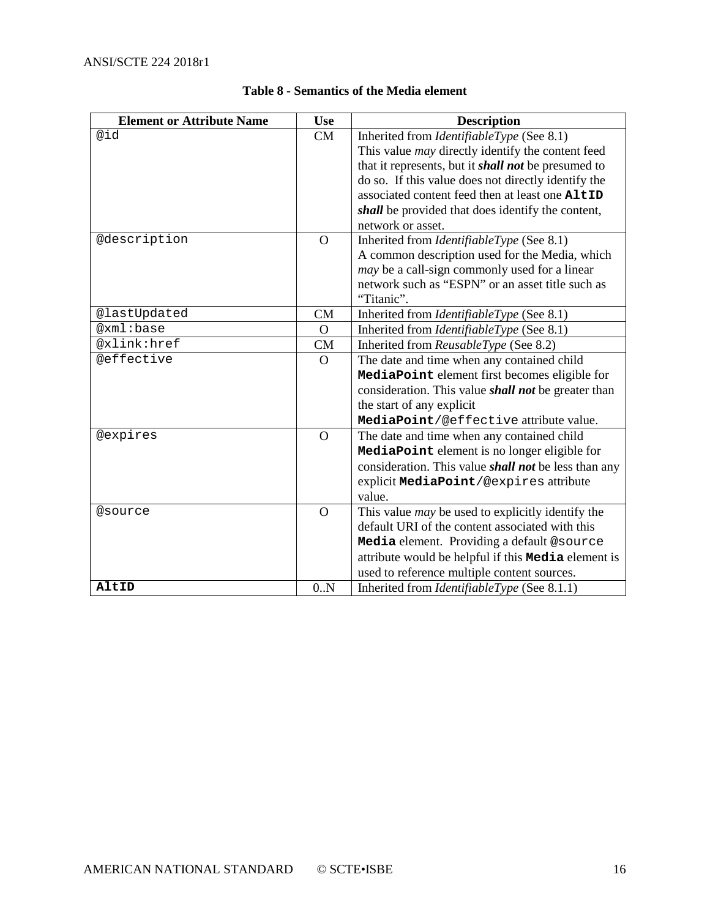**Table 8 - Semantics of the Media element**

| Element or Attribute Name | Use | Description |
|---|---|---|
| @id | CM | Inherited from *IdentifiableType* (See 8.1)<br>This value *may* directly identify the content feed that it represents, but it ***shall not*** be presumed to do so. If this value does not directly identify the associated content feed then at least one **AltID** ***shall*** be provided that does identify the content, network or asset. |
| @description | O | Inherited from *IdentifiableType* (See 8.1)<br>A common description used for the Media, which *may* be a call-sign commonly used for a linear network such as "ESPN" or an asset title such as "Titanic". |
| @lastUpdated | CM | Inherited from *IdentifiableType* (See 8.1) |
| @xml:base | O | Inherited from *IdentifiableType* (See 8.1) |
| @xlink:href | CM | Inherited from *ReusableType* (See 8.2) |
| @effective | O | The date and time when any contained child **MediaPoint** element first becomes eligible for consideration. This value ***shall not*** be greater than the start of any explicit **MediaPoint**/@effective attribute value. |
| @expires | O | The date and time when any contained child **MediaPoint** element is no longer eligible for consideration. This value ***shall not*** be less than any explicit **MediaPoint**/@expires attribute value. |
| @source | O | This value *may* be used to explicitly identify the default URI of the content associated with this **Media** element. Providing a default @source attribute would be helpful if this **Media** element is used to reference multiple content sources. |
| **AltID** | 0..N | Inherited from *IdentifiableType* (See 8.1.1) |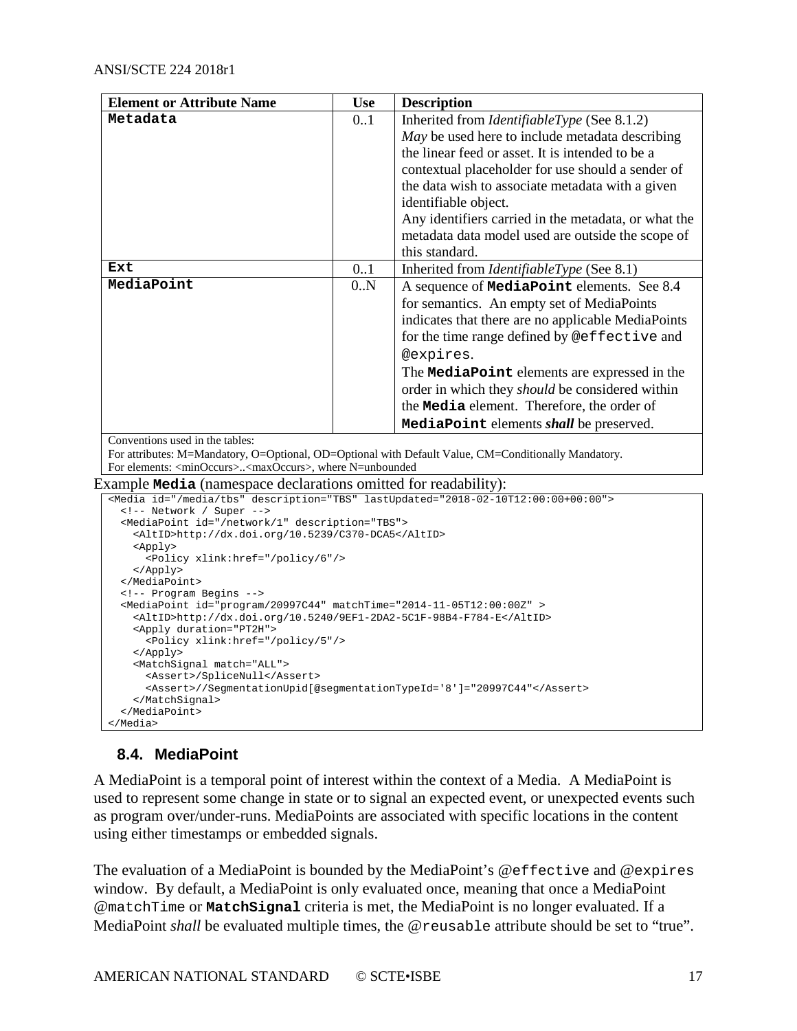| Element or Attribute Name | Use | Description |
|---|---|---|
| **Metadata** | 0..1 | Inherited from *IdentifiableType* (See 8.1.2)<br>*May* be used here to include metadata describing the linear feed or asset. It is intended to be a contextual placeholder for use should a sender of the data wish to associate metadata with a given identifiable object.<br>Any identifiers carried in the metadata, or what the metadata data model used are outside the scope of this standard. |
| **Ext** | 0..1 | Inherited from *IdentifiableType* (See 8.1) |
| **MediaPoint** | 0..N | A sequence of **MediaPoint** elements. See 8.4 for semantics. An empty set of MediaPoints indicates that there are no applicable MediaPoints for the time range defined by `@effective` and `@expires`.<br>The **MediaPoint** elements are expressed in the order in which they *should* be considered within the **Media** element. Therefore, the order of **MediaPoint** elements ***shall*** be preserved. |

Conventions used in the tables:
For attributes: M=Mandatory, O=Optional, OD=Optional with Default Value, CM=Conditionally Mandatory.
For elements: <minOccurs>..<maxOccurs>, where N=unbounded

Example **Media** (namespace declarations omitted for readability):

```
<Media id="/media/tbs" description="TBS" lastUpdated="2018-02-10T12:00:00+00:00">
  <!-- Network / Super -->
  <MediaPoint id="/network/1" description="TBS">
    <AltID>http://dx.doi.org/10.5239/C370-DCA5</AltID>
    <Apply>
      <Policy xlink:href="/policy/6"/>
    </Apply>
  </MediaPoint>
  <!-- Program Begins -->
  <MediaPoint id="program/20997C44" matchTime="2014-11-05T12:00:00Z" >
    <AltID>http://dx.doi.org/10.5240/9EF1-2DA2-5C1F-98B4-F784-E</AltID>
    <Apply duration="PT2H">
      <Policy xlink:href="/policy/5"/>
    </Apply>
    <MatchSignal match="ALL">
      <Assert>/SpliceNull</Assert>
      <Assert>//SegmentationUpid[@segmentationTypeId='8']="20997C44"</Assert>
    </MatchSignal>
  </MediaPoint>
</Media>
```

### 8.4. MediaPoint

A MediaPoint is a temporal point of interest within the context of a Media. A MediaPoint is used to represent some change in state or to signal an expected event, or unexpected events such as program over/under-runs. MediaPoints are associated with specific locations in the content using either timestamps or embedded signals.

The evaluation of a MediaPoint is bounded by the MediaPoint's `@effective` and `@expires` window. By default, a MediaPoint is only evaluated once, meaning that once a MediaPoint `@matchTime` or **MatchSignal** criteria is met, the MediaPoint is no longer evaluated. If a MediaPoint *shall* be evaluated multiple times, the `@reusable` attribute should be set to "true".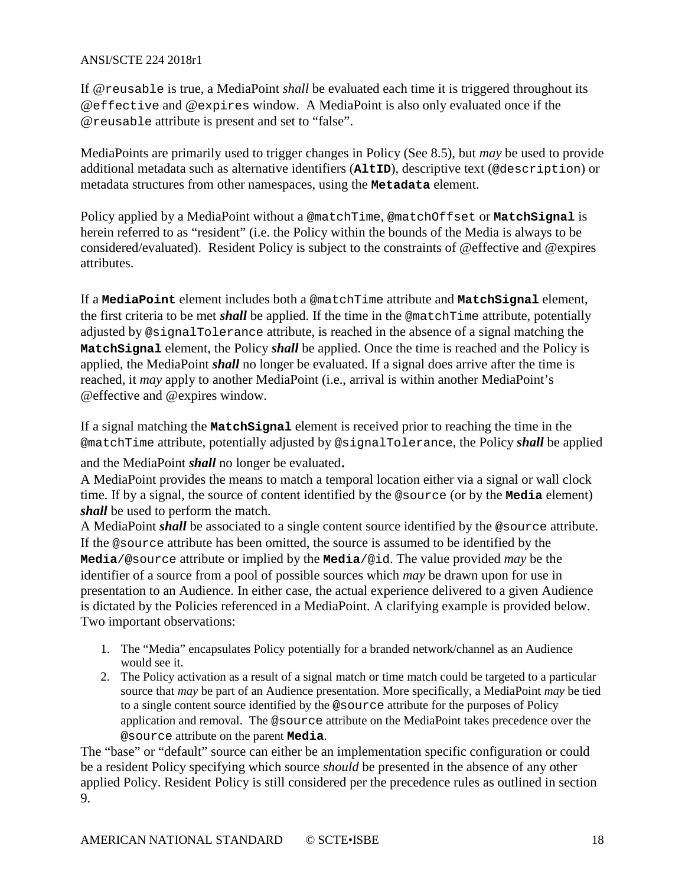If `@reusable` is true, a MediaPoint *shall* be evaluated each time it is triggered throughout its `@effective` and `@expires` window. A MediaPoint is also only evaluated once if the `@reusable` attribute is present and set to "false".

MediaPoints are primarily used to trigger changes in Policy (See 8.5), but *may* be used to provide additional metadata such as alternative identifiers (**`AltID`**), descriptive text (`@description`) or metadata structures from other namespaces, using the **`Metadata`** element.

Policy applied by a MediaPoint without a `@matchTime`, `@matchOffset` or **`MatchSignal`** is herein referred to as "resident" (i.e. the Policy within the bounds of the Media is always to be considered/evaluated). Resident Policy is subject to the constraints of @effective and @expires attributes.

If a **`MediaPoint`** element includes both a `@matchTime` attribute and **`MatchSignal`** element, the first criteria to be met ***shall*** be applied. If the time in the `@matchTime` attribute, potentially adjusted by `@signalTolerance` attribute, is reached in the absence of a signal matching the **`MatchSignal`** element, the Policy ***shall*** be applied. Once the time is reached and the Policy is applied, the MediaPoint ***shall*** no longer be evaluated. If a signal does arrive after the time is reached, it *may* apply to another MediaPoint (i.e., arrival is within another MediaPoint's @effective and @expires window.

If a signal matching the **`MatchSignal`** element is received prior to reaching the time in the `@matchTime` attribute, potentially adjusted by `@signalTolerance`, the Policy ***shall*** be applied and the MediaPoint ***shall*** no longer be evaluated.

A MediaPoint provides the means to match a temporal location either via a signal or wall clock time. If by a signal, the source of content identified by the `@source` (or by the **`Media`** element) ***shall*** be used to perform the match.

A MediaPoint ***shall*** be associated to a single content source identified by the `@source` attribute. If the `@source` attribute has been omitted, the source is assumed to be identified by the **`Media`**`/@source` attribute or implied by the **`Media`**`/@id`. The value provided *may* be the identifier of a source from a pool of possible sources which *may* be drawn upon for use in presentation to an Audience. In either case, the actual experience delivered to a given Audience is dictated by the Policies referenced in a MediaPoint. A clarifying example is provided below. Two important observations:

1. The "Media" encapsulates Policy potentially for a branded network/channel as an Audience would see it.
2. The Policy activation as a result of a signal match or time match could be targeted to a particular source that *may* be part of an Audience presentation. More specifically, a MediaPoint *may* be tied to a single content source identified by the `@source` attribute for the purposes of Policy application and removal. The `@source` attribute on the MediaPoint takes precedence over the `@source` attribute on the parent **`Media`**.

The "base" or "default" source can either be an implementation specific configuration or could be a resident Policy specifying which source *should* be presented in the absence of any other applied Policy. Resident Policy is still considered per the precedence rules as outlined in section 9.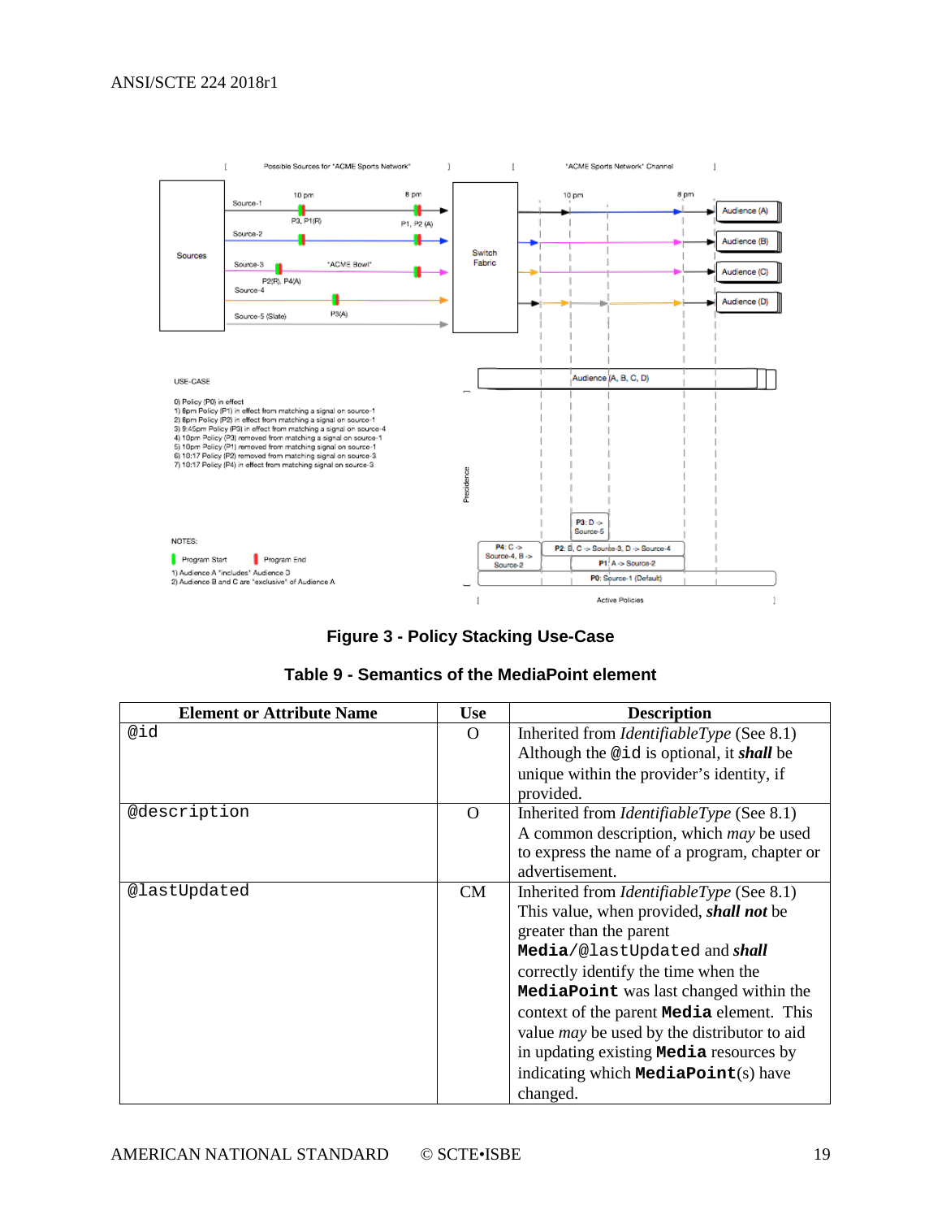**Figure 3 - Policy Stacking Use-Case**

**Table 9 - Semantics of the MediaPoint element**

| Element or Attribute Name | Use | Description |
|---|---|---|
| `@id` | O | Inherited from *IdentifiableType* (See 8.1) Although the `@id` is optional, it ***shall*** be unique within the provider's identity, if provided. |
| `@description` | O | Inherited from *IdentifiableType* (See 8.1) A common description, which *may* be used to express the name of a program, chapter or advertisement. |
| `@lastUpdated` | CM | Inherited from *IdentifiableType* (See 8.1) This value, when provided, ***shall not*** be greater than the parent **`Media`**`/@lastUpdated` and ***shall*** correctly identify the time when the **`MediaPoint`** was last changed within the context of the parent **`Media`** element. This value *may* be used by the distributor to aid in updating existing **`Media`** resources by indicating which **`MediaPoint`**(s) have changed. |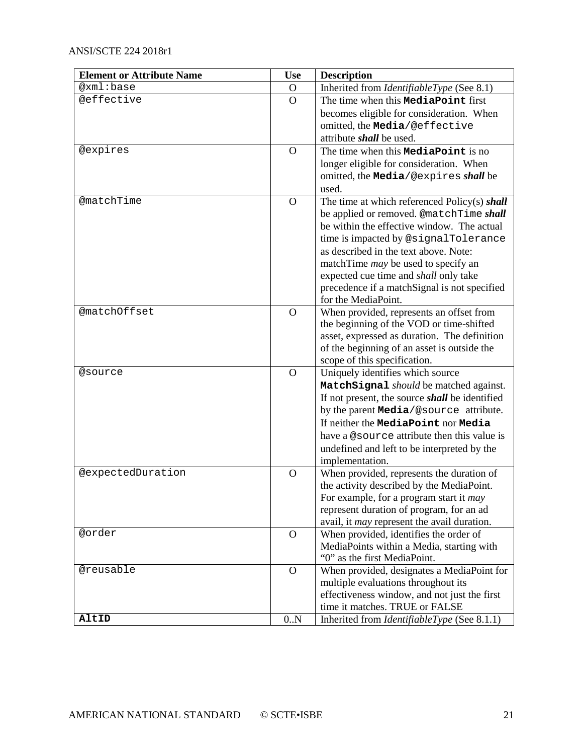| Element or Attribute Name | Use | Description |
|---|---|---|
| `@xml:base` | O | Inherited from *IdentifiableType* (See 8.1) |
| `@effective` | O | The time when this **`MediaPoint`** first becomes eligible for consideration. When omitted, the **`Media`**`/@effective` attribute ***shall*** be used. |
| `@expires` | O | The time when this **`MediaPoint`** is no longer eligible for consideration. When omitted, the **`Media`**`/@expires` ***shall*** be used. |
| `@matchTime` | O | The time at which referenced Policy(s) ***shall*** be applied or removed. `@matchTime` ***shall*** be within the effective window. The actual time is impacted by `@signalTolerance` as described in the text above. Note: matchTime *may* be used to specify an expected cue time and *shall* only take precedence if a matchSignal is not specified for the MediaPoint. |
| `@matchOffset` | O | When provided, represents an offset from the beginning of the VOD or time-shifted asset, expressed as duration. The definition of the beginning of an asset is outside the scope of this specification. |
| `@source` | O | Uniquely identifies which source **`MatchSignal`** *should* be matched against. If not present, the source ***shall*** be identified by the parent **`Media`**`/@source` attribute. If neither the **`MediaPoint`** nor **`Media`** have a `@source` attribute then this value is undefined and left to be interpreted by the implementation. |
| `@expectedDuration` | O | When provided, represents the duration of the activity described by the MediaPoint. For example, for a program start it *may* represent duration of program, for an ad avail, it *may* represent the avail duration. |
| `@order` | O | When provided, identifies the order of MediaPoints within a Media, starting with "0" as the first MediaPoint. |
| `@reusable` | O | When provided, designates a MediaPoint for multiple evaluations throughout its effectiveness window, and not just the first time it matches. TRUE or FALSE |
| **`AltID`** | 0..N | Inherited from *IdentifiableType* (See 8.1.1) |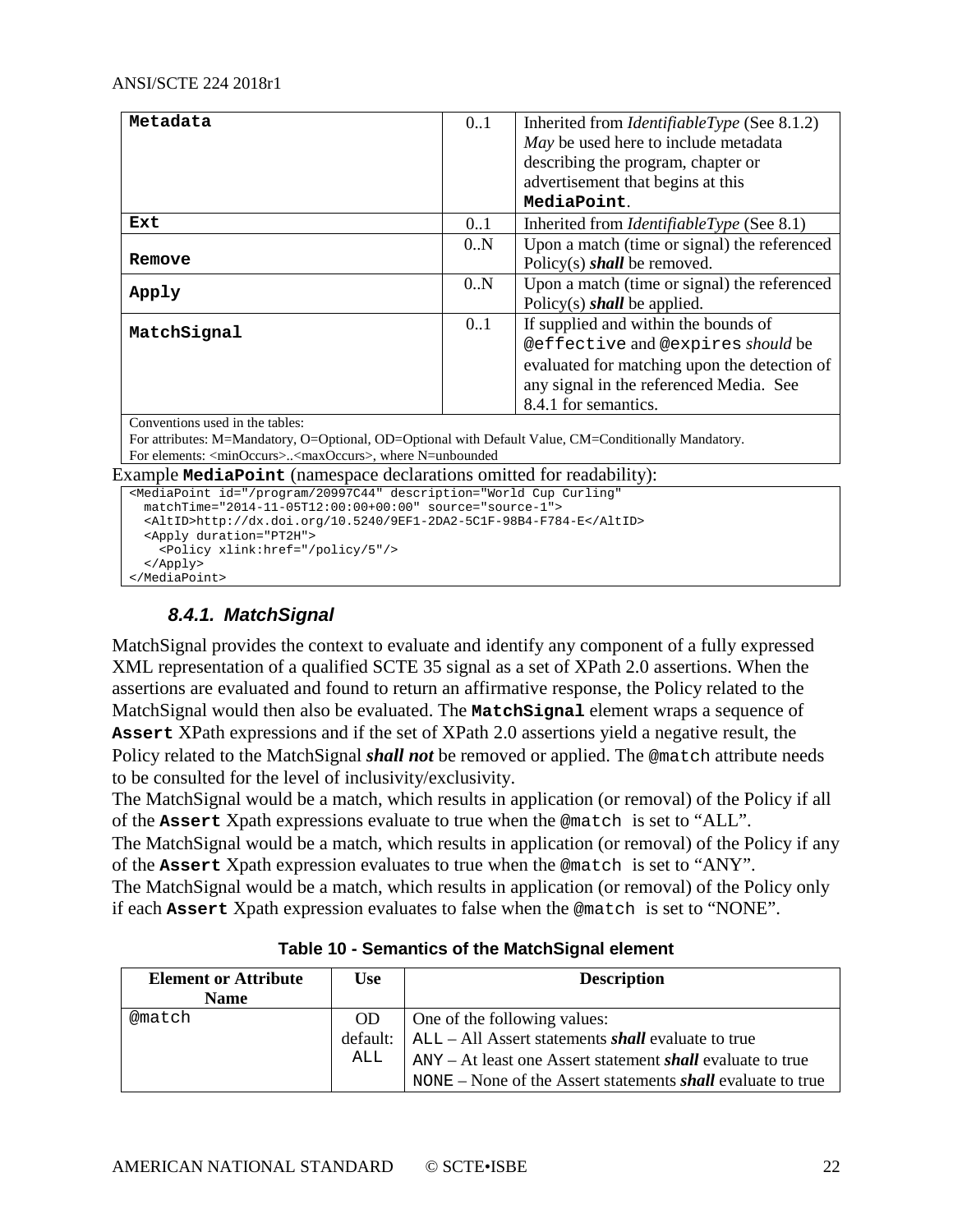| | | |
|---|---|---|
| **Metadata** | 0..1 | Inherited from *IdentifiableType* (See 8.1.2) *May* be used here to include metadata describing the program, chapter or advertisement that begins at this **MediaPoint**. |
| **Ext** | 0..1 | Inherited from *IdentifiableType* (See 8.1) |
| **Remove** | 0..N | Upon a match (time or signal) the referenced Policy(s) ***shall*** be removed. |
| **Apply** | 0..N | Upon a match (time or signal) the referenced Policy(s) ***shall*** be applied. |
| **MatchSignal** | 0..1 | If supplied and within the bounds of @effective and @expires *should* be evaluated for matching upon the detection of any signal in the referenced Media. See 8.4.1 for semantics. |

Conventions used in the tables:
For attributes: M=Mandatory, O=Optional, OD=Optional with Default Value, CM=Conditionally Mandatory.
For elements: <minOccurs>..<maxOccurs>, where N=unbounded

Example **MediaPoint** (namespace declarations omitted for readability):

```
<MediaPoint id="/program/20997C44" description="World Cup Curling"
  matchTime="2014-11-05T12:00:00+00:00" source="source-1">
  <AltID>http://dx.doi.org/10.5240/9EF1-2DA2-5C1F-98B4-F784-E</AltID>
  <Apply duration="PT2H">
    <Policy xlink:href="/policy/5"/>
  </Apply>
</MediaPoint>
```

#### 8.4.1. MatchSignal

MatchSignal provides the context to evaluate and identify any component of a fully expressed XML representation of a qualified SCTE 35 signal as a set of XPath 2.0 assertions. When the assertions are evaluated and found to return an affirmative response, the Policy related to the MatchSignal would then also be evaluated. The **MatchSignal** element wraps a sequence of **Assert** XPath expressions and if the set of XPath 2.0 assertions yield a negative result, the Policy related to the MatchSignal ***shall not*** be removed or applied. The @match attribute needs to be consulted for the level of inclusivity/exclusivity.

The MatchSignal would be a match, which results in application (or removal) of the Policy if all of the **Assert** Xpath expressions evaluate to true when the @match is set to "ALL".

The MatchSignal would be a match, which results in application (or removal) of the Policy if any of the **Assert** Xpath expression evaluates to true when the @match is set to "ANY".

The MatchSignal would be a match, which results in application (or removal) of the Policy only if each **Assert** Xpath expression evaluates to false when the @match is set to "NONE".

**Table 10 - Semantics of the MatchSignal element**

| Element or Attribute Name | Use | Description |
|---|---|---|
| @match | OD default: ALL | One of the following values:<br>ALL – All Assert statements ***shall*** evaluate to true<br>ANY – At least one Assert statement ***shall*** evaluate to true<br>NONE – None of the Assert statements ***shall*** evaluate to true |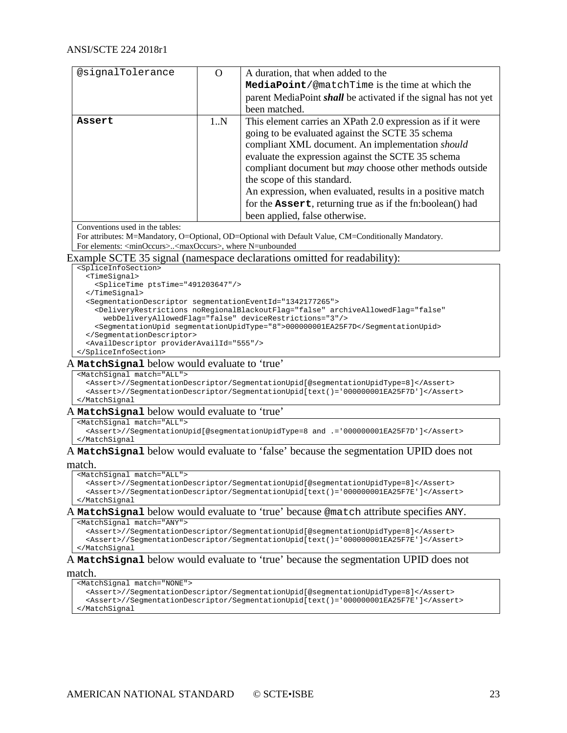| | | |
|---|---|---|
| `@signalTolerance` | O | A duration, that when added to the **MediaPoint**/@matchTime is the time at which the parent MediaPoint ***shall*** be activated if the signal has not yet been matched. |
| **Assert** | 1..N | This element carries an XPath 2.0 expression as if it were going to be evaluated against the SCTE 35 schema compliant XML document. An implementation *should* evaluate the expression against the SCTE 35 schema compliant document but *may* choose other methods outside the scope of this standard.<br>An expression, when evaluated, results in a positive match for the **Assert**, returning true as if the fn:boolean() had been applied, false otherwise. |

Conventions used in the tables:
For attributes: M=Mandatory, O=Optional, OD=Optional with Default Value, CM=Conditionally Mandatory.
For elements: <minOccurs>..<maxOccurs>, where N=unbounded

Example SCTE 35 signal (namespace declarations omitted for readability):

```
<SpliceInfoSection>
  <TimeSignal>
    <SpliceTime ptsTime="491203647"/>
  </TimeSignal>
  <SegmentationDescriptor segmentationEventId="1342177265">
    <DeliveryRestrictions noRegionalBlackoutFlag="false" archiveAllowedFlag="false"
      webDeliveryAllowedFlag="false" deviceRestrictions="3"/>
    <SegmentationUpid segmentationUpidType="8">000000001EA25F7D</SegmentationUpid>
  </SegmentationDescriptor>
  <AvailDescriptor providerAvailId="555"/>
</SpliceInfoSection>
```

A **MatchSignal** below would evaluate to ‘true’

```
<MatchSignal match="ALL">
  <Assert>//SegmentationDescriptor/SegmentationUpid[@segmentationUpidType=8]</Assert>
  <Assert>//SegmentationDescriptor/SegmentationUpid[text()='000000001EA25F7D']</Assert>
</MatchSignal
```

A **MatchSignal** below would evaluate to ‘true’

```
<MatchSignal match="ALL">
  <Assert>//SegmentationUpid[@segmentationUpidType=8 and .='000000001EA25F7D']</Assert>
</MatchSignal
```

A **MatchSignal** below would evaluate to ‘false’ because the segmentation UPID does not match.

```
<MatchSignal match="ALL">
  <Assert>//SegmentationDescriptor/SegmentationUpid[@segmentationUpidType=8]</Assert>
  <Assert>//SegmentationDescriptor/SegmentationUpid[text()='000000001EA25F7E']</Assert>
</MatchSignal
```

A **MatchSignal** below would evaluate to ‘true’ because `@match` attribute specifies `ANY`.

```
<MatchSignal match="ANY">
  <Assert>//SegmentationDescriptor/SegmentationUpid[@segmentationUpidType=8]</Assert>
  <Assert>//SegmentationDescriptor/SegmentationUpid[text()='000000001EA25F7E']</Assert>
</MatchSignal
```

A **MatchSignal** below would evaluate to ‘true’ because the segmentation UPID does not match.

```
<MatchSignal match="NONE">
  <Assert>//SegmentationDescriptor/SegmentationUpid[@segmentationUpidType=8]</Assert>
  <Assert>//SegmentationDescriptor/SegmentationUpid[text()='000000001EA25F7E']</Assert>
</MatchSignal
```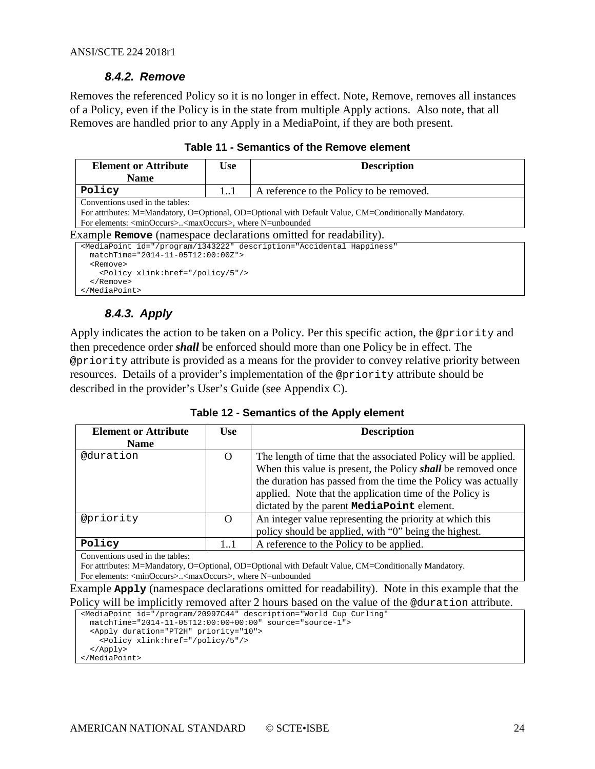#### 8.4.2. Remove

Removes the referenced Policy so it is no longer in effect. Note, Remove, removes all instances of a Policy, even if the Policy is in the state from multiple Apply actions. Also note, that all Removes are handled prior to any Apply in a MediaPoint, if they are both present.

**Table 11 - Semantics of the Remove element**

| Element or Attribute Name | Use | Description |
|---|---|---|
| **`Policy`** | 1..1 | A reference to the Policy to be removed. |
| Conventions used in the tables:<br>For attributes: M=Mandatory, O=Optional, OD=Optional with Default Value, CM=Conditionally Mandatory.<br>For elements: <minOccurs>..<maxOccurs>, where N=unbounded | | |

Example **`Remove`** (namespace declarations omitted for readability).

```
<MediaPoint id="/program/1343222" description="Accidental Happiness"
  matchTime="2014-11-05T12:00:00Z">
  <Remove>
    <Policy xlink:href="/policy/5"/>
  </Remove>
</MediaPoint>
```

#### 8.4.3. Apply

Apply indicates the action to be taken on a Policy. Per this specific action, the `@priority` and then precedence order ***shall*** be enforced should more than one Policy be in effect. The `@priority` attribute is provided as a means for the provider to convey relative priority between resources. Details of a provider's implementation of the `@priority` attribute should be described in the provider's User's Guide (see Appendix C).

**Table 12 - Semantics of the Apply element**

| Element or Attribute Name | Use | Description |
|---|---|---|
| `@duration` | O | The length of time that the associated Policy will be applied. When this value is present, the Policy ***shall*** be removed once the duration has passed from the time the Policy was actually applied. Note that the application time of the Policy is dictated by the parent **`MediaPoint`** element. |
| `@priority` | O | An integer value representing the priority at which this policy should be applied, with "0" being the highest. |
| **`Policy`** | 1..1 | A reference to the Policy to be applied. |
| Conventions used in the tables:<br>For attributes: M=Mandatory, O=Optional, OD=Optional with Default Value, CM=Conditionally Mandatory.<br>For elements: <minOccurs>..<maxOccurs>, where N=unbounded | | |

Example **`Apply`** (namespace declarations omitted for readability). Note in this example that the Policy will be implicitly removed after 2 hours based on the value of the `@duration` attribute.

```
<MediaPoint id="/program/20997C44" description="World Cup Curling"
  matchTime="2014-11-05T12:00:00+00:00" source="source-1">
  <Apply duration="PT2H" priority="10">
    <Policy xlink:href="/policy/5"/>
  </Apply>
</MediaPoint>
```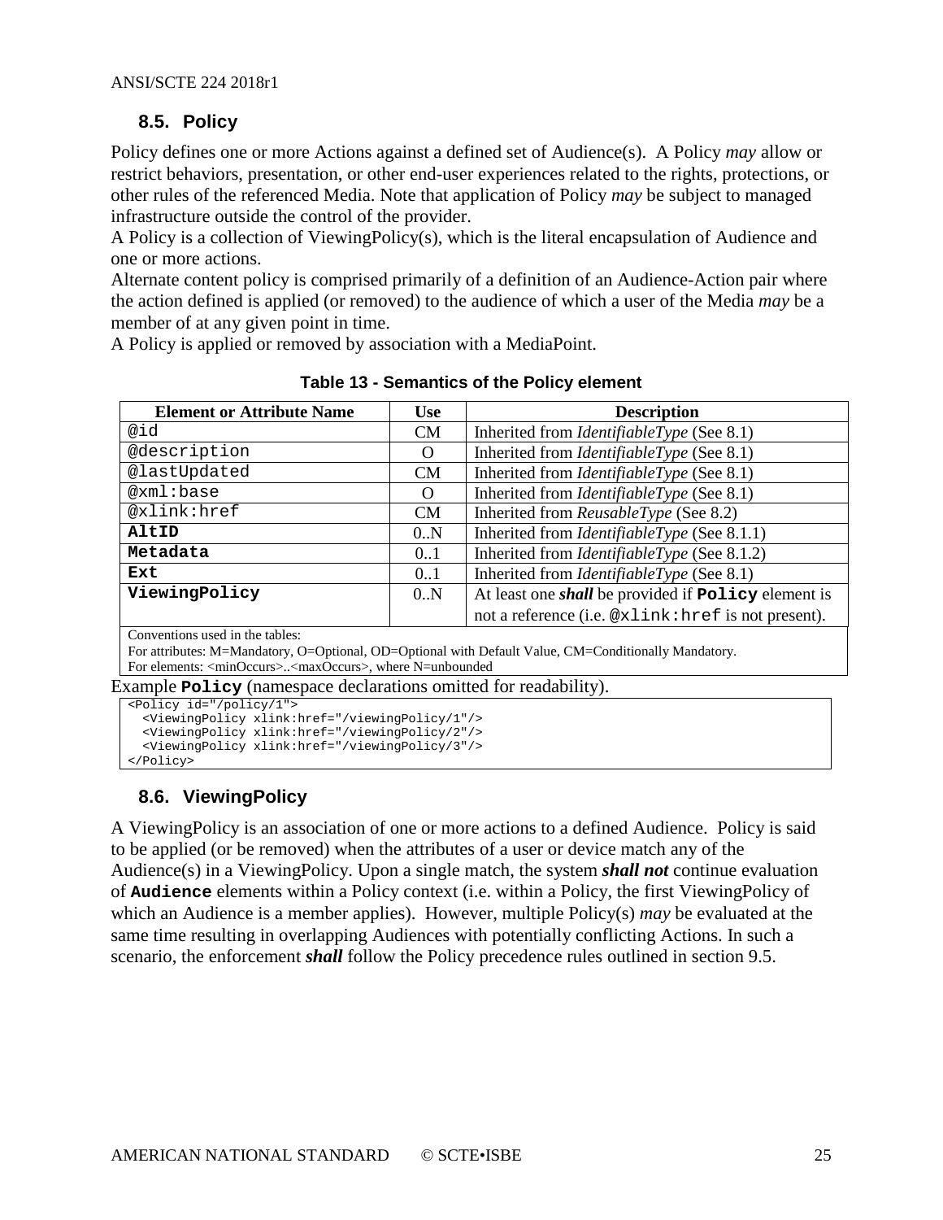## 8.5. Policy

Policy defines one or more Actions against a defined set of Audience(s). A Policy *may* allow or restrict behaviors, presentation, or other end-user experiences related to the rights, protections, or other rules of the referenced Media. Note that application of Policy *may* be subject to managed infrastructure outside the control of the provider.

A Policy is a collection of ViewingPolicy(s), which is the literal encapsulation of Audience and one or more actions.

Alternate content policy is comprised primarily of a definition of an Audience-Action pair where the action defined is applied (or removed) to the audience of which a user of the Media *may* be a member of at any given point in time.

A Policy is applied or removed by association with a MediaPoint.

**Table 13 - Semantics of the Policy element**

| Element or Attribute Name | Use | Description |
|---|---|---|
| `@id` | CM | Inherited from *IdentifiableType* (See 8.1) |
| `@description` | O | Inherited from *IdentifiableType* (See 8.1) |
| `@lastUpdated` | CM | Inherited from *IdentifiableType* (See 8.1) |
| `@xml:base` | O | Inherited from *IdentifiableType* (See 8.1) |
| `@xlink:href` | CM | Inherited from *ReusableType* (See 8.2) |
| **`AltID`** | 0..N | Inherited from *IdentifiableType* (See 8.1.1) |
| **`Metadata`** | 0..1 | Inherited from *IdentifiableType* (See 8.1.2) |
| **`Ext`** | 0..1 | Inherited from *IdentifiableType* (See 8.1) |
| **`ViewingPolicy`** | 0..N | At least one ***shall*** be provided if **`Policy`** element is not a reference (i.e. `@xlink:href` is not present). |

Conventions used in the tables:
For attributes: M=Mandatory, O=Optional, OD=Optional with Default Value, CM=Conditionally Mandatory.
For elements: <minOccurs>..<maxOccurs>, where N=unbounded

Example **`Policy`** (namespace declarations omitted for readability).

```
<Policy id="/policy/1">
  <ViewingPolicy xlink:href="/viewingPolicy/1"/>
  <ViewingPolicy xlink:href="/viewingPolicy/2"/>
  <ViewingPolicy xlink:href="/viewingPolicy/3"/>
</Policy>
```

## 8.6. ViewingPolicy

A ViewingPolicy is an association of one or more actions to a defined Audience. Policy is said to be applied (or be removed) when the attributes of a user or device match any of the Audience(s) in a ViewingPolicy. Upon a single match, the system ***shall not*** continue evaluation of **`Audience`** elements within a Policy context (i.e. within a Policy, the first ViewingPolicy of which an Audience is a member applies). However, multiple Policy(s) *may* be evaluated at the same time resulting in overlapping Audiences with potentially conflicting Actions. In such a scenario, the enforcement ***shall*** follow the Policy precedence rules outlined in section 9.5.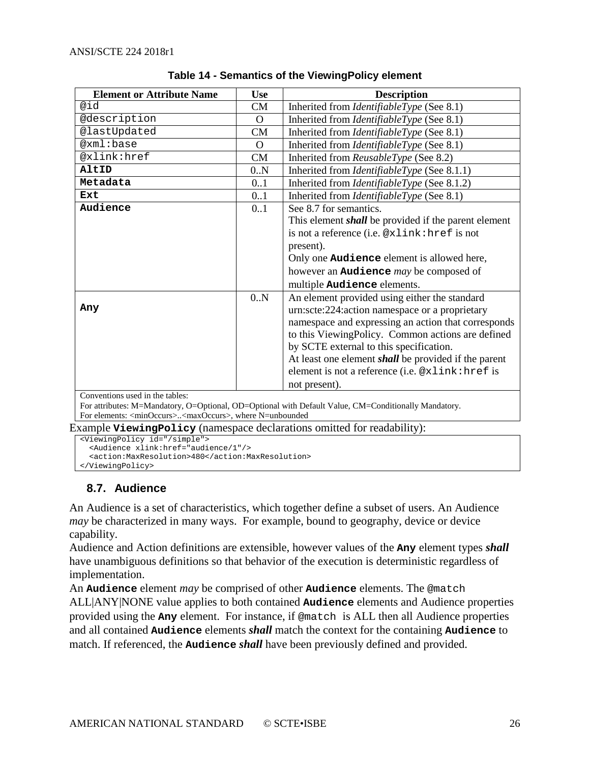**Table 14 - Semantics of the ViewingPolicy element**

| Element or Attribute Name | Use | Description |
|---|---|---|
| @id | CM | Inherited from *IdentifiableType* (See 8.1) |
| @description | O | Inherited from *IdentifiableType* (See 8.1) |
| @lastUpdated | CM | Inherited from *IdentifiableType* (See 8.1) |
| @xml:base | O | Inherited from *IdentifiableType* (See 8.1) |
| @xlink:href | CM | Inherited from *ReusableType* (See 8.2) |
| **AltID** | 0..N | Inherited from *IdentifiableType* (See 8.1.1) |
| **Metadata** | 0..1 | Inherited from *IdentifiableType* (See 8.1.2) |
| **Ext** | 0..1 | Inherited from *IdentifiableType* (See 8.1) |
| **Audience** | 0..1 | See 8.7 for semantics. This element ***shall*** be provided if the parent element is not a reference (i.e. @xlink:href is not present). Only one **Audience** element is allowed here, however an **Audience** *may* be composed of multiple **Audience** elements. |
| **Any** | 0..N | An element provided using either the standard urn:scte:224:action namespace or a proprietary namespace and expressing an action that corresponds to this ViewingPolicy. Common actions are defined by SCTE external to this specification. At least one element ***shall*** be provided if the parent element is not a reference (i.e. @xlink:href is not present). |

Conventions used in the tables:
For attributes: M=Mandatory, O=Optional, OD=Optional with Default Value, CM=Conditionally Mandatory.
For elements: <minOccurs>..<maxOccurs>, where N=unbounded

Example **ViewingPolicy** (namespace declarations omitted for readability):

```
<ViewingPolicy id="/simple">
  <Audience xlink:href="audience/1"/>
  <action:MaxResolution>480</action:MaxResolution>
</ViewingPolicy>
```

## 8.7. Audience

An Audience is a set of characteristics, which together define a subset of users. An Audience *may* be characterized in many ways. For example, bound to geography, device or device capability.

Audience and Action definitions are extensible, however values of the **Any** element types ***shall*** have unambiguous definitions so that behavior of the execution is deterministic regardless of implementation.

An **Audience** element *may* be comprised of other **Audience** elements. The @match ALL|ANY|NONE value applies to both contained **Audience** elements and Audience properties provided using the **Any** element. For instance, if @match is ALL then all Audience properties and all contained **Audience** elements ***shall*** match the context for the containing **Audience** to match. If referenced, the **Audience** ***shall*** have been previously defined and provided.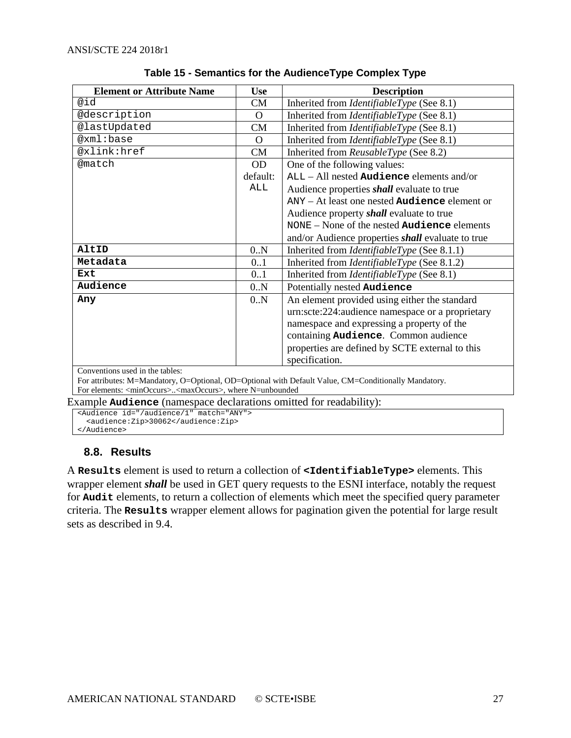**Table 15 - Semantics for the AudienceType Complex Type**

| Element or Attribute Name | Use | Description |
|---|---|---|
| @id | CM | Inherited from *IdentifiableType* (See 8.1) |
| @description | O | Inherited from *IdentifiableType* (See 8.1) |
| @lastUpdated | CM | Inherited from *IdentifiableType* (See 8.1) |
| @xml:base | O | Inherited from *IdentifiableType* (See 8.1) |
| @xlink:href | CM | Inherited from *ReusableType* (See 8.2) |
| @match | OD default: ALL | One of the following values:<br>ALL – All nested **Audience** elements and/or Audience properties ***shall*** evaluate to true<br>ANY – At least one nested **Audience** element or Audience property ***shall*** evaluate to true<br>NONE – None of the nested **Audience** elements and/or Audience properties ***shall*** evaluate to true |
| **AltID** | 0..N | Inherited from *IdentifiableType* (See 8.1.1) |
| **Metadata** | 0..1 | Inherited from *IdentifiableType* (See 8.1.2) |
| **Ext** | 0..1 | Inherited from *IdentifiableType* (See 8.1) |
| **Audience** | 0..N | Potentially nested **Audience** |
| **Any** | 0..N | An element provided using either the standard urn:scte:224:audience namespace or a proprietary namespace and expressing a property of the containing **Audience**. Common audience properties are defined by SCTE external to this specification. |

Conventions used in the tables:
For attributes: M=Mandatory, O=Optional, OD=Optional with Default Value, CM=Conditionally Mandatory.
For elements: <minOccurs>..<maxOccurs>, where N=unbounded

Example **Audience** (namespace declarations omitted for readability):

```
<Audience id="/audience/1" match="ANY">
  <audience:Zip>30062</audience:Zip>
</Audience>
```

## 8.8. Results

A **Results** element is used to return a collection of **<IdentifiableType>** elements. This wrapper element ***shall*** be used in GET query requests to the ESNI interface, notably the request for **Audit** elements, to return a collection of elements which meet the specified query parameter criteria. The **Results** wrapper element allows for pagination given the potential for large result sets as described in 9.4.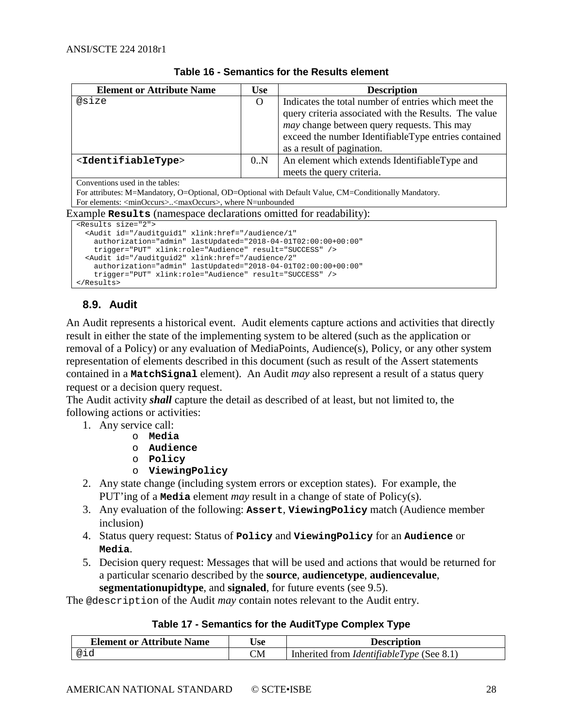**Table 16 - Semantics for the Results element**

| Element or Attribute Name | Use | Description |
|---|---|---|
| @size | O | Indicates the total number of entries which meet the query criteria associated with the Results. The value *may* change between query requests. This may exceed the number IdentifiableType entries contained as a result of pagination. |
| <IdentifiableType> | 0..N | An element which extends IdentifiableType and meets the query criteria. |
| Conventions used in the tables:<br>For attributes: M=Mandatory, O=Optional, OD=Optional with Default Value, CM=Conditionally Mandatory.<br>For elements: <minOccurs>..<maxOccurs>, where N=unbounded | | |

Example **Results** (namespace declarations omitted for readability):

```
<Results size="2">
  <Audit id="/auditguid1" xlink:href="/audience/1"
    authorization="admin" lastUpdated="2018-04-01T02:00:00+00:00"
    trigger="PUT" xlink:role="Audience" result="SUCCESS" />
  <Audit id="/auditguid2" xlink:href="/audience/2"
    authorization="admin" lastUpdated="2018-04-01T02:00:00+00:00"
    trigger="PUT" xlink:role="Audience" result="SUCCESS" />
</Results>
```

## 8.9. Audit

An Audit represents a historical event. Audit elements capture actions and activities that directly result in either the state of the implementing system to be altered (such as the application or removal of a Policy) or any evaluation of MediaPoints, Audience(s), Policy, or any other system representation of elements described in this document (such as result of the Assert statements contained in a **MatchSignal** element). An Audit *may* also represent a result of a status query request or a decision query request.

The Audit activity ***shall*** capture the detail as described of at least, but not limited to, the following actions or activities:

1. Any service call:
   - **Media**
   - **Audience**
   - **Policy**
   - **ViewingPolicy**
2. Any state change (including system errors or exception states). For example, the PUT'ing of a **Media** element *may* result in a change of state of Policy(s).
3. Any evaluation of the following: **Assert**, **ViewingPolicy** match (Audience member inclusion)
4. Status query request: Status of **Policy** and **ViewingPolicy** for an **Audience** or **Media**.
5. Decision query request: Messages that will be used and actions that would be returned for a particular scenario described by the **source**, **audiencetype**, **audiencevalue**, **segmentationupidtype**, and **signaled**, for future events (see 9.5).

The @description of the Audit *may* contain notes relevant to the Audit entry.

**Table 17 - Semantics for the AuditType Complex Type**

| Element or Attribute Name | Use | Description |
|---|---|---|
| @id | CM | Inherited from *IdentifiableType* (See 8.1) |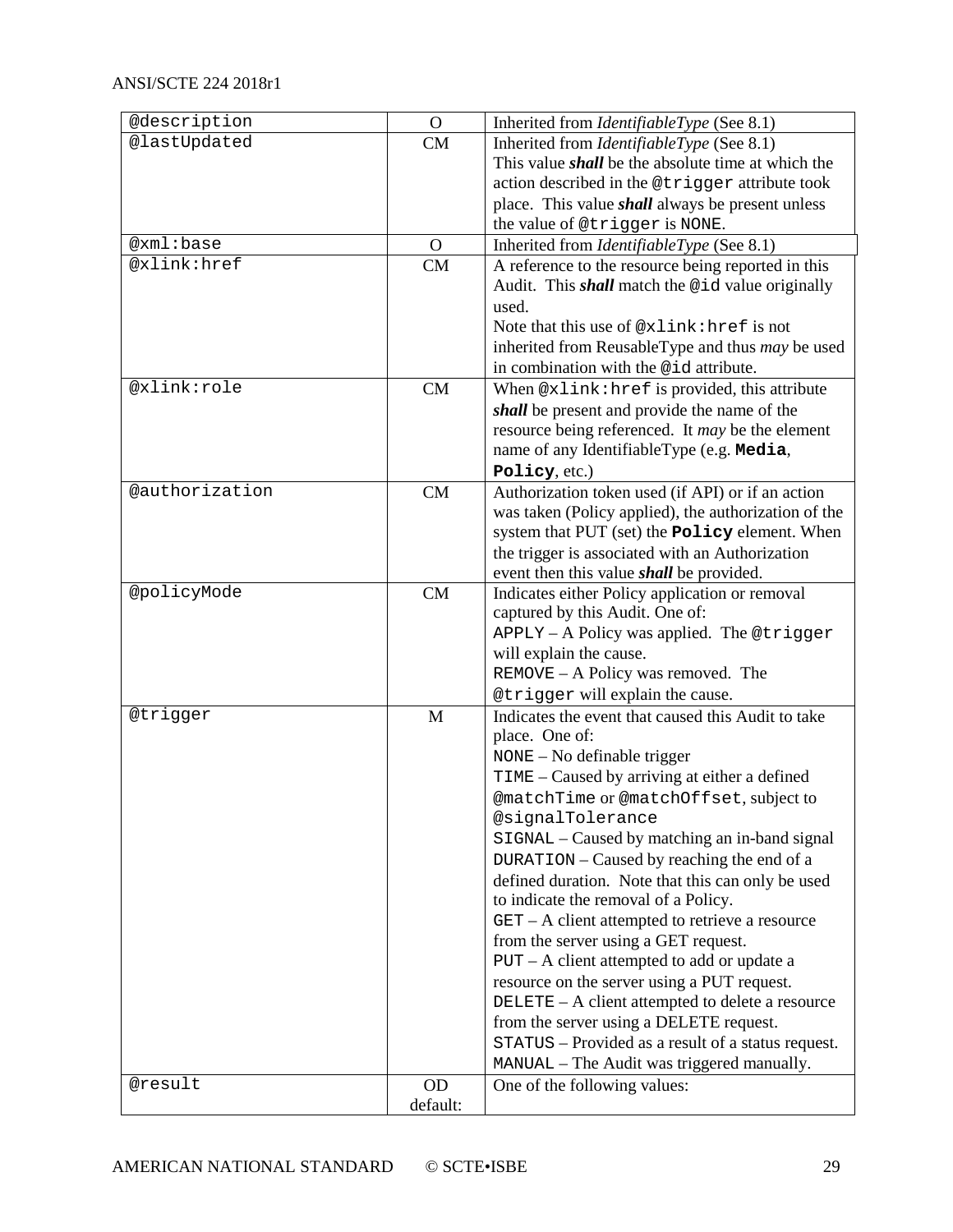| | | |
|---|---|---|
| @description | O | Inherited from *IdentifiableType* (See 8.1) |
| @lastUpdated | CM | Inherited from *IdentifiableType* (See 8.1)<br>This value ***shall*** be the absolute time at which the action described in the `@trigger` attribute took place. This value ***shall*** always be present unless the value of `@trigger` is `NONE`. |
| @xml:base | O | Inherited from *IdentifiableType* (See 8.1) |
| @xlink:href | CM | A reference to the resource being reported in this Audit. This ***shall*** match the `@id` value originally used.<br>Note that this use of `@xlink:href` is not inherited from ReusableType and thus *may* be used in combination with the `@id` attribute. |
| @xlink:role | CM | When `@xlink:href` is provided, this attribute ***shall*** be present and provide the name of the resource being referenced. It *may* be the element name of any IdentifiableType (e.g. **`Media`**, **`Policy`**, etc.) |
| @authorization | CM | Authorization token used (if API) or if an action was taken (Policy applied), the authorization of the system that PUT (set) the **`Policy`** element. When the trigger is associated with an Authorization event then this value ***shall*** be provided. |
| @policyMode | CM | Indicates either Policy application or removal captured by this Audit. One of:<br>`APPLY` – A Policy was applied. The `@trigger` will explain the cause.<br>`REMOVE` – A Policy was removed. The `@trigger` will explain the cause. |
| @trigger | M | Indicates the event that caused this Audit to take place. One of:<br>`NONE` – No definable trigger<br>`TIME` – Caused by arriving at either a defined `@matchTime` or `@matchOffset`, subject to `@signalTolerance`<br>`SIGNAL` – Caused by matching an in-band signal<br>`DURATION` – Caused by reaching the end of a defined duration. Note that this can only be used to indicate the removal of a Policy.<br>`GET` – A client attempted to retrieve a resource from the server using a GET request.<br>`PUT` – A client attempted to add or update a resource on the server using a PUT request.<br>`DELETE` – A client attempted to delete a resource from the server using a DELETE request.<br>`STATUS` – Provided as a result of a status request.<br>`MANUAL` – The Audit was triggered manually. |
| @result | OD<br>default: | One of the following values: |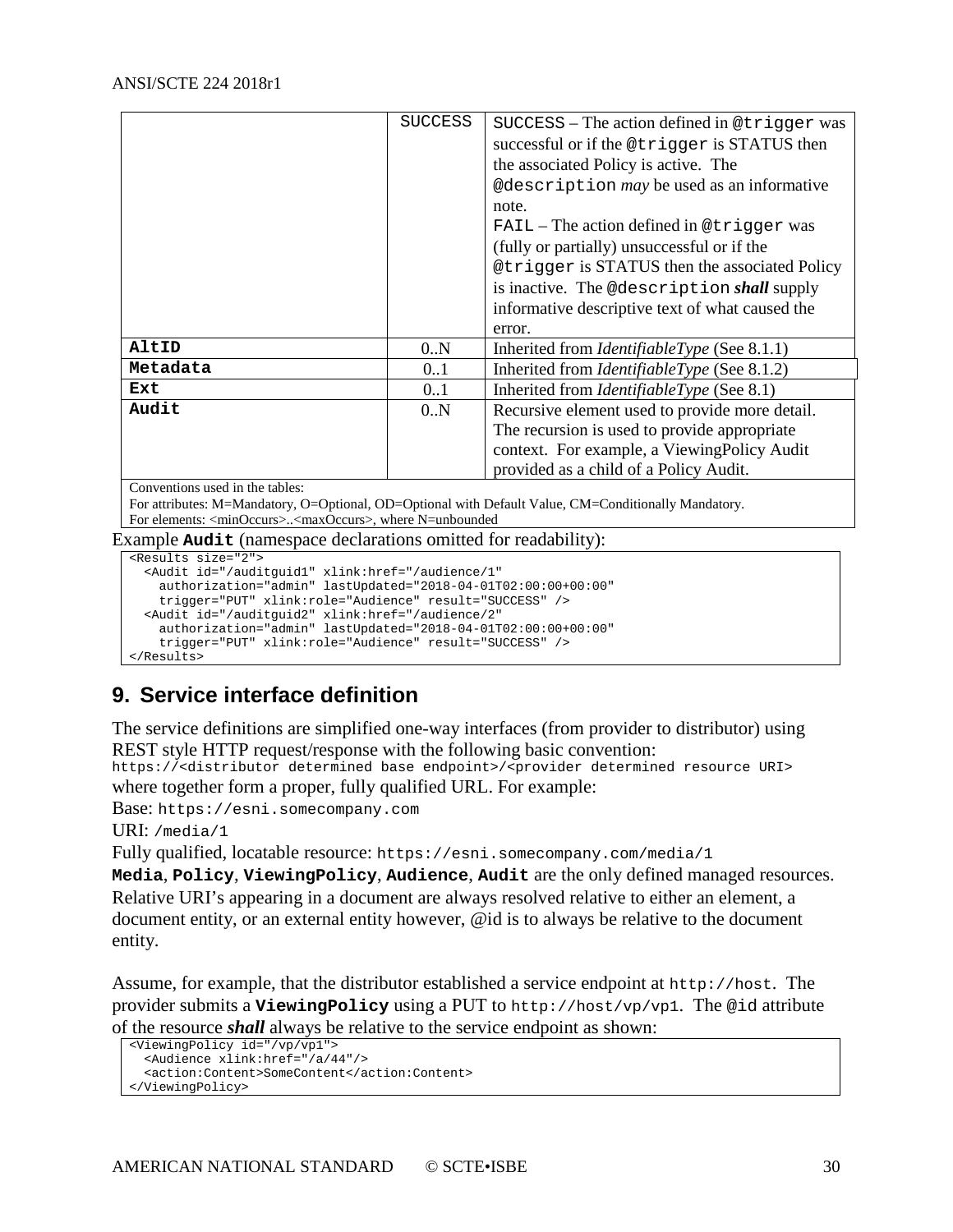|  | SUCCESS | SUCCESS – The action defined in `@trigger` was successful or if the `@trigger` is STATUS then the associated Policy is active. The `@description` *may* be used as an informative note.<br>FAIL – The action defined in `@trigger` was (fully or partially) unsuccessful or if the `@trigger` is STATUS then the associated Policy is inactive. The `@description` ***shall*** supply informative descriptive text of what caused the error. |
|---|---|---|
| **AltID** | 0..N | Inherited from *IdentifiableType* (See 8.1.1) |
| **Metadata** | 0..1 | Inherited from *IdentifiableType* (See 8.1.2) |
| **Ext** | 0..1 | Inherited from *IdentifiableType* (See 8.1) |
| **Audit** | 0..N | Recursive element used to provide more detail. The recursion is used to provide appropriate context. For example, a ViewingPolicy Audit provided as a child of a Policy Audit. |
| Conventions used in the tables:<br>For attributes: M=Mandatory, O=Optional, OD=Optional with Default Value, CM=Conditionally Mandatory.<br>For elements: <minOccurs>..<maxOccurs>, where N=unbounded | | |

Example **Audit** (namespace declarations omitted for readability):

```
<Results size="2">
  <Audit id="/auditguid1" xlink:href="/audience/1"
    authorization="admin" lastUpdated="2018-04-01T02:00:00+00:00"
    trigger="PUT" xlink:role="Audience" result="SUCCESS" />
  <Audit id="/auditguid2" xlink:href="/audience/2"
    authorization="admin" lastUpdated="2018-04-01T02:00:00+00:00"
    trigger="PUT" xlink:role="Audience" result="SUCCESS" />
</Results>
```

# 9. Service interface definition

The service definitions are simplified one-way interfaces (from provider to distributor) using REST style HTTP request/response with the following basic convention:
`https://<distributor determined base endpoint>/<provider determined resource URI>`
where together form a proper, fully qualified URL. For example:

Base: `https://esni.somecompany.com`

URI: `/media/1`

Fully qualified, locatable resource: `https://esni.somecompany.com/media/1`

**Media**, **Policy**, **ViewingPolicy**, **Audience**, **Audit** are the only defined managed resources.
Relative URI's appearing in a document are always resolved relative to either an element, a document entity, or an external entity however, @id is to always be relative to the document entity.

Assume, for example, that the distributor established a service endpoint at `http://host`. The provider submits a **ViewingPolicy** using a PUT to `http://host/vp/vp1`. The `@id` attribute of the resource ***shall*** always be relative to the service endpoint as shown:

```
<ViewingPolicy id="/vp/vp1">
  <Audience xlink:href="/a/44"/>
  <action:Content>SomeContent</action:Content>
</ViewingPolicy>
```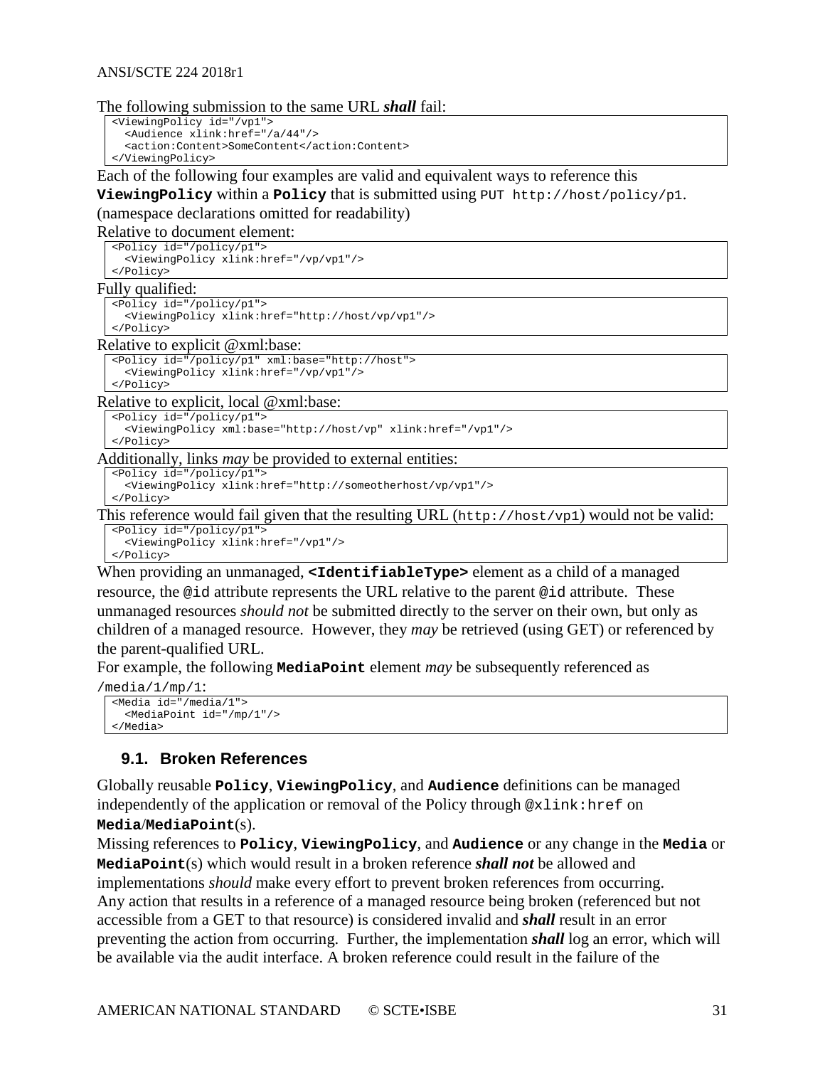The following submission to the same URL ***shall*** fail:

```
<ViewingPolicy id="/vp1">
  <Audience xlink:href="/a/44"/>
  <action:Content>SomeContent</action:Content>
</ViewingPolicy>
```

Each of the following four examples are valid and equivalent ways to reference this **`ViewingPolicy`** within a **`Policy`** that is submitted using `PUT http://host/policy/p1`. (namespace declarations omitted for readability)

Relative to document element:

```
<Policy id="/policy/p1">
  <ViewingPolicy xlink:href="/vp/vp1"/>
</Policy>
```

Fully qualified:

```
<Policy id="/policy/p1">
  <ViewingPolicy xlink:href="http://host/vp/vp1"/>
</Policy>
```

Relative to explicit @xml:base:

```
<Policy id="/policy/p1" xml:base="http://host">
  <ViewingPolicy xlink:href="/vp/vp1"/>
</Policy>
```

Relative to explicit, local @xml:base:

```
<Policy id="/policy/p1">
  <ViewingPolicy xml:base="http://host/vp" xlink:href="/vp1"/>
</Policy>
```

Additionally, links *may* be provided to external entities:

```
<Policy id="/policy/p1">
  <ViewingPolicy xlink:href="http://someotherhost/vp/vp1"/>
</Policy>
```

This reference would fail given that the resulting URL (`http://host/vp1`) would not be valid:

```
<Policy id="/policy/p1">
  <ViewingPolicy xlink:href="/vp1"/>
</Policy>
```

When providing an unmanaged, **`<IdentifiableType>`** element as a child of a managed resource, the `@id` attribute represents the URL relative to the parent `@id` attribute. These unmanaged resources *should not* be submitted directly to the server on their own, but only as children of a managed resource. However, they *may* be retrieved (using GET) or referenced by the parent-qualified URL.

For example, the following **`MediaPoint`** element *may* be subsequently referenced as `/media/1/mp/1`:

```
<Media id="/media/1">
  <MediaPoint id="/mp/1"/>
</Media>
```

## 9.1. Broken References

Globally reusable **`Policy`**, **`ViewingPolicy`**, and **`Audience`** definitions can be managed independently of the application or removal of the Policy through `@xlink:href` on **`Media`**/**`MediaPoint`**(s).

Missing references to **`Policy`**, **`ViewingPolicy`**, and **`Audience`** or any change in the **`Media`** or **`MediaPoint`**(s) which would result in a broken reference ***shall not*** be allowed and implementations *should* make every effort to prevent broken references from occurring.

Any action that results in a reference of a managed resource being broken (referenced but not accessible from a GET to that resource) is considered invalid and ***shall*** result in an error preventing the action from occurring. Further, the implementation ***shall*** log an error, which will be available via the audit interface. A broken reference could result in the failure of the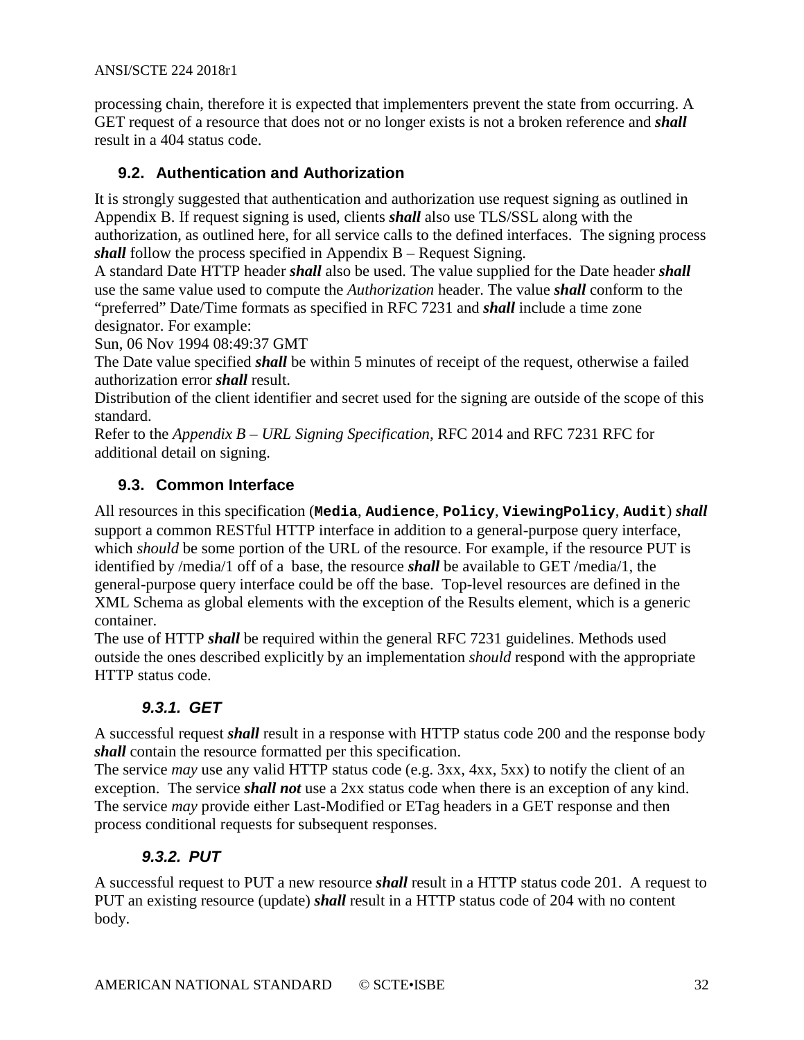processing chain, therefore it is expected that implementers prevent the state from occurring. A GET request of a resource that does not or no longer exists is not a broken reference and ***shall*** result in a 404 status code.

## 9.2. Authentication and Authorization

It is strongly suggested that authentication and authorization use request signing as outlined in Appendix B. If request signing is used, clients ***shall*** also use TLS/SSL along with the authorization, as outlined here, for all service calls to the defined interfaces. The signing process ***shall*** follow the process specified in Appendix B – Request Signing.

A standard Date HTTP header ***shall*** also be used. The value supplied for the Date header ***shall*** use the same value used to compute the *Authorization* header. The value ***shall*** conform to the "preferred" Date/Time formats as specified in RFC 7231 and ***shall*** include a time zone designator. For example:

Sun, 06 Nov 1994 08:49:37 GMT

The Date value specified ***shall*** be within 5 minutes of receipt of the request, otherwise a failed authorization error ***shall*** result.

Distribution of the client identifier and secret used for the signing are outside of the scope of this standard.

Refer to the *Appendix B – URL Signing Specification,* RFC 2014 and RFC 7231 RFC for additional detail on signing.

## 9.3. Common Interface

All resources in this specification (**`Media`**, **`Audience`**, **`Policy`**, **`ViewingPolicy`**, **`Audit`**) ***shall*** support a common RESTful HTTP interface in addition to a general-purpose query interface, which *should* be some portion of the URL of the resource. For example, if the resource PUT is identified by /media/1 off of a base, the resource ***shall*** be available to GET /media/1, the general-purpose query interface could be off the base. Top-level resources are defined in the XML Schema as global elements with the exception of the Results element, which is a generic container.

The use of HTTP ***shall*** be required within the general RFC 7231 guidelines. Methods used outside the ones described explicitly by an implementation *should* respond with the appropriate HTTP status code.

### *9.3.1. GET*

A successful request ***shall*** result in a response with HTTP status code 200 and the response body ***shall*** contain the resource formatted per this specification.

The service *may* use any valid HTTP status code (e.g. 3xx, 4xx, 5xx) to notify the client of an exception. The service ***shall not*** use a 2xx status code when there is an exception of any kind.

The service *may* provide either Last-Modified or ETag headers in a GET response and then process conditional requests for subsequent responses.

### *9.3.2. PUT*

A successful request to PUT a new resource ***shall*** result in a HTTP status code 201. A request to PUT an existing resource (update) ***shall*** result in a HTTP status code of 204 with no content body.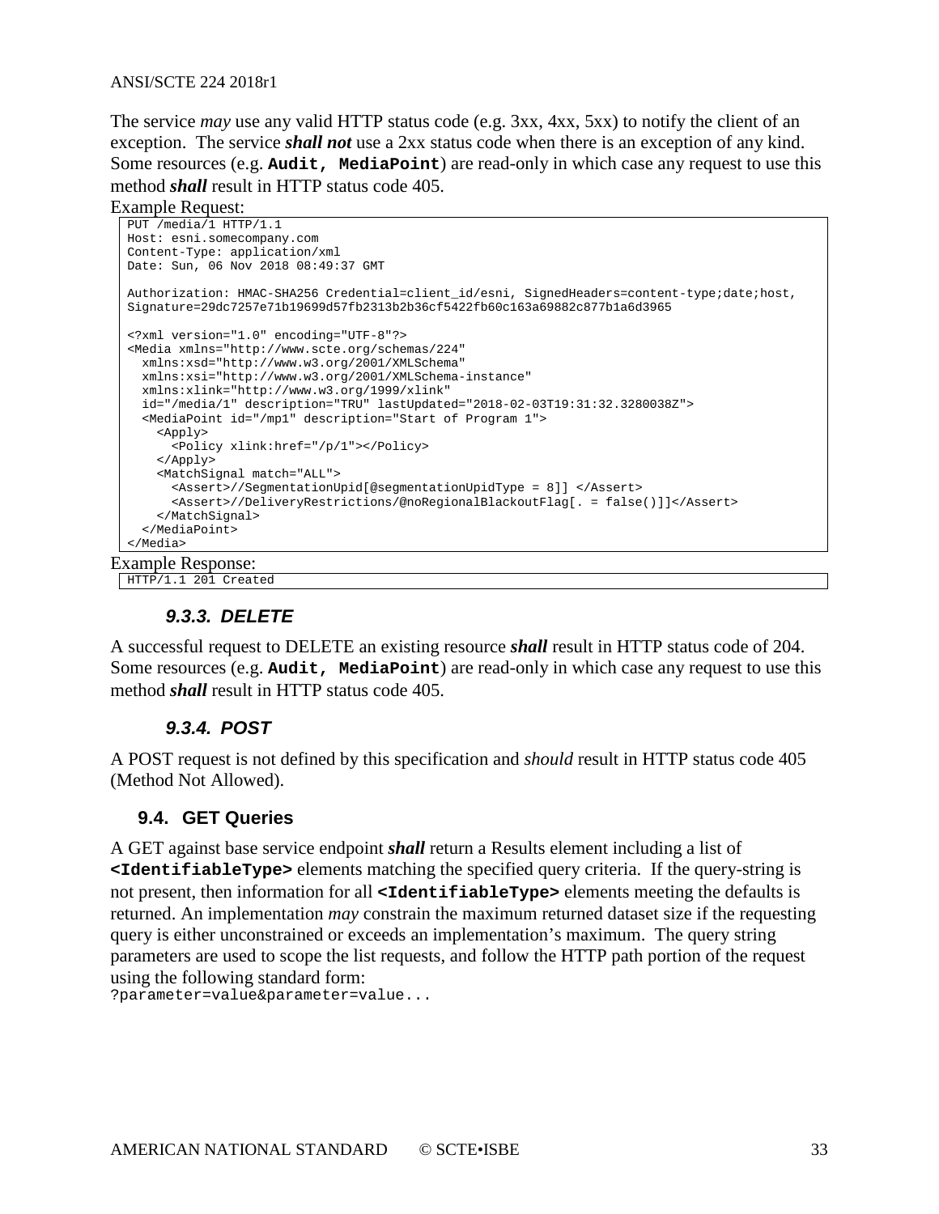The service *may* use any valid HTTP status code (e.g. 3xx, 4xx, 5xx) to notify the client of an exception. The service ***shall not*** use a 2xx status code when there is an exception of any kind. Some resources (e.g. **`Audit, MediaPoint`**) are read-only in which case any request to use this method ***shall*** result in HTTP status code 405.

Example Request:

```
PUT /media/1 HTTP/1.1
Host: esni.somecompany.com
Content-Type: application/xml
Date: Sun, 06 Nov 2018 08:49:37 GMT

Authorization: HMAC-SHA256 Credential=client_id/esni, SignedHeaders=content-type;date;host,
Signature=29dc7257e71b19699d57fb2313b2b36cf5422fb60c163a69882c877b1a6d3965

<?xml version="1.0" encoding="UTF-8"?>
<Media xmlns="http://www.scte.org/schemas/224"
  xmlns:xsd="http://www.w3.org/2001/XMLSchema"
  xmlns:xsi="http://www.w3.org/2001/XMLSchema-instance"
  xmlns:xlink="http://www.w3.org/1999/xlink"
  id="/media/1" description="TRU" lastUpdated="2018-02-03T19:31:32.3280038Z">
  <MediaPoint id="/mp1" description="Start of Program 1">
    <Apply>
      <Policy xlink:href="/p/1"></Policy>
    </Apply>
    <MatchSignal match="ALL">
      <Assert>//SegmentationUpid[@segmentationUpidType = 8]] </Assert>
      <Assert>//DeliveryRestrictions/@noRegionalBlackoutFlag[. = false()]]</Assert>
    </MatchSignal>
  </MediaPoint>
</Media>
```

Example Response:

```
HTTP/1.1 201 Created
```

### 9.3.3. DELETE

A successful request to DELETE an existing resource ***shall*** result in HTTP status code of 204. Some resources (e.g. **`Audit, MediaPoint`**) are read-only in which case any request to use this method ***shall*** result in HTTP status code 405.

### 9.3.4. POST

A POST request is not defined by this specification and *should* result in HTTP status code 405 (Method Not Allowed).

## 9.4. GET Queries

A GET against base service endpoint ***shall*** return a Results element including a list of **`<IdentifiableType>`** elements matching the specified query criteria. If the query-string is not present, then information for all **`<IdentifiableType>`** elements meeting the defaults is returned. An implementation *may* constrain the maximum returned dataset size if the requesting query is either unconstrained or exceeds an implementation's maximum. The query string parameters are used to scope the list requests, and follow the HTTP path portion of the request using the following standard form:

```
?parameter=value&parameter=value...
```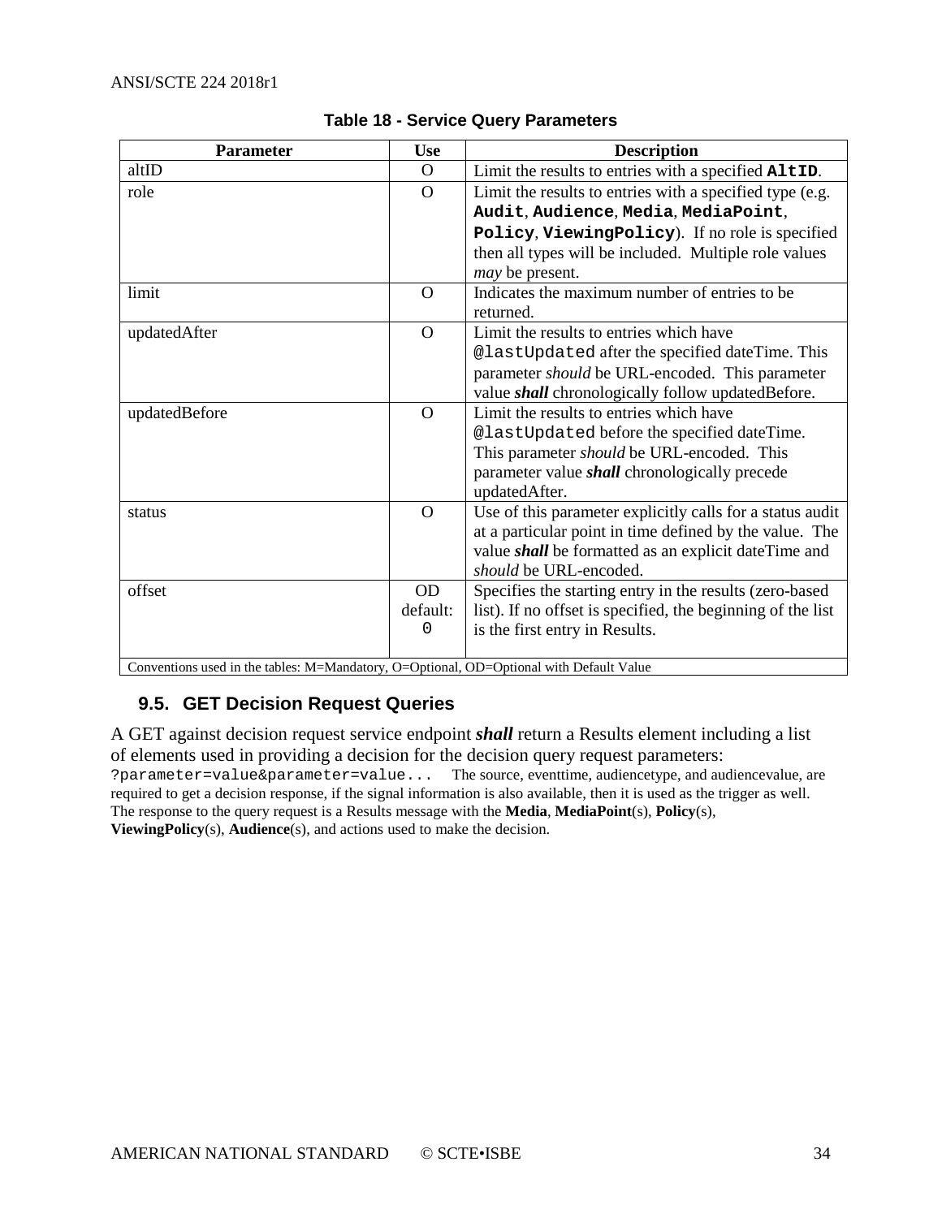**Table 18 - Service Query Parameters**

| Parameter | Use | Description |
|---|---|---|
| altID | O | Limit the results to entries with a specified **`AltID`**. |
| role | O | Limit the results to entries with a specified type (e.g. **`Audit`**, **`Audience`**, **`Media`**, **`MediaPoint`**, **`Policy`**, **`ViewingPolicy`**). If no role is specified then all types will be included. Multiple role values *may* be present. |
| limit | O | Indicates the maximum number of entries to be returned. |
| updatedAfter | O | Limit the results to entries which have `@lastUpdated` after the specified dateTime. This parameter *should* be URL-encoded. This parameter value ***shall*** chronologically follow updatedBefore. |
| updatedBefore | O | Limit the results to entries which have `@lastUpdated` before the specified dateTime. This parameter *should* be URL-encoded. This parameter value ***shall*** chronologically precede updatedAfter. |
| status | O | Use of this parameter explicitly calls for a status audit at a particular point in time defined by the value. The value ***shall*** be formatted as an explicit dateTime and *should* be URL-encoded. |
| offset | OD default: `0` | Specifies the starting entry in the results (zero-based list). If no offset is specified, the beginning of the list is the first entry in Results. |
| Conventions used in the tables: M=Mandatory, O=Optional, OD=Optional with Default Value | | |

## 9.5. GET Decision Request Queries

A GET against decision request service endpoint ***shall*** return a Results element including a list of elements used in providing a decision for the decision query request parameters: `?parameter=value&parameter=value...` The source, eventtime, audiencetype, and audiencevalue, are required to get a decision response, if the signal information is also available, then it is used as the trigger as well. The response to the query request is a Results message with the **Media**, **MediaPoint**(s), **Policy**(s), **ViewingPolicy**(s), **Audience**(s), and actions used to make the decision.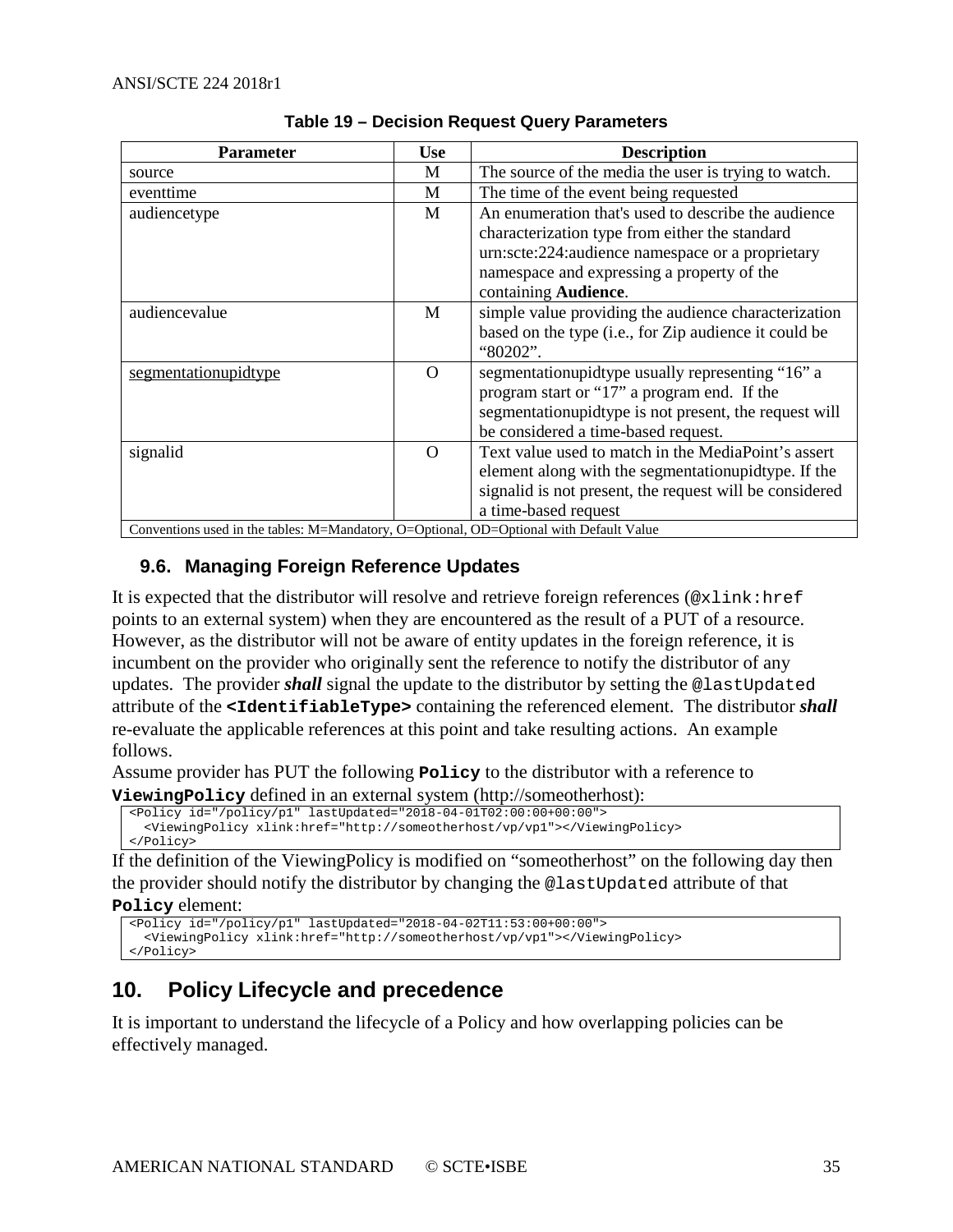**Table 19 – Decision Request Query Parameters**

| Parameter | Use | Description |
|---|---|---|
| source | M | The source of the media the user is trying to watch. |
| eventtime | M | The time of the event being requested |
| audiencetype | M | An enumeration that's used to describe the audience characterization type from either the standard urn:scte:224:audience namespace or a proprietary namespace and expressing a property of the containing **Audience**. |
| audiencevalue | M | simple value providing the audience characterization based on the type (i.e., for Zip audience it could be “80202”. |
| segmentationupidtype | O | segmentationupidtype usually representing “16” a program start or “17” a program end. If the segmentationupidtype is not present, the request will be considered a time-based request. |
| signalid | O | Text value used to match in the MediaPoint’s assert element along with the segmentationupidtype. If the signalid is not present, the request will be considered a time-based request |
| Conventions used in the tables: M=Mandatory, O=Optional, OD=Optional with Default Value | | |

### 9.6. Managing Foreign Reference Updates

It is expected that the distributor will resolve and retrieve foreign references (`@xlink:href` points to an external system) when they are encountered as the result of a PUT of a resource. However, as the distributor will not be aware of entity updates in the foreign reference, it is incumbent on the provider who originally sent the reference to notify the distributor of any updates. The provider ***shall*** signal the update to the distributor by setting the `@lastUpdated` attribute of the **`<IdentifiableType>`** containing the referenced element. The distributor ***shall*** re-evaluate the applicable references at this point and take resulting actions. An example follows.

Assume provider has PUT the following **`Policy`** to the distributor with a reference to **`ViewingPolicy`** defined in an external system (http://someotherhost):

```
<Policy id="/policy/p1" lastUpdated="2018-04-01T02:00:00+00:00">
  <ViewingPolicy xlink:href="http://someotherhost/vp/vp1"></ViewingPolicy>
</Policy>
```

If the definition of the ViewingPolicy is modified on “someotherhost” on the following day then the provider should notify the distributor by changing the `@lastUpdated` attribute of that **`Policy`** element:

```
<Policy id="/policy/p1" lastUpdated="2018-04-02T11:53:00+00:00">
  <ViewingPolicy xlink:href="http://someotherhost/vp/vp1"></ViewingPolicy>
</Policy>
```

## 10. Policy Lifecycle and precedence

It is important to understand the lifecycle of a Policy and how overlapping policies can be effectively managed.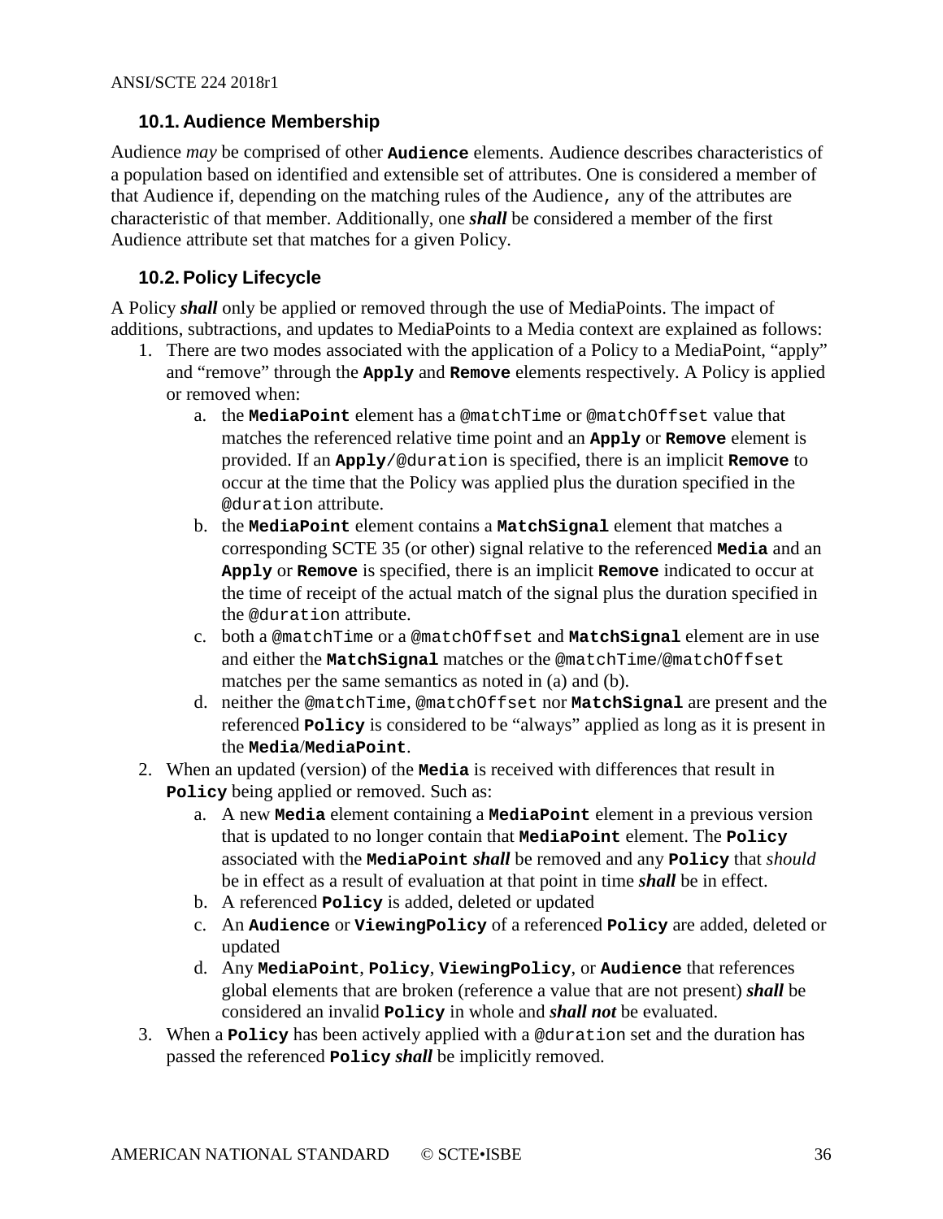## 10.1. Audience Membership

Audience *may* be comprised of other **`Audience`** elements. Audience describes characteristics of a population based on identified and extensible set of attributes. One is considered a member of that Audience if, depending on the matching rules of the Audience, any of the attributes are characteristic of that member. Additionally, one ***shall*** be considered a member of the first Audience attribute set that matches for a given Policy.

## 10.2. Policy Lifecycle

A Policy ***shall*** only be applied or removed through the use of MediaPoints. The impact of additions, subtractions, and updates to MediaPoints to a Media context are explained as follows:

1. There are two modes associated with the application of a Policy to a MediaPoint, "apply" and "remove" through the **`Apply`** and **`Remove`** elements respectively. A Policy is applied or removed when:
   a. the **`MediaPoint`** element has a `@matchTime` or `@matchOffset` value that matches the referenced relative time point and an **`Apply`** or **`Remove`** element is provided. If an **`Apply`**`/@duration` is specified, there is an implicit **`Remove`** to occur at the time that the Policy was applied plus the duration specified in the `@duration` attribute.
   b. the **`MediaPoint`** element contains a **`MatchSignal`** element that matches a corresponding SCTE 35 (or other) signal relative to the referenced **`Media`** and an **`Apply`** or **`Remove`** is specified, there is an implicit **`Remove`** indicated to occur at the time of receipt of the actual match of the signal plus the duration specified in the `@duration` attribute.
   c. both a `@matchTime` or a `@matchOffset` and **`MatchSignal`** element are in use and either the **`MatchSignal`** matches or the `@matchTime`/`@matchOffset` matches per the same semantics as noted in (a) and (b).
   d. neither the `@matchTime`, `@matchOffset` nor **`MatchSignal`** are present and the referenced **`Policy`** is considered to be "always" applied as long as it is present in the **`Media`**/**`MediaPoint`**.
2. When an updated (version) of the **`Media`** is received with differences that result in **`Policy`** being applied or removed. Such as:
   a. A new **`Media`** element containing a **`MediaPoint`** element in a previous version that is updated to no longer contain that **`MediaPoint`** element. The **`Policy`** associated with the **`MediaPoint`** ***shall*** be removed and any **`Policy`** that *should* be in effect as a result of evaluation at that point in time ***shall*** be in effect.
   b. A referenced **`Policy`** is added, deleted or updated
   c. An **`Audience`** or **`ViewingPolicy`** of a referenced **`Policy`** are added, deleted or updated
   d. Any **`MediaPoint`**, **`Policy`**, **`ViewingPolicy`**, or **`Audience`** that references global elements that are broken (reference a value that are not present) ***shall*** be considered an invalid **`Policy`** in whole and ***shall not*** be evaluated.
3. When a **`Policy`** has been actively applied with a `@duration` set and the duration has passed the referenced **`Policy`** ***shall*** be implicitly removed.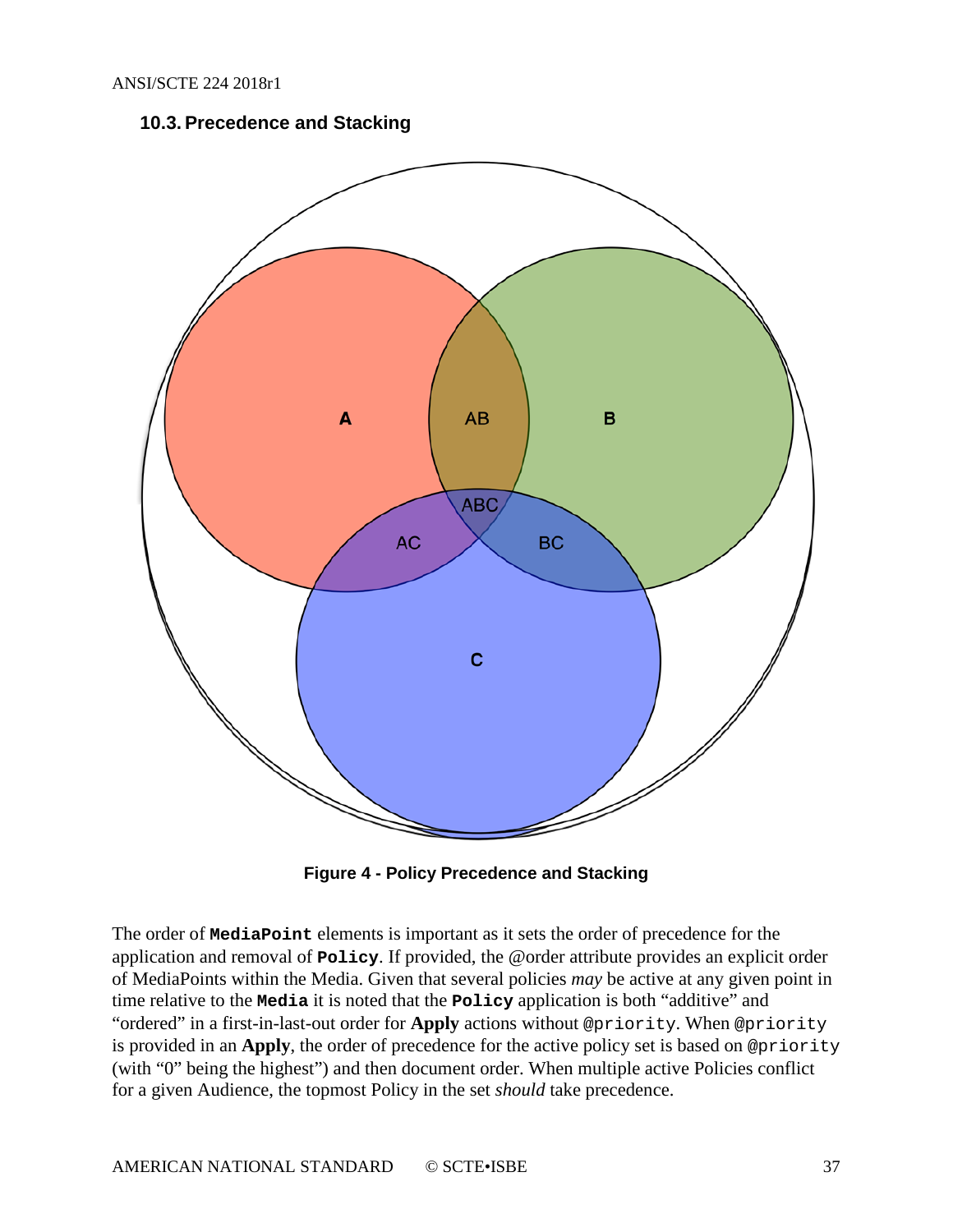## 10.3. Precedence and Stacking

Figure 4 - Policy Precedence and Stacking

The order of **MediaPoint** elements is important as it sets the order of precedence for the application and removal of **Policy**. If provided, the @order attribute provides an explicit order of MediaPoints within the Media. Given that several policies *may* be active at any given point in time relative to the **Media** it is noted that the **Policy** application is both "additive" and "ordered" in a first-in-last-out order for **Apply** actions without @priority. When @priority is provided in an **Apply**, the order of precedence for the active policy set is based on @priority (with "0" being the highest") and then document order. When multiple active Policies conflict for a given Audience, the topmost Policy in the set *should* take precedence.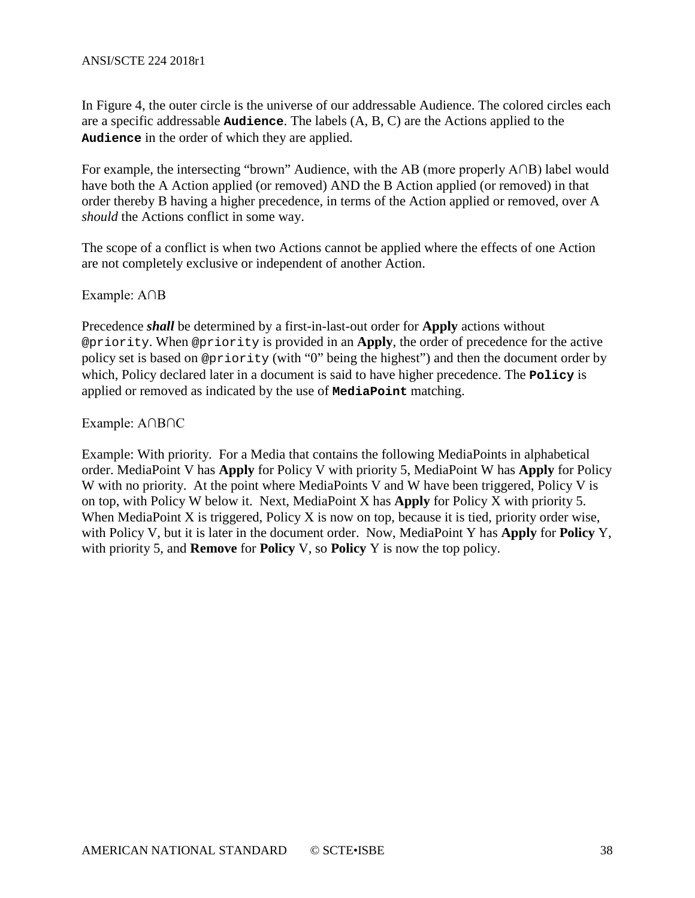In Figure 4, the outer circle is the universe of our addressable Audience. The colored circles each are a specific addressable **`Audience`**. The labels (A, B, C) are the Actions applied to the **`Audience`** in the order of which they are applied.

For example, the intersecting "brown" Audience, with the AB (more properly A∩B) label would have both the A Action applied (or removed) AND the B Action applied (or removed) in that order thereby B having a higher precedence, in terms of the Action applied or removed, over A *should* the Actions conflict in some way.

The scope of a conflict is when two Actions cannot be applied where the effects of one Action are not completely exclusive or independent of another Action.

Example: A∩B

Precedence ***shall*** be determined by a first-in-last-out order for **Apply** actions without `@priority`. When `@priority` is provided in an **Apply**, the order of precedence for the active policy set is based on `@priority` (with "0" being the highest") and then the document order by which, Policy declared later in a document is said to have higher precedence. The **`Policy`** is applied or removed as indicated by the use of **`MediaPoint`** matching.

Example: A∩B∩C

Example: With priority. For a Media that contains the following MediaPoints in alphabetical order. MediaPoint V has **Apply** for Policy V with priority 5, MediaPoint W has **Apply** for Policy W with no priority. At the point where MediaPoints V and W have been triggered, Policy V is on top, with Policy W below it. Next, MediaPoint X has **Apply** for Policy X with priority 5. When MediaPoint X is triggered, Policy X is now on top, because it is tied, priority order wise, with Policy V, but it is later in the document order. Now, MediaPoint Y has **Apply** for **Policy** Y, with priority 5, and **Remove** for **Policy** V, so **Policy** Y is now the top policy.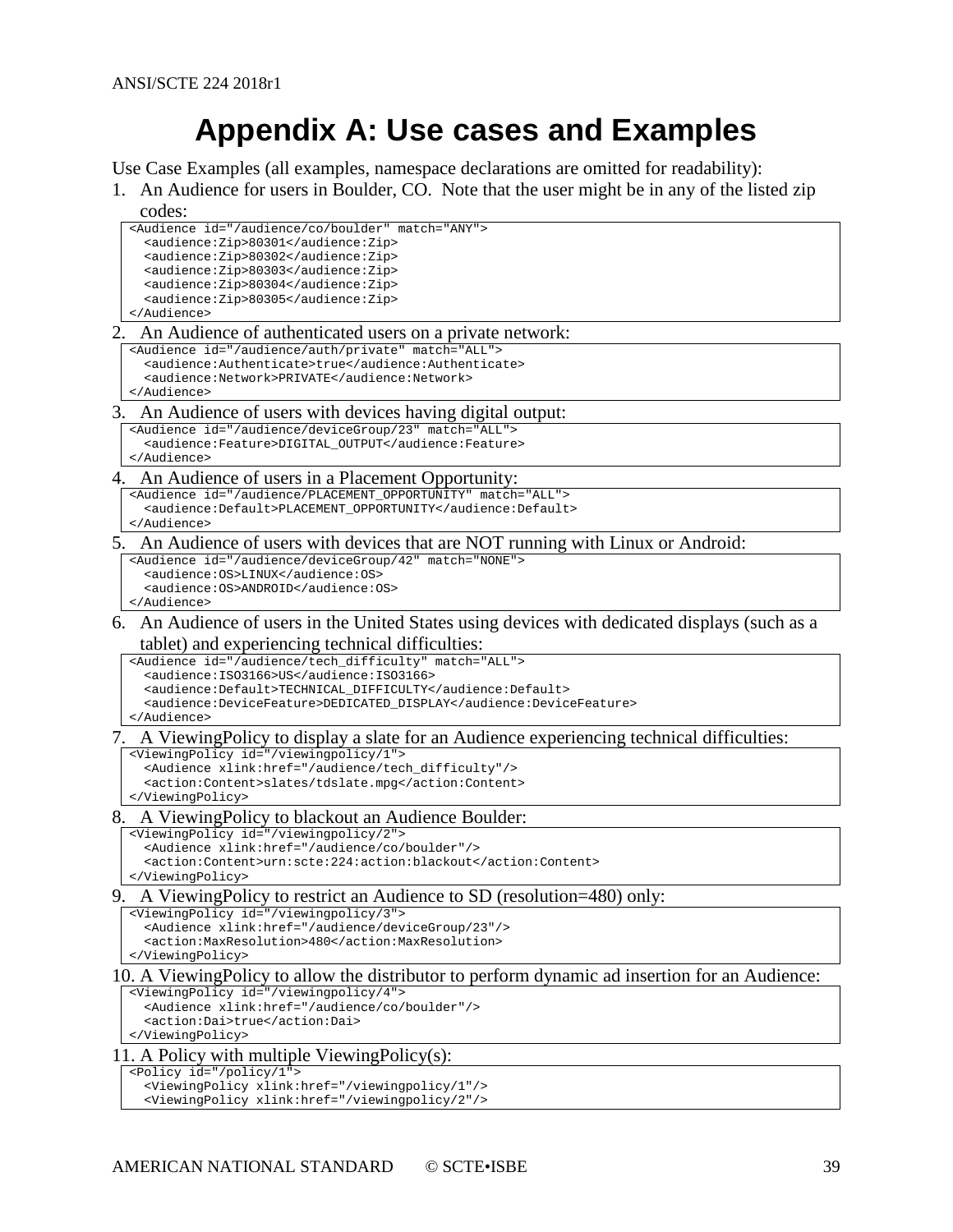# Appendix A: Use cases and Examples

Use Case Examples (all examples, namespace declarations are omitted for readability):

1. An Audience for users in Boulder, CO. Note that the user might be in any of the listed zip codes:

```
<Audience id="/audience/co/boulder" match="ANY">
  <audience:Zip>80301</audience:Zip>
  <audience:Zip>80302</audience:Zip>
  <audience:Zip>80303</audience:Zip>
  <audience:Zip>80304</audience:Zip>
  <audience:Zip>80305</audience:Zip>
</Audience>
```

2. An Audience of authenticated users on a private network:

```
<Audience id="/audience/auth/private" match="ALL">
  <audience:Authenticate>true</audience:Authenticate>
  <audience:Network>PRIVATE</audience:Network>
</Audience>
```

3. An Audience of users with devices having digital output:

```
<Audience id="/audience/deviceGroup/23" match="ALL">
  <audience:Feature>DIGITAL_OUTPUT</audience:Feature>
</Audience>
```

4. An Audience of users in a Placement Opportunity:

```
<Audience id="/audience/PLACEMENT_OPPORTUNITY" match="ALL">
  <audience:Default>PLACEMENT_OPPORTUNITY</audience:Default>
</Audience>
```

5. An Audience of users with devices that are NOT running with Linux or Android:

```
<Audience id="/audience/deviceGroup/42" match="NONE">
  <audience:OS>LINUX</audience:OS>
  <audience:OS>ANDROID</audience:OS>
</Audience>
```

6. An Audience of users in the United States using devices with dedicated displays (such as a tablet) and experiencing technical difficulties:

```
<Audience id="/audience/tech_difficulty" match="ALL">
  <audience:ISO3166>US</audience:ISO3166>
  <audience:Default>TECHNICAL_DIFFICULTY</audience:Default>
  <audience:DeviceFeature>DEDICATED_DISPLAY</audience:DeviceFeature>
</Audience>
```

7. A ViewingPolicy to display a slate for an Audience experiencing technical difficulties:

```
<ViewingPolicy id="/viewingpolicy/1">
  <Audience xlink:href="/audience/tech_difficulty"/>
  <action:Content>slates/tdslate.mpg</action:Content>
</ViewingPolicy>
```

8. A ViewingPolicy to blackout an Audience Boulder:

```
<ViewingPolicy id="/viewingpolicy/2">
  <Audience xlink:href="/audience/co/boulder"/>
  <action:Content>urn:scte:224:action:blackout</action:Content>
</ViewingPolicy>
```

9. A ViewingPolicy to restrict an Audience to SD (resolution=480) only:

```
<ViewingPolicy id="/viewingpolicy/3">
  <Audience xlink:href="/audience/deviceGroup/23"/>
  <action:MaxResolution>480</action:MaxResolution>
</ViewingPolicy>
```

10. A ViewingPolicy to allow the distributor to perform dynamic ad insertion for an Audience:

```
<ViewingPolicy id="/viewingpolicy/4">
  <Audience xlink:href="/audience/co/boulder"/>
  <action:Dai>true</action:Dai>
</ViewingPolicy>
```

11. A Policy with multiple ViewingPolicy(s):

```
<Policy id="/policy/1">
  <ViewingPolicy xlink:href="/viewingpolicy/1"/>
  <ViewingPolicy xlink:href="/viewingpolicy/2"/>
```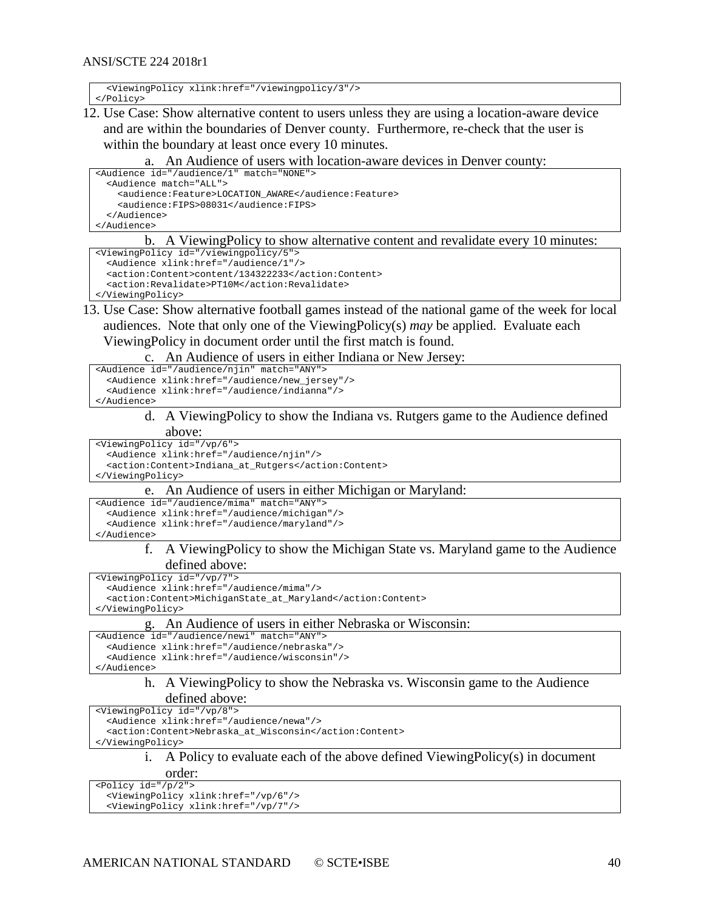```
  <ViewingPolicy xlink:href="/viewingpolicy/3"/>
</Policy>
```

12. Use Case: Show alternative content to users unless they are using a location-aware device and are within the boundaries of Denver county. Furthermore, re-check that the user is within the boundary at least once every 10 minutes.

    a. An Audience of users with location-aware devices in Denver county:

```
<Audience id="/audience/1" match="NONE">
  <Audience match="ALL">
    <audience:Feature>LOCATION_AWARE</audience:Feature>
    <audience:FIPS>08031</audience:FIPS>
  </Audience>
</Audience>
```

    b. A ViewingPolicy to show alternative content and revalidate every 10 minutes:

```
<ViewingPolicy id="/viewingpolicy/5">
  <Audience xlink:href="/audience/1"/>
  <action:Content>content/134322233</action:Content>
  <action:Revalidate>PT10M</action:Revalidate>
</ViewingPolicy>
```

13. Use Case: Show alternative football games instead of the national game of the week for local audiences. Note that only one of the ViewingPolicy(s) *may* be applied. Evaluate each ViewingPolicy in document order until the first match is found.

    c. An Audience of users in either Indiana or New Jersey:

```
<Audience id="/audience/njin" match="ANY">
  <Audience xlink:href="/audience/new_jersey"/>
  <Audience xlink:href="/audience/indianna"/>
</Audience>
```

    d. A ViewingPolicy to show the Indiana vs. Rutgers game to the Audience defined above:

```
<ViewingPolicy id="/vp/6">
  <Audience xlink:href="/audience/njin"/>
  <action:Content>Indiana_at_Rutgers</action:Content>
</ViewingPolicy>
```

    e. An Audience of users in either Michigan or Maryland:

```
<Audience id="/audience/mima" match="ANY">
  <Audience xlink:href="/audience/michigan"/>
  <Audience xlink:href="/audience/maryland"/>
</Audience>
```

    f. A ViewingPolicy to show the Michigan State vs. Maryland game to the Audience defined above:

```
<ViewingPolicy id="/vp/7">
  <Audience xlink:href="/audience/mima"/>
  <action:Content>MichiganState_at_Maryland</action:Content>
</ViewingPolicy>
```

    g. An Audience of users in either Nebraska or Wisconsin:

```
<Audience id="/audience/newi" match="ANY">
  <Audience xlink:href="/audience/nebraska"/>
  <Audience xlink:href="/audience/wisconsin"/>
</Audience>
```

    h. A ViewingPolicy to show the Nebraska vs. Wisconsin game to the Audience defined above:

```
<ViewingPolicy id="/vp/8">
  <Audience xlink:href="/audience/newa"/>
  <action:Content>Nebraska_at_Wisconsin</action:Content>
</ViewingPolicy>
```

    i. A Policy to evaluate each of the above defined ViewingPolicy(s) in document order:

```
<Policy id="/p/2">
  <ViewingPolicy xlink:href="/vp/6"/>
  <ViewingPolicy xlink:href="/vp/7"/>
```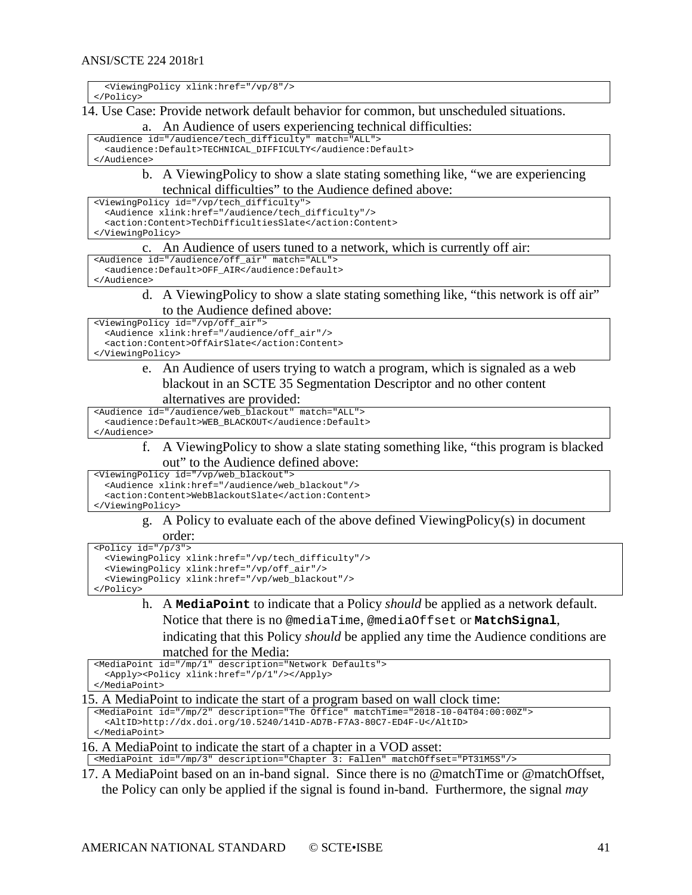```
  <ViewingPolicy xlink:href="/vp/8"/>
</Policy>
```

14. Use Case: Provide network default behavior for common, but unscheduled situations.
    a. An Audience of users experiencing technical difficulties:

```
<Audience id="/audience/tech_difficulty" match="ALL">
  <audience:Default>TECHNICAL_DIFFICULTY</audience:Default>
</Audience>
```

    b. A ViewingPolicy to show a slate stating something like, "we are experiencing technical difficulties" to the Audience defined above:

```
<ViewingPolicy id="/vp/tech_difficulty">
  <Audience xlink:href="/audience/tech_difficulty"/>
  <action:Content>TechDifficultiesSlate</action:Content>
</ViewingPolicy>
```

    c. An Audience of users tuned to a network, which is currently off air:

```
<Audience id="/audience/off_air" match="ALL">
  <audience:Default>OFF_AIR</audience:Default>
</Audience>
```

    d. A ViewingPolicy to show a slate stating something like, "this network is off air" to the Audience defined above:

```
<ViewingPolicy id="/vp/off_air">
  <Audience xlink:href="/audience/off_air"/>
  <action:Content>OffAirSlate</action:Content>
</ViewingPolicy>
```

    e. An Audience of users trying to watch a program, which is signaled as a web blackout in an SCTE 35 Segmentation Descriptor and no other content alternatives are provided:

```
<Audience id="/audience/web_blackout" match="ALL">
  <audience:Default>WEB_BLACKOUT</audience:Default>
</Audience>
```

    f. A ViewingPolicy to show a slate stating something like, "this program is blacked out" to the Audience defined above:

```
<ViewingPolicy id="/vp/web_blackout">
  <Audience xlink:href="/audience/web_blackout"/>
  <action:Content>WebBlackoutSlate</action:Content>
</ViewingPolicy>
```

    g. A Policy to evaluate each of the above defined ViewingPolicy(s) in document order:

```
<Policy id="/p/3">
  <ViewingPolicy xlink:href="/vp/tech_difficulty"/>
  <ViewingPolicy xlink:href="/vp/off_air"/>
  <ViewingPolicy xlink:href="/vp/web_blackout"/>
</Policy>
```

    h. A **`MediaPoint`** to indicate that a Policy *should* be applied as a network default. Notice that there is no `@mediaTime`, `@mediaOffset` or **`MatchSignal`**, indicating that this Policy *should* be applied any time the Audience conditions are matched for the Media:

```
<MediaPoint id="/mp/1" description="Network Defaults">
  <Apply><Policy xlink:href="/p/1"/></Apply>
</MediaPoint>
```

15. A MediaPoint to indicate the start of a program based on wall clock time:

```
<MediaPoint id="/mp/2" description="The Office" matchTime="2018-10-04T04:00:00Z">
  <AltID>http://dx.doi.org/10.5240/141D-AD7B-F7A3-80C7-ED4F-U</AltID>
</MediaPoint>
```

16. A MediaPoint to indicate the start of a chapter in a VOD asset:

```
<MediaPoint id="/mp/3" description="Chapter 3: Fallen" matchOffset="PT31M5S"/>
```

17. A MediaPoint based on an in-band signal. Since there is no @matchTime or @matchOffset, the Policy can only be applied if the signal is found in-band. Furthermore, the signal *may*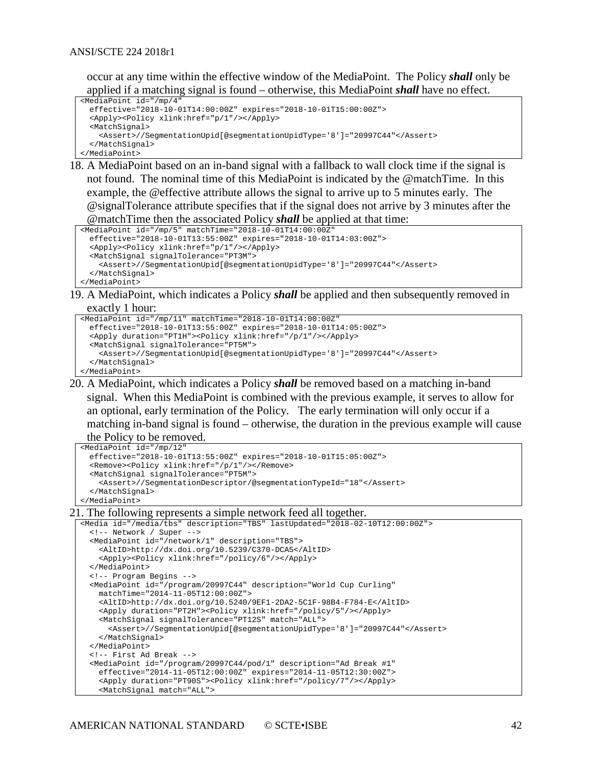occur at any time within the effective window of the MediaPoint. The Policy ***shall*** only be applied if a matching signal is found – otherwise, this MediaPoint ***shall*** have no effect.

```
<MediaPoint id="/mp/4"
  effective="2018-10-01T14:00:00Z" expires="2018-10-01T15:00:00Z">
  <Apply><Policy xlink:href="p/1"/></Apply>
  <MatchSignal>
    <Assert>//SegmentationUpid[@segmentationUpidType='8']="20997C44"</Assert>
  </MatchSignal>
</MediaPoint>
```

18. A MediaPoint based on an in-band signal with a fallback to wall clock time if the signal is not found. The nominal time of this MediaPoint is indicated by the @matchTime. In this example, the @effective attribute allows the signal to arrive up to 5 minutes early. The @signalTolerance attribute specifies that if the signal does not arrive by 3 minutes after the @matchTime then the associated Policy ***shall*** be applied at that time:

```
<MediaPoint id="/mp/5" matchTime="2018-10-01T14:00:00Z"
  effective="2018-10-01T13:55:00Z" expires="2018-10-01T14:03:00Z">
  <Apply><Policy xlink:href="p/1"/></Apply>
  <MatchSignal signalTolerance="PT3M">
    <Assert>//SegmentationUpid[@segmentationUpidType='8']="20997C44"</Assert>
  </MatchSignal>
</MediaPoint>
```

19. A MediaPoint, which indicates a Policy ***shall*** be applied and then subsequently removed in exactly 1 hour:

```
<MediaPoint id="/mp/11" matchTime="2018-10-01T14:00:00Z"
  effective="2018-10-01T13:55:00Z" expires="2018-10-01T14:05:00Z">
  <Apply duration="PT1H"><Policy xlink:href="/p/1"/></Apply>
  <MatchSignal signalTolerance="PT5M">
    <Assert>//SegmentationUpid[@segmentationUpidType='8']="20997C44"</Assert>
  </MatchSignal>
</MediaPoint>
```

20. A MediaPoint, which indicates a Policy ***shall*** be removed based on a matching in-band signal. When this MediaPoint is combined with the previous example, it serves to allow for an optional, early termination of the Policy. The early termination will only occur if a matching in-band signal is found – otherwise, the duration in the previous example will cause the Policy to be removed.

```
<MediaPoint id="/mp/12"
  effective="2018-10-01T13:55:00Z" expires="2018-10-01T15:05:00Z">
  <Remove><Policy xlink:href="/p/1"/></Remove>
  <MatchSignal signalTolerance="PT5M">
    <Assert>//SegmentationDescriptor/@segmentationTypeId="18"</Assert>
  </MatchSignal>
</MediaPoint>
```

21. The following represents a simple network feed all together.

```
<Media id="/media/tbs" description="TBS" lastUpdated="2018-02-10T12:00:00Z">
  <!-- Network / Super -->
  <MediaPoint id="/network/1" description="TBS">
    <AltID>http://dx.doi.org/10.5239/C370-DCA5</AltID>
    <Apply><Policy xlink:href="/policy/6"/></Apply>
  </MediaPoint>
  <!-- Program Begins -->
  <MediaPoint id="/program/20997C44" description="World Cup Curling"
    matchTime="2014-11-05T12:00:00Z">
    <AltID>http://dx.doi.org/10.5240/9EF1-2DA2-5C1F-98B4-F784-E</AltID>
    <Apply duration="PT2H"><Policy xlink:href="/policy/5"/></Apply>
    <MatchSignal signalTolerance="PT12S" match="ALL">
      <Assert>//SegmentationUpid[@segmentationUpidType='8']="20997C44"</Assert>
    </MatchSignal>
  </MediaPoint>
  <!-- First Ad Break -->
  <MediaPoint id="/program/20997C44/pod/1" description="Ad Break #1"
    effective="2014-11-05T12:00:00Z" expires="2014-11-05T12:30:00Z">
    <Apply duration="PT90S"><Policy xlink:href="/policy/7"/></Apply>
    <MatchSignal match="ALL">
```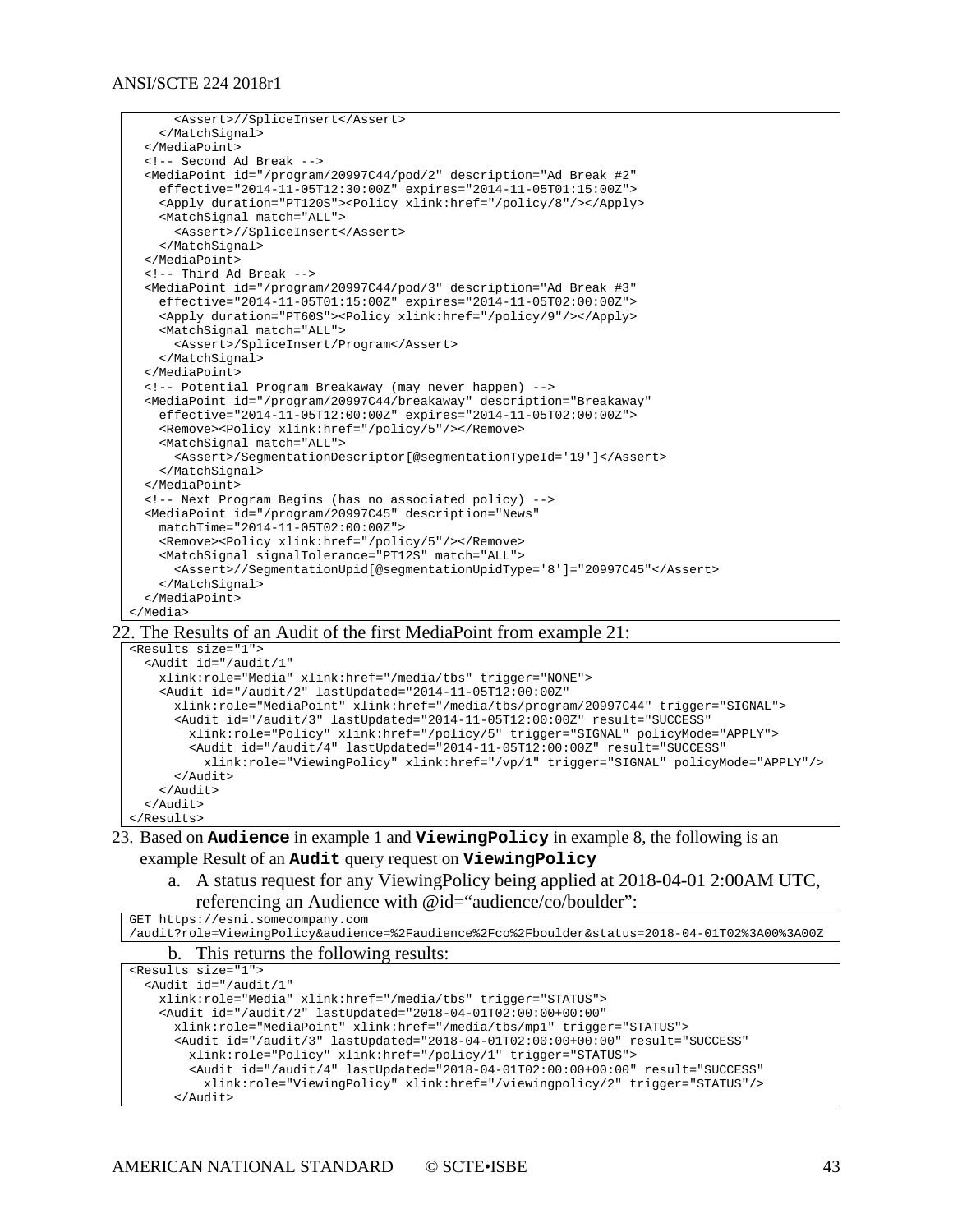```
      <Assert>//SpliceInsert</Assert>
    </MatchSignal>
  </MediaPoint>
  <!-- Second Ad Break -->
  <MediaPoint id="/program/20997C44/pod/2" description="Ad Break #2"
    effective="2014-11-05T12:30:00Z" expires="2014-11-05T01:15:00Z">
    <Apply duration="PT120S"><Policy xlink:href="/policy/8"/></Apply>
    <MatchSignal match="ALL">
      <Assert>//SpliceInsert</Assert>
    </MatchSignal>
  </MediaPoint>
  <!-- Third Ad Break -->
  <MediaPoint id="/program/20997C44/pod/3" description="Ad Break #3"
    effective="2014-11-05T01:15:00Z" expires="2014-11-05T02:00:00Z">
    <Apply duration="PT60S"><Policy xlink:href="/policy/9"/></Apply>
    <MatchSignal match="ALL">
      <Assert>/SpliceInsert/Program</Assert>
    </MatchSignal>
  </MediaPoint>
  <!-- Potential Program Breakaway (may never happen) -->
  <MediaPoint id="/program/20997C44/breakaway" description="Breakaway"
    effective="2014-11-05T12:00:00Z" expires="2014-11-05T02:00:00Z">
    <Remove><Policy xlink:href="/policy/5"/></Remove>
    <MatchSignal match="ALL">
      <Assert>/SegmentationDescriptor[@segmentationTypeId='19']</Assert>
    </MatchSignal>
  </MediaPoint>
  <!-- Next Program Begins (has no associated policy) -->
  <MediaPoint id="/program/20997C45" description="News"
    matchTime="2014-11-05T02:00:00Z">
    <Remove><Policy xlink:href="/policy/5"/></Remove>
    <MatchSignal signalTolerance="PT12S" match="ALL">
      <Assert>//SegmentationUpid[@segmentationUpidType='8']="20997C45"</Assert>
    </MatchSignal>
  </MediaPoint>
</Media>
```

22. The Results of an Audit of the first MediaPoint from example 21:

```
<Results size="1">
  <Audit id="/audit/1"
    xlink:role="Media" xlink:href="/media/tbs" trigger="NONE">
    <Audit id="/audit/2" lastUpdated="2014-11-05T12:00:00Z"
      xlink:role="MediaPoint" xlink:href="/media/tbs/program/20997C44" trigger="SIGNAL">
      <Audit id="/audit/3" lastUpdated="2014-11-05T12:00:00Z" result="SUCCESS"
        xlink:role="Policy" xlink:href="/policy/5" trigger="SIGNAL" policyMode="APPLY">
        <Audit id="/audit/4" lastUpdated="2014-11-05T12:00:00Z" result="SUCCESS"
          xlink:role="ViewingPolicy" xlink:href="/vp/1" trigger="SIGNAL" policyMode="APPLY"/>
      </Audit>
    </Audit>
  </Audit>
</Results>
```

23. Based on **`Audience`** in example 1 and **`ViewingPolicy`** in example 8, the following is an example Result of an **`Audit`** query request on **`ViewingPolicy`**

    a. A status request for any ViewingPolicy being applied at 2018-04-01 2:00AM UTC, referencing an Audience with @id="audience/co/boulder":

```
GET https://esni.somecompany.com
/audit?role=ViewingPolicy&audience=%2Faudience%2Fco%2Fboulder&status=2018-04-01T02%3A00%3A00Z
```

    b. This returns the following results:

```
<Results size="1">
  <Audit id="/audit/1"
    xlink:role="Media" xlink:href="/media/tbs" trigger="STATUS">
    <Audit id="/audit/2" lastUpdated="2018-04-01T02:00:00+00:00"
      xlink:role="MediaPoint" xlink:href="/media/tbs/mp1" trigger="STATUS">
      <Audit id="/audit/3" lastUpdated="2018-04-01T02:00:00+00:00" result="SUCCESS"
        xlink:role="Policy" xlink:href="/policy/1" trigger="STATUS">
        <Audit id="/audit/4" lastUpdated="2018-04-01T02:00:00+00:00" result="SUCCESS"
          xlink:role="ViewingPolicy" xlink:href="/viewingpolicy/2" trigger="STATUS"/>
      </Audit>
```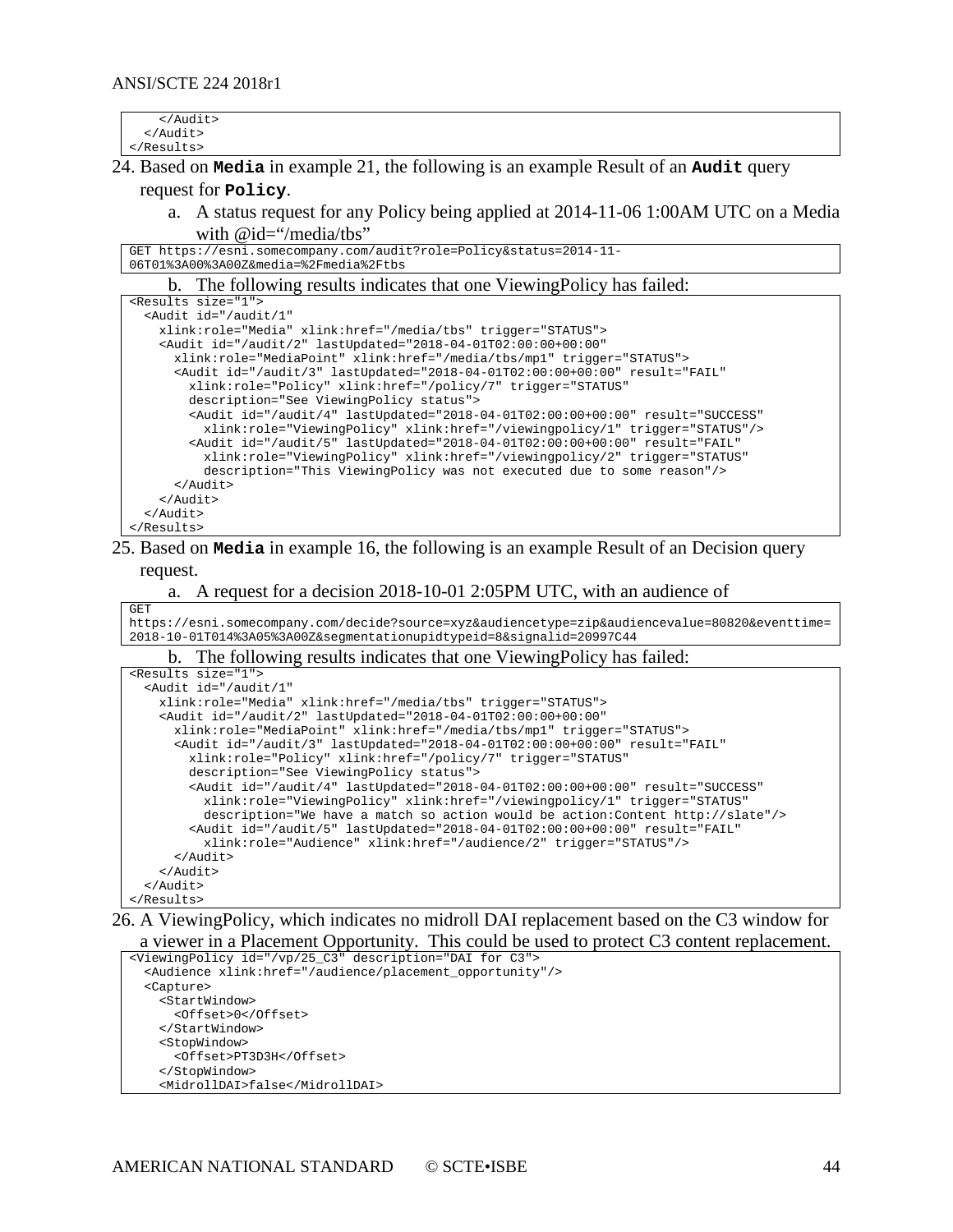```
    </Audit>
  </Audit>
</Results>
```

24. Based on **`Media`** in example 21, the following is an example Result of an **`Audit`** query request for **`Policy`**.

    a. A status request for any Policy being applied at 2014-11-06 1:00AM UTC on a Media with @id="/media/tbs"

```
GET https://esni.somecompany.com/audit?role=Policy&status=2014-11-
06T01%3A00%3A00Z&media=%2Fmedia%2Ftbs
```

    b. The following results indicates that one ViewingPolicy has failed:

```
<Results size="1">
  <Audit id="/audit/1"
    xlink:role="Media" xlink:href="/media/tbs" trigger="STATUS">
    <Audit id="/audit/2" lastUpdated="2018-04-01T02:00:00+00:00"
      xlink:role="MediaPoint" xlink:href="/media/tbs/mp1" trigger="STATUS">
      <Audit id="/audit/3" lastUpdated="2018-04-01T02:00:00+00:00" result="FAIL"
        xlink:role="Policy" xlink:href="/policy/7" trigger="STATUS"
        description="See ViewingPolicy status">
        <Audit id="/audit/4" lastUpdated="2018-04-01T02:00:00+00:00" result="SUCCESS"
          xlink:role="ViewingPolicy" xlink:href="/viewingpolicy/1" trigger="STATUS"/>
        <Audit id="/audit/5" lastUpdated="2018-04-01T02:00:00+00:00" result="FAIL"
          xlink:role="ViewingPolicy" xlink:href="/viewingpolicy/2" trigger="STATUS"
          description="This ViewingPolicy was not executed due to some reason"/>
      </Audit>
    </Audit>
  </Audit>
</Results>
```

25. Based on **`Media`** in example 16, the following is an example Result of an Decision query request.

    a. A request for a decision 2018-10-01 2:05PM UTC, with an audience of

```
GET
https://esni.somecompany.com/decide?source=xyz&audiencetype=zip&audiencevalue=80820&eventtime=
2018-10-01T014%3A05%3A00Z&segmentationupidtypeid=8&signalid=20997C44
```

    b. The following results indicates that one ViewingPolicy has failed:

```
<Results size="1">
  <Audit id="/audit/1"
    xlink:role="Media" xlink:href="/media/tbs" trigger="STATUS">
    <Audit id="/audit/2" lastUpdated="2018-04-01T02:00:00+00:00"
      xlink:role="MediaPoint" xlink:href="/media/tbs/mp1" trigger="STATUS">
      <Audit id="/audit/3" lastUpdated="2018-04-01T02:00:00+00:00" result="FAIL"
        xlink:role="Policy" xlink:href="/policy/7" trigger="STATUS"
        description="See ViewingPolicy status">
        <Audit id="/audit/4" lastUpdated="2018-04-01T02:00:00+00:00" result="SUCCESS"
          xlink:role="ViewingPolicy" xlink:href="/viewingpolicy/1" trigger="STATUS"
          description="We have a match so action would be action:Content http://slate"/>
        <Audit id="/audit/5" lastUpdated="2018-04-01T02:00:00+00:00" result="FAIL"
          xlink:role="Audience" xlink:href="/audience/2" trigger="STATUS"/>
      </Audit>
    </Audit>
  </Audit>
</Results>
```

26. A ViewingPolicy, which indicates no midroll DAI replacement based on the C3 window for a viewer in a Placement Opportunity. This could be used to protect C3 content replacement.

```
<ViewingPolicy id="/vp/25_C3" description="DAI for C3">
  <Audience xlink:href="/audience/placement_opportunity"/>
  <Capture>
    <StartWindow>
      <Offset>0</Offset>
    </StartWindow>
    <StopWindow>
      <Offset>PT3D3H</Offset>
    </StopWindow>
    <MidrollDAI>false</MidrollDAI>
```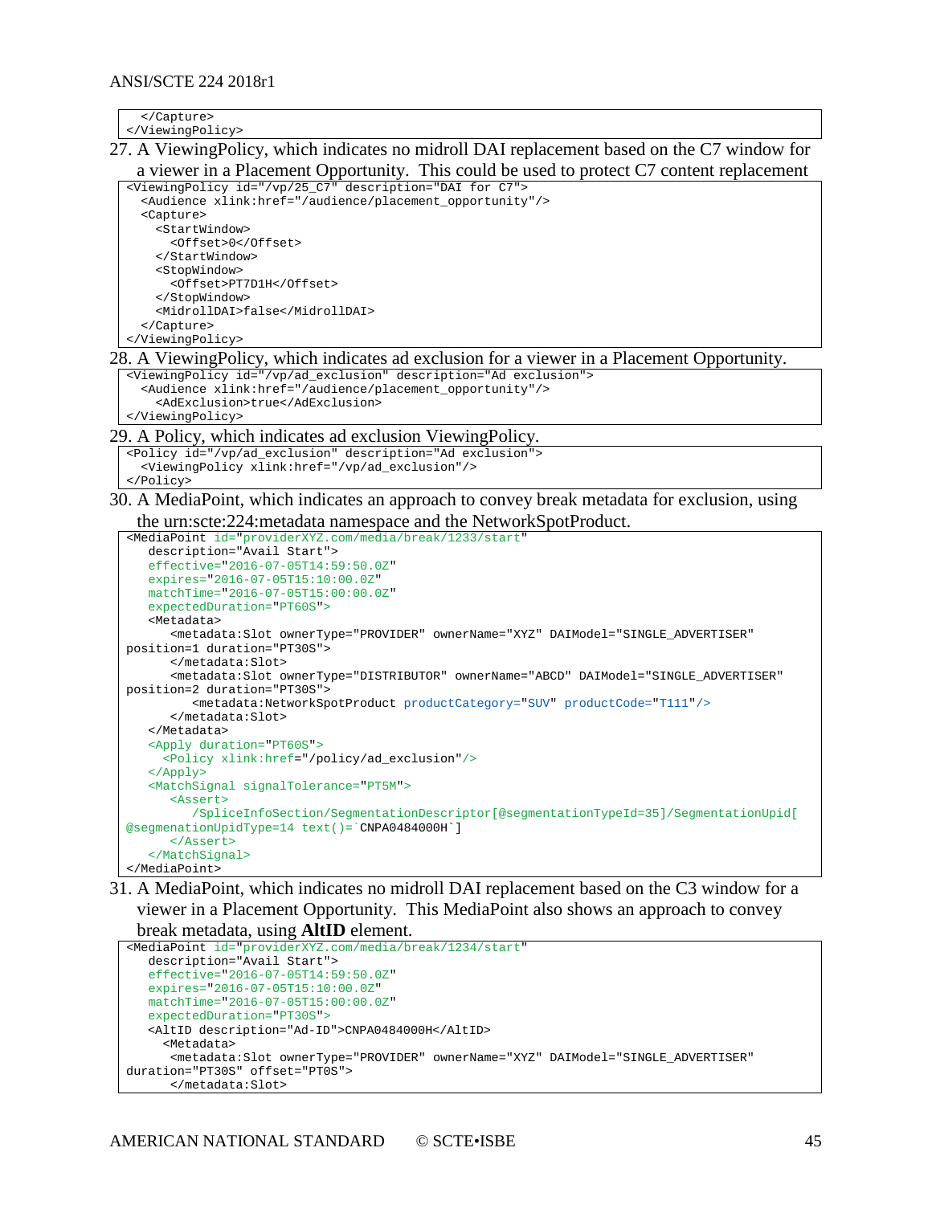```
    </Capture>
</ViewingPolicy>
```

27. A ViewingPolicy, which indicates no midroll DAI replacement based on the C7 window for a viewer in a Placement Opportunity.  This could be used to protect C7 content replacement

```
<ViewingPolicy id="/vp/25_C7" description="DAI for C7">
  <Audience xlink:href="/audience/placement_opportunity"/>
  <Capture>
    <StartWindow>
      <Offset>0</Offset>
    </StartWindow>
    <StopWindow>
      <Offset>PT7D1H</Offset>
    </StopWindow>
    <MidrollDAI>false</MidrollDAI>
  </Capture>
</ViewingPolicy>
```

28. A ViewingPolicy, which indicates ad exclusion for a viewer in a Placement Opportunity.

```
<ViewingPolicy id="/vp/ad_exclusion" description="Ad exclusion">
  <Audience xlink:href="/audience/placement_opportunity"/>
    <AdExclusion>true</AdExclusion>
</ViewingPolicy>
```

29. A Policy, which indicates ad exclusion ViewingPolicy.

```
<Policy id="/vp/ad_exclusion" description="Ad exclusion">
  <ViewingPolicy xlink:href="/vp/ad_exclusion"/>
</Policy>
```

30. A MediaPoint, which indicates an approach to convey break metadata for exclusion, using the urn:scte:224:metadata namespace and the NetworkSpotProduct.

```
<MediaPoint id="providerXYZ.com/media/break/1233/start"
   description="Avail Start">
   effective="2016-07-05T14:59:50.0Z"
   expires="2016-07-05T15:10:00.0Z"
   matchTime="2016-07-05T15:00:00.0Z"
   expectedDuration="PT60S">
   <Metadata>
      <metadata:Slot ownerType="PROVIDER" ownerName="XYZ" DAIModel="SINGLE_ADVERTISER"
position=1 duration="PT30S">
      </metadata:Slot>
      <metadata:Slot ownerType="DISTRIBUTOR" ownerName="ABCD" DAIModel="SINGLE_ADVERTISER"
position=2 duration="PT30S">
         <metadata:NetworkSpotProduct productCategory="SUV" productCode="T111"/>
      </metadata:Slot>
   </Metadata>
   <Apply duration="PT60S">
     <Policy xlink:href="/policy/ad_exclusion"/>
   </Apply>
   <MatchSignal signalTolerance="PT5M">
      <Assert>
         /SpliceInfoSection/SegmentationDescriptor[@segmentationTypeId=35]/SegmentationUpid[
@segmenationUpidType=14 text()=`CNPA0484000H`]
      </Assert>
   </MatchSignal>
</MediaPoint>
```

31. A MediaPoint, which indicates no midroll DAI replacement based on the C3 window for a viewer in a Placement Opportunity.  This MediaPoint also shows an approach to convey break metadata, using **AltID** element.

```
<MediaPoint id="providerXYZ.com/media/break/1234/start"
   description="Avail Start">
   effective="2016-07-05T14:59:50.0Z"
   expires="2016-07-05T15:10:00.0Z"
   matchTime="2016-07-05T15:00:00.0Z"
   expectedDuration="PT30S">
   <AltID description="Ad-ID">CNPA0484000H</AltID>
     <Metadata>
      <metadata:Slot ownerType="PROVIDER" ownerName="XYZ" DAIModel="SINGLE_ADVERTISER"
duration="PT30S" offset="PT0S">
      </metadata:Slot>
```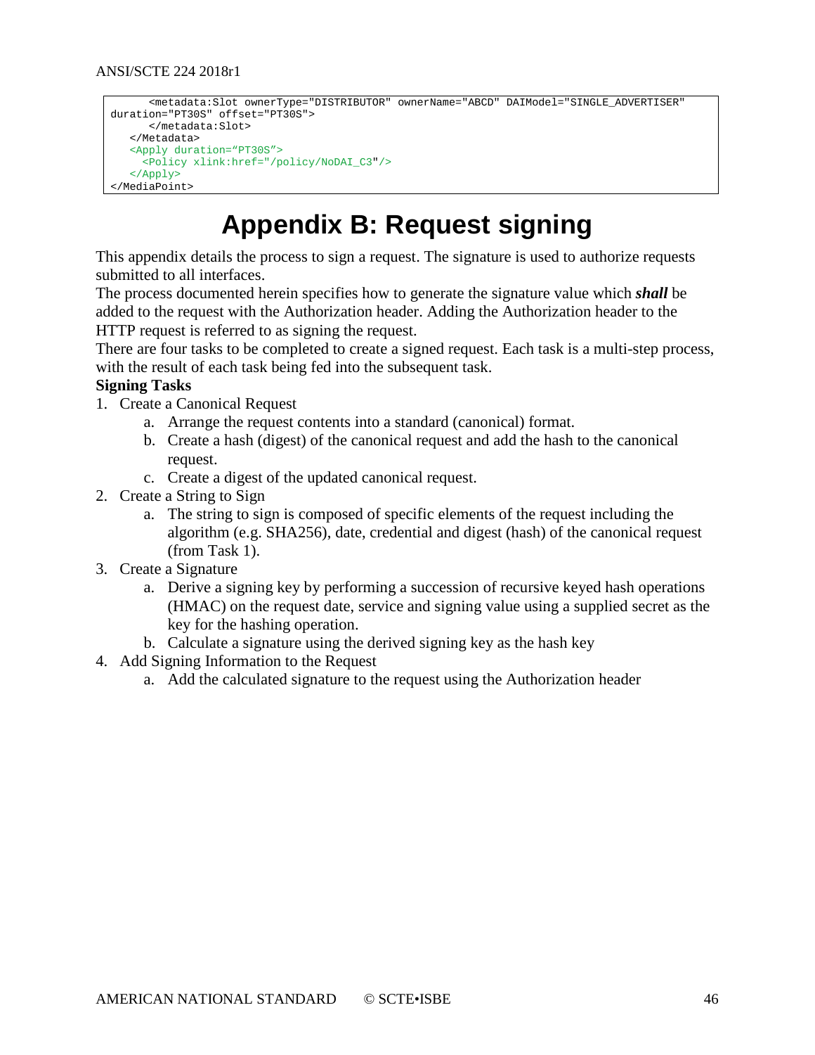```
      <metadata:Slot ownerType="DISTRIBUTOR" ownerName="ABCD" DAIModel="SINGLE_ADVERTISER"
duration="PT30S" offset="PT30S">
      </metadata:Slot>
   </Metadata>
   <Apply duration="PT30S">
     <Policy xlink:href="/policy/NoDAI_C3"/>
   </Apply>
</MediaPoint>
```

# Appendix B: Request signing

This appendix details the process to sign a request. The signature is used to authorize requests submitted to all interfaces.

The process documented herein specifies how to generate the signature value which ***shall*** be added to the request with the Authorization header. Adding the Authorization header to the HTTP request is referred to as signing the request.

There are four tasks to be completed to create a signed request. Each task is a multi-step process, with the result of each task being fed into the subsequent task.

**Signing Tasks**

1. Create a Canonical Request
   a. Arrange the request contents into a standard (canonical) format.
   b. Create a hash (digest) of the canonical request and add the hash to the canonical request.
   c. Create a digest of the updated canonical request.
2. Create a String to Sign
   a. The string to sign is composed of specific elements of the request including the algorithm (e.g. SHA256), date, credential and digest (hash) of the canonical request (from Task 1).
3. Create a Signature
   a. Derive a signing key by performing a succession of recursive keyed hash operations (HMAC) on the request date, service and signing value using a supplied secret as the key for the hashing operation.
   b. Calculate a signature using the derived signing key as the hash key
4. Add Signing Information to the Request
   a. Add the calculated signature to the request using the Authorization header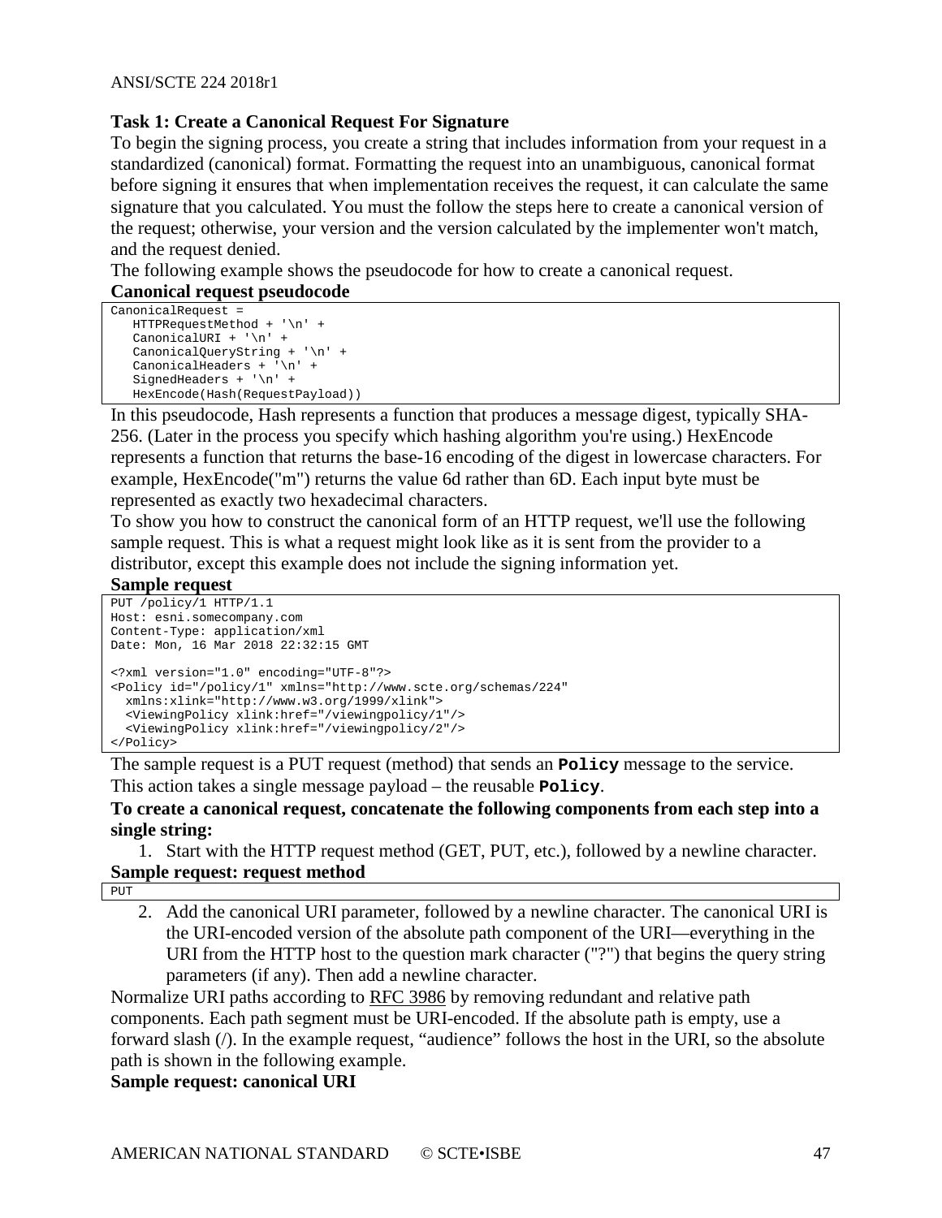**Task 1: Create a Canonical Request For Signature**

To begin the signing process, you create a string that includes information from your request in a standardized (canonical) format. Formatting the request into an unambiguous, canonical format before signing it ensures that when implementation receives the request, it can calculate the same signature that you calculated. You must the follow the steps here to create a canonical version of the request; otherwise, your version and the version calculated by the implementer won't match, and the request denied.

The following example shows the pseudocode for how to create a canonical request.

**Canonical request pseudocode**

```
CanonicalRequest =
   HTTPRequestMethod + '\n' +
   CanonicalURI + '\n' +
   CanonicalQueryString + '\n' +
   CanonicalHeaders + '\n' +
   SignedHeaders + '\n' +
   HexEncode(Hash(RequestPayload))
```

In this pseudocode, Hash represents a function that produces a message digest, typically SHA-256. (Later in the process you specify which hashing algorithm you're using.) HexEncode represents a function that returns the base-16 encoding of the digest in lowercase characters. For example, HexEncode("m") returns the value 6d rather than 6D. Each input byte must be represented as exactly two hexadecimal characters.

To show you how to construct the canonical form of an HTTP request, we'll use the following sample request. This is what a request might look like as it is sent from the provider to a distributor, except this example does not include the signing information yet.

**Sample request**

```
PUT /policy/1 HTTP/1.1
Host: esni.somecompany.com
Content-Type: application/xml
Date: Mon, 16 Mar 2018 22:32:15 GMT

<?xml version="1.0" encoding="UTF-8"?>
<Policy id="/policy/1" xmlns="http://www.scte.org/schemas/224"
  xmlns:xlink="http://www.w3.org/1999/xlink">
  <ViewingPolicy xlink:href="/viewingpolicy/1"/>
  <ViewingPolicy xlink:href="/viewingpolicy/2"/>
</Policy>
```

The sample request is a PUT request (method) that sends an **`Policy`** message to the service. This action takes a single message payload – the reusable **`Policy`**.

**To create a canonical request, concatenate the following components from each step into a single string:**

1. Start with the HTTP request method (GET, PUT, etc.), followed by a newline character.

**Sample request: request method**

```
PUT
```

2. Add the canonical URI parameter, followed by a newline character. The canonical URI is the URI-encoded version of the absolute path component of the URI—everything in the URI from the HTTP host to the question mark character ("?") that begins the query string parameters (if any). Then add a newline character.

Normalize URI paths according to RFC 3986 by removing redundant and relative path components. Each path segment must be URI-encoded. If the absolute path is empty, use a forward slash (/). In the example request, "audience" follows the host in the URI, so the absolute path is shown in the following example.

**Sample request: canonical URI**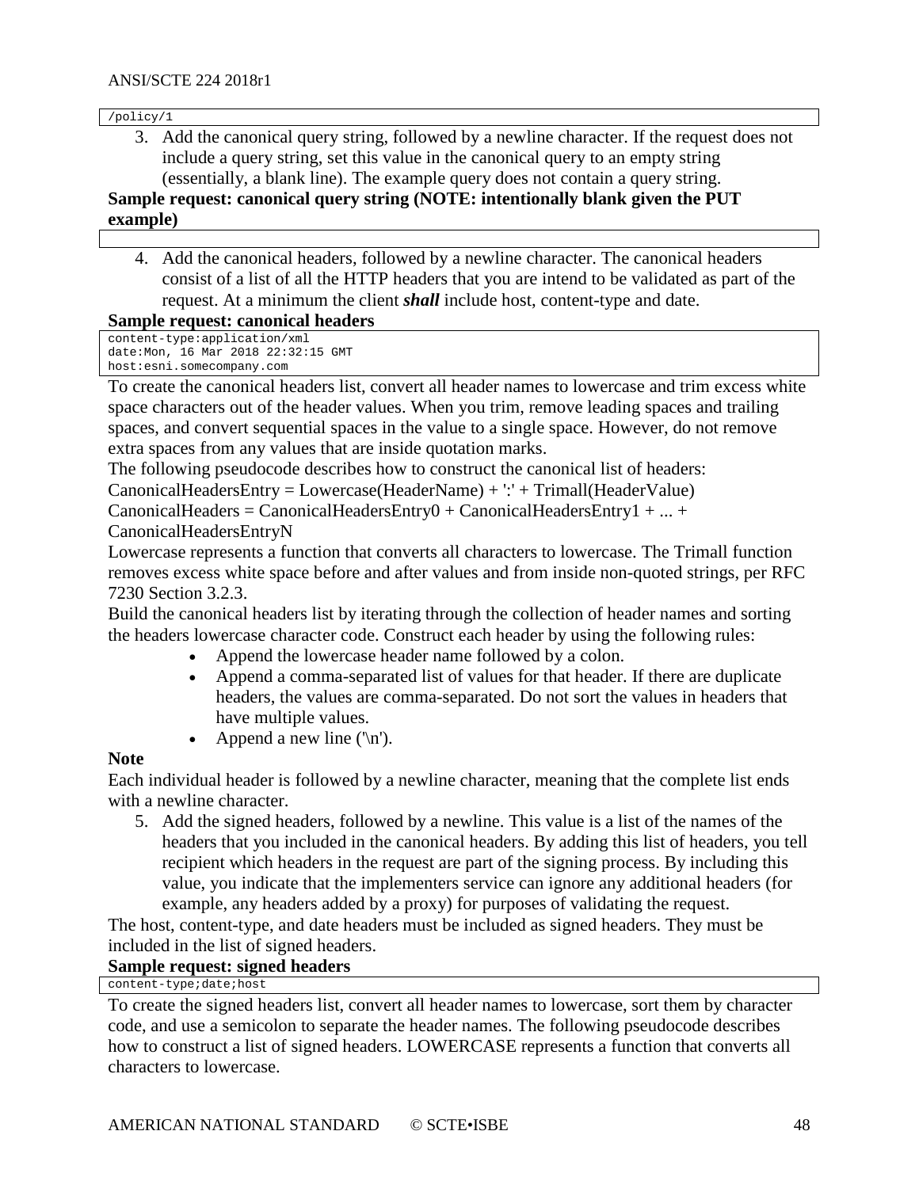```
/policy/1
```

3. Add the canonical query string, followed by a newline character. If the request does not include a query string, set this value in the canonical query to an empty string (essentially, a blank line). The example query does not contain a query string.

**Sample request: canonical query string (NOTE: intentionally blank given the PUT example)**

```

```

4. Add the canonical headers, followed by a newline character. The canonical headers consist of a list of all the HTTP headers that you are intend to be validated as part of the request. At a minimum the client ***shall*** include host, content-type and date.

**Sample request: canonical headers**

```
content-type:application/xml
date:Mon, 16 Mar 2018 22:32:15 GMT
host:esni.somecompany.com
```

To create the canonical headers list, convert all header names to lowercase and trim excess white space characters out of the header values. When you trim, remove leading spaces and trailing spaces, and convert sequential spaces in the value to a single space. However, do not remove extra spaces from any values that are inside quotation marks.

The following pseudocode describes how to construct the canonical list of headers:

CanonicalHeadersEntry = Lowercase(HeaderName) + ':' + Trimall(HeaderValue)

CanonicalHeaders = CanonicalHeadersEntry0 + CanonicalHeadersEntry1 + ... + CanonicalHeadersEntryN

Lowercase represents a function that converts all characters to lowercase. The Trimall function removes excess white space before and after values and from inside non-quoted strings, per RFC 7230 Section 3.2.3.

Build the canonical headers list by iterating through the collection of header names and sorting the headers lowercase character code. Construct each header by using the following rules:

- Append the lowercase header name followed by a colon.
- Append a comma-separated list of values for that header. If there are duplicate headers, the values are comma-separated. Do not sort the values in headers that have multiple values.
- Append a new line ('\n').

**Note**

Each individual header is followed by a newline character, meaning that the complete list ends with a newline character.

5. Add the signed headers, followed by a newline. This value is a list of the names of the headers that you included in the canonical headers. By adding this list of headers, you tell recipient which headers in the request are part of the signing process. By including this value, you indicate that the implementers service can ignore any additional headers (for example, any headers added by a proxy) for purposes of validating the request.

The host, content-type, and date headers must be included as signed headers. They must be included in the list of signed headers.

**Sample request: signed headers**

```
content-type;date;host
```

To create the signed headers list, convert all header names to lowercase, sort them by character code, and use a semicolon to separate the header names. The following pseudocode describes how to construct a list of signed headers. LOWERCASE represents a function that converts all characters to lowercase.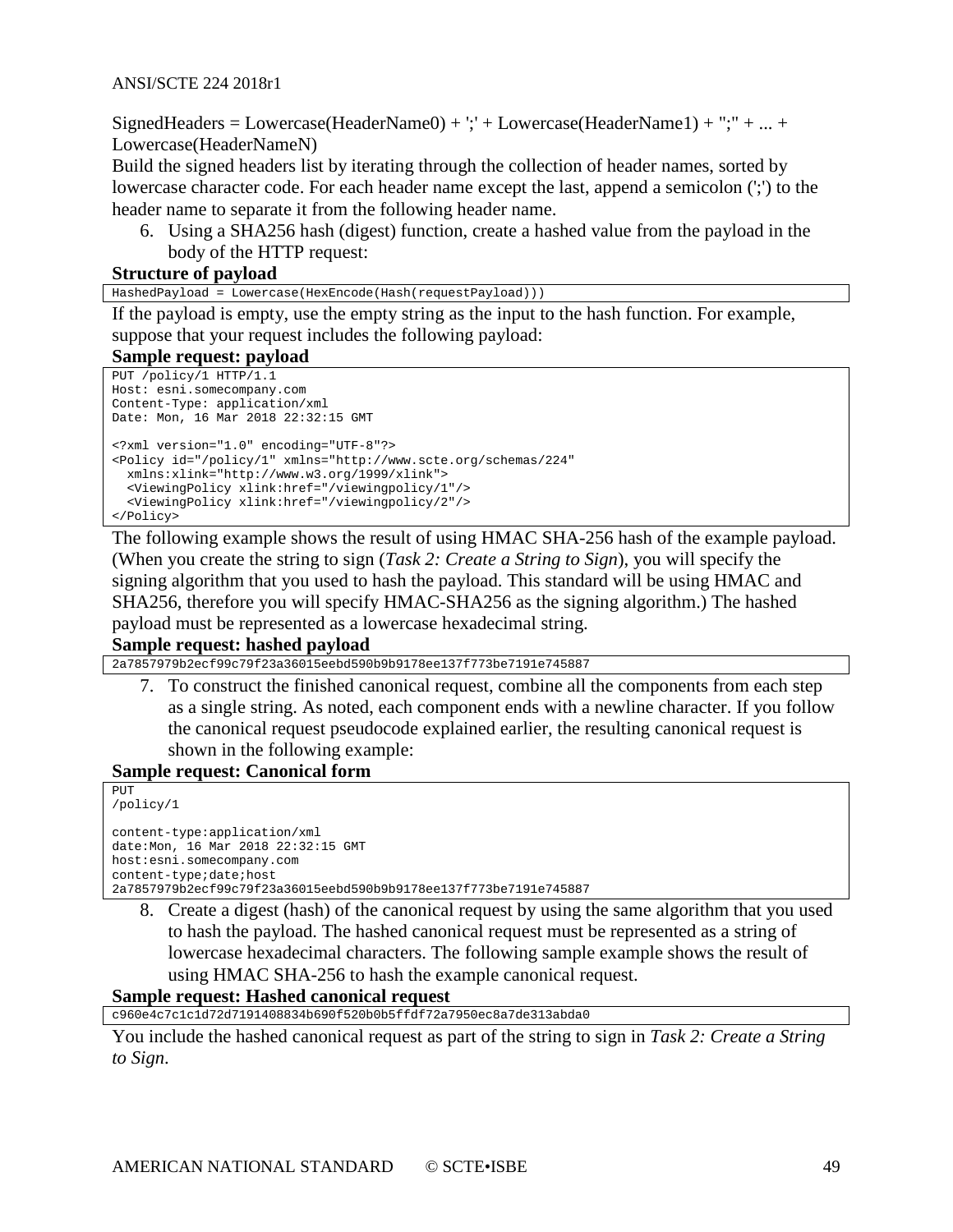SignedHeaders = Lowercase(HeaderName0) + ';' + Lowercase(HeaderName1) + ";" + ... + Lowercase(HeaderNameN)

Build the signed headers list by iterating through the collection of header names, sorted by lowercase character code. For each header name except the last, append a semicolon (';') to the header name to separate it from the following header name.

6. Using a SHA256 hash (digest) function, create a hashed value from the payload in the body of the HTTP request:

**Structure of payload**

```
HashedPayload = Lowercase(HexEncode(Hash(requestPayload)))
```

If the payload is empty, use the empty string as the input to the hash function. For example, suppose that your request includes the following payload:

**Sample request: payload**

```
PUT /policy/1 HTTP/1.1
Host: esni.somecompany.com
Content-Type: application/xml
Date: Mon, 16 Mar 2018 22:32:15 GMT

<?xml version="1.0" encoding="UTF-8"?>
<Policy id="/policy/1" xmlns="http://www.scte.org/schemas/224"
  xmlns:xlink="http://www.w3.org/1999/xlink">
  <ViewingPolicy xlink:href="/viewingpolicy/1"/>
  <ViewingPolicy xlink:href="/viewingpolicy/2"/>
</Policy>
```

The following example shows the result of using HMAC SHA-256 hash of the example payload. (When you create the string to sign (*Task 2: Create a String to Sign*), you will specify the signing algorithm that you used to hash the payload. This standard will be using HMAC and SHA256, therefore you will specify HMAC-SHA256 as the signing algorithm.) The hashed payload must be represented as a lowercase hexadecimal string.

**Sample request: hashed payload**

```
2a7857979b2ecf99c79f23a36015eebd590b9b9178ee137f773be7191e745887
```

7. To construct the finished canonical request, combine all the components from each step as a single string. As noted, each component ends with a newline character. If you follow the canonical request pseudocode explained earlier, the resulting canonical request is shown in the following example:

**Sample request: Canonical form**

```
PUT
/policy/1

content-type:application/xml
date:Mon, 16 Mar 2018 22:32:15 GMT
host:esni.somecompany.com
content-type;date;host
2a7857979b2ecf99c79f23a36015eebd590b9b9178ee137f773be7191e745887
```

8. Create a digest (hash) of the canonical request by using the same algorithm that you used to hash the payload. The hashed canonical request must be represented as a string of lowercase hexadecimal characters. The following sample example shows the result of using HMAC SHA-256 to hash the example canonical request.

**Sample request: Hashed canonical request**

```
c960e4c7c1c1d72d7191408834b690f520b0b5ffdf72a7950ec8a7de313abda0
```

You include the hashed canonical request as part of the string to sign in *Task 2: Create a String to Sign*.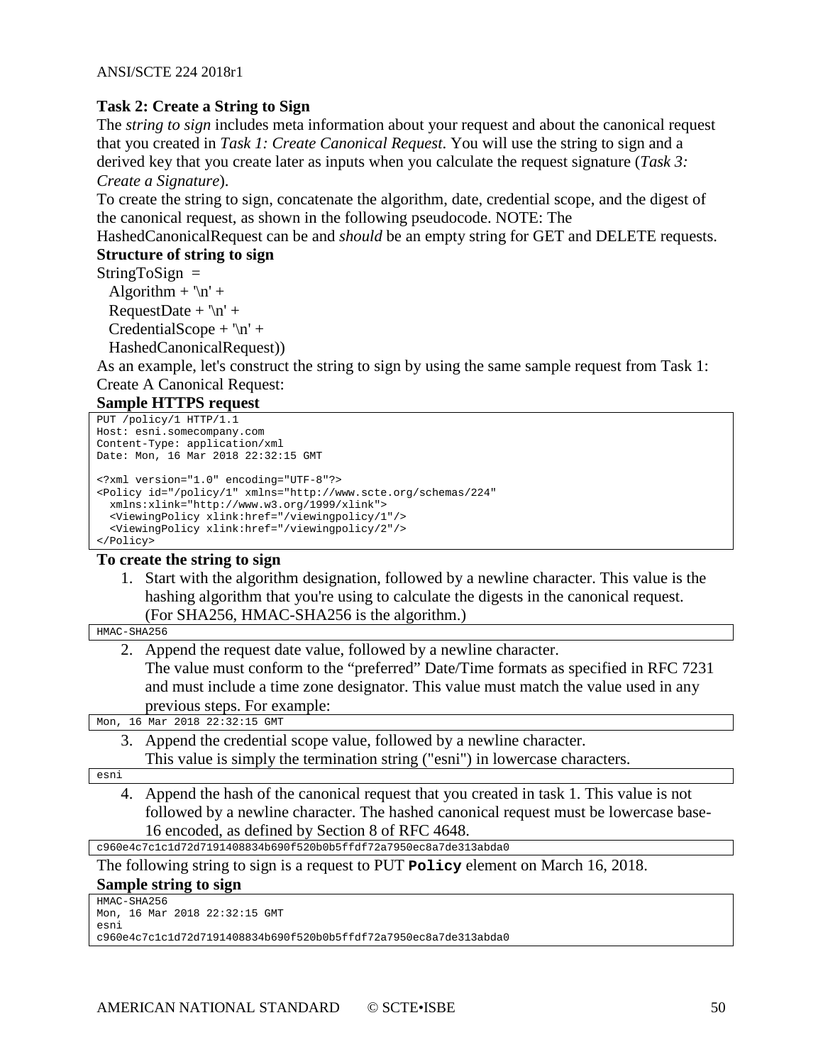### Task 2: Create a String to Sign

The *string to sign* includes meta information about your request and about the canonical request that you created in *Task 1: Create Canonical Request*. You will use the string to sign and a derived key that you create later as inputs when you calculate the request signature (*Task 3: Create a Signature*).

To create the string to sign, concatenate the algorithm, date, credential scope, and the digest of the canonical request, as shown in the following pseudocode. NOTE: The HashedCanonicalRequest can be and *should* be an empty string for GET and DELETE requests.

**Structure of string to sign**

StringToSign =
  Algorithm + '\n' +
  RequestDate + '\n' +
  CredentialScope + '\n' +
  HashedCanonicalRequest))

As an example, let's construct the string to sign by using the same sample request from Task 1: Create A Canonical Request:

**Sample HTTPS request**

```
PUT /policy/1 HTTP/1.1
Host: esni.somecompany.com
Content-Type: application/xml
Date: Mon, 16 Mar 2018 22:32:15 GMT

<?xml version="1.0" encoding="UTF-8"?>
<Policy id="/policy/1" xmlns="http://www.scte.org/schemas/224"
  xmlns:xlink="http://www.w3.org/1999/xlink">
  <ViewingPolicy xlink:href="/viewingpolicy/1"/>
  <ViewingPolicy xlink:href="/viewingpolicy/2"/>
</Policy>
```

**To create the string to sign**

1. Start with the algorithm designation, followed by a newline character. This value is the hashing algorithm that you're using to calculate the digests in the canonical request. (For SHA256, HMAC-SHA256 is the algorithm.)

```
HMAC-SHA256
```

2. Append the request date value, followed by a newline character. The value must conform to the "preferred" Date/Time formats as specified in RFC 7231 and must include a time zone designator. This value must match the value used in any previous steps. For example:

```
Mon, 16 Mar 2018 22:32:15 GMT
```

3. Append the credential scope value, followed by a newline character. This value is simply the termination string ("esni") in lowercase characters.

```
esni
```

4. Append the hash of the canonical request that you created in task 1. This value is not followed by a newline character. The hashed canonical request must be lowercase base-16 encoded, as defined by Section 8 of RFC 4648.

```
c960e4c7c1c1d72d7191408834b690f520b0b5ffdf72a7950ec8a7de313abda0
```

The following string to sign is a request to PUT **`Policy`** element on March 16, 2018.

**Sample string to sign**

```
HMAC-SHA256
Mon, 16 Mar 2018 22:32:15 GMT
esni
c960e4c7c1c1d72d7191408834b690f520b0b5ffdf72a7950ec8a7de313abda0
```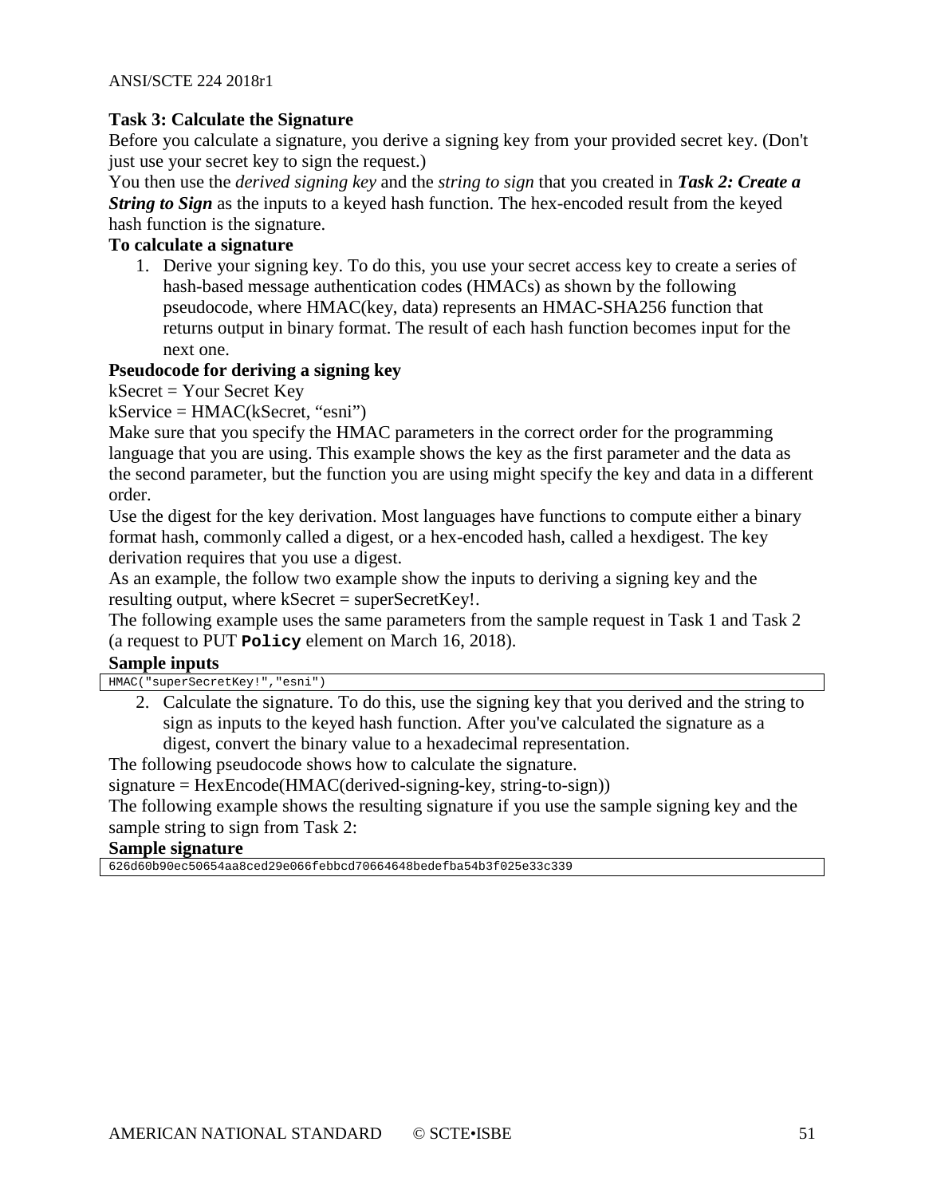### Task 3: Calculate the Signature

Before you calculate a signature, you derive a signing key from your provided secret key. (Don't just use your secret key to sign the request.)

You then use the *derived signing key* and the *string to sign* that you created in ***Task 2: Create a String to Sign*** as the inputs to a keyed hash function. The hex-encoded result from the keyed hash function is the signature.

**To calculate a signature**

1. Derive your signing key. To do this, you use your secret access key to create a series of hash-based message authentication codes (HMACs) as shown by the following pseudocode, where HMAC(key, data) represents an HMAC-SHA256 function that returns output in binary format. The result of each hash function becomes input for the next one.

**Pseudocode for deriving a signing key**

kSecret = Your Secret Key

kService = HMAC(kSecret, “esni”)

Make sure that you specify the HMAC parameters in the correct order for the programming language that you are using. This example shows the key as the first parameter and the data as the second parameter, but the function you are using might specify the key and data in a different order.

Use the digest for the key derivation. Most languages have functions to compute either a binary format hash, commonly called a digest, or a hex-encoded hash, called a hexdigest. The key derivation requires that you use a digest.

As an example, the follow two example show the inputs to deriving a signing key and the resulting output, where kSecret = superSecretKey!.

The following example uses the same parameters from the sample request in Task 1 and Task 2 (a request to PUT **`Policy`** element on March 16, 2018).

**Sample inputs**

```
HMAC("superSecretKey!","esni")
```

2. Calculate the signature. To do this, use the signing key that you derived and the string to sign as inputs to the keyed hash function. After you've calculated the signature as a digest, convert the binary value to a hexadecimal representation.

The following pseudocode shows how to calculate the signature.

signature = HexEncode(HMAC(derived-signing-key, string-to-sign))

The following example shows the resulting signature if you use the sample signing key and the sample string to sign from Task 2:

**Sample signature**

```
626d60b90ec50654aa8ced29e066febbcd70664648bedefba54b3f025e33c339
```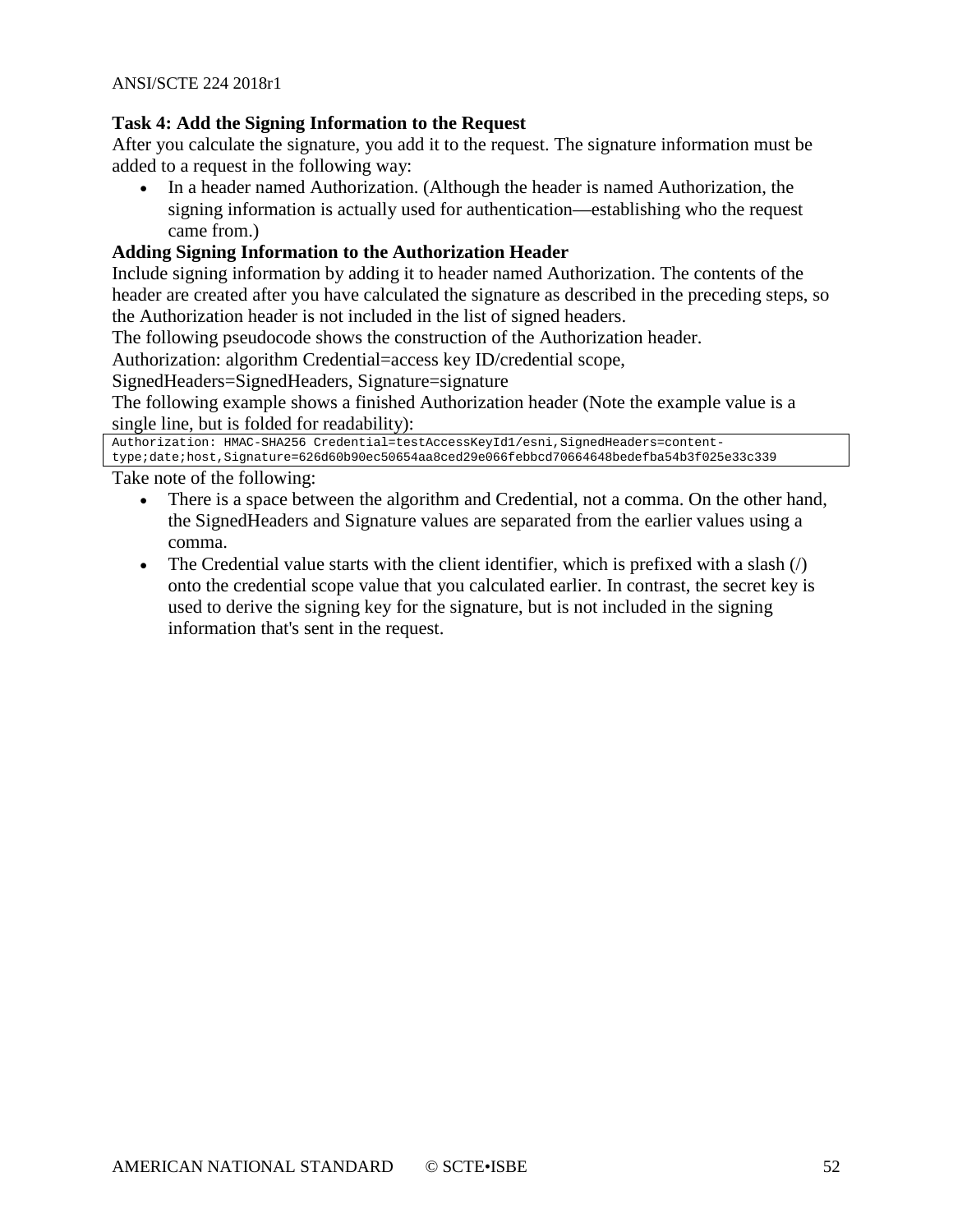**Task 4: Add the Signing Information to the Request**

After you calculate the signature, you add it to the request. The signature information must be added to a request in the following way:

- In a header named Authorization. (Although the header is named Authorization, the signing information is actually used for authentication—establishing who the request came from.)

**Adding Signing Information to the Authorization Header**

Include signing information by adding it to header named Authorization. The contents of the header are created after you have calculated the signature as described in the preceding steps, so the Authorization header is not included in the list of signed headers.

The following pseudocode shows the construction of the Authorization header.

Authorization: algorithm Credential=access key ID/credential scope, SignedHeaders=SignedHeaders, Signature=signature

The following example shows a finished Authorization header (Note the example value is a single line, but is folded for readability):

```
Authorization: HMAC-SHA256 Credential=testAccessKeyId1/esni,SignedHeaders=content-
type;date;host,Signature=626d60b90ec50654aa8ced29e066febbcd70664648bedefba54b3f025e33c339
```

Take note of the following:

- There is a space between the algorithm and Credential, not a comma. On the other hand, the SignedHeaders and Signature values are separated from the earlier values using a comma.
- The Credential value starts with the client identifier, which is prefixed with a slash (/) onto the credential scope value that you calculated earlier. In contrast, the secret key is used to derive the signing key for the signature, but is not included in the signing information that's sent in the request.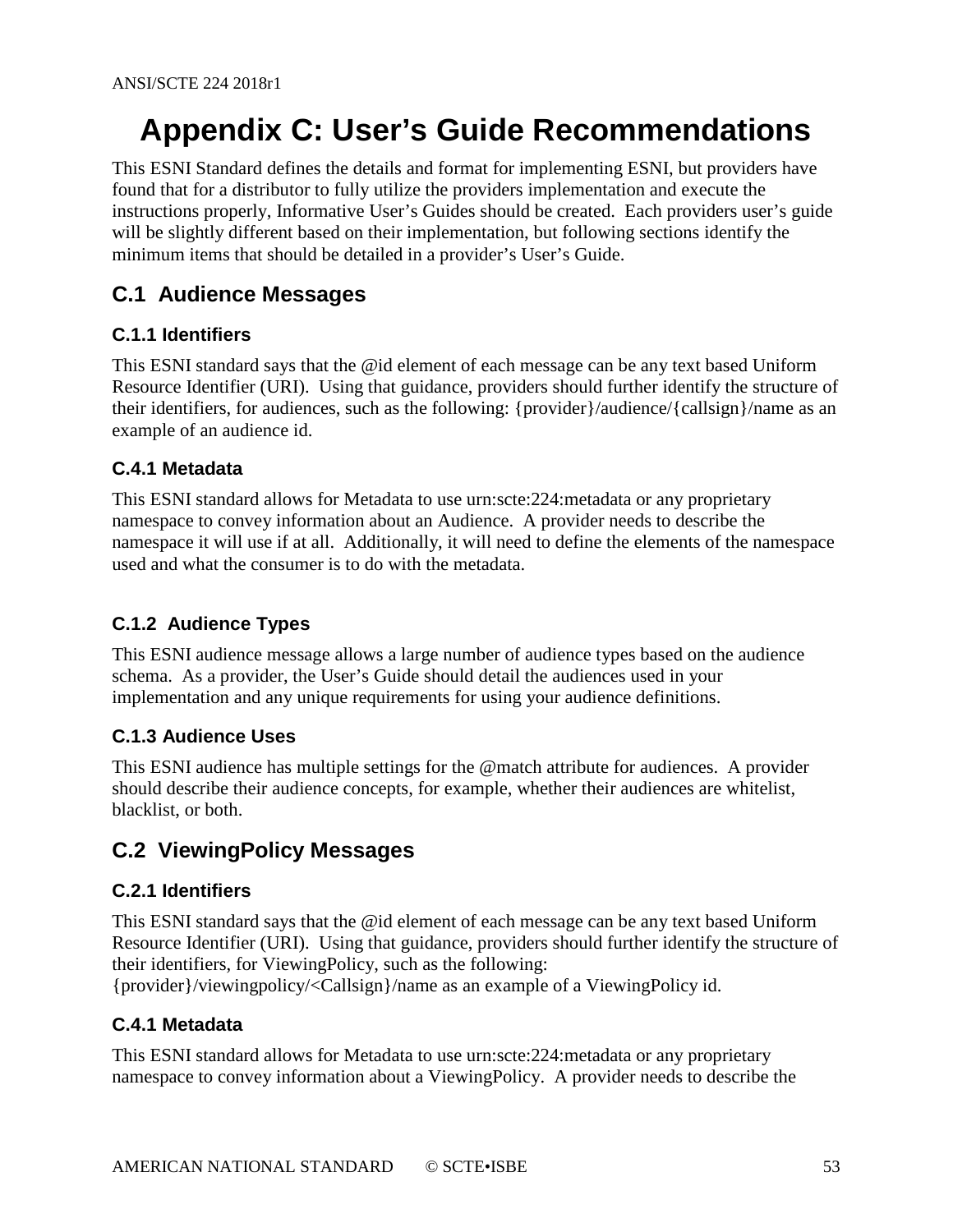# Appendix C: User's Guide Recommendations

This ESNI Standard defines the details and format for implementing ESNI, but providers have found that for a distributor to fully utilize the providers implementation and execute the instructions properly, Informative User's Guides should be created. Each providers user's guide will be slightly different based on their implementation, but following sections identify the minimum items that should be detailed in a provider's User's Guide.

## C.1 Audience Messages

### C.1.1 Identifiers

This ESNI standard says that the @id element of each message can be any text based Uniform Resource Identifier (URI). Using that guidance, providers should further identify the structure of their identifiers, for audiences, such as the following: {provider}/audience/{callsign}/name as an example of an audience id.

### C.4.1 Metadata

This ESNI standard allows for Metadata to use urn:scte:224:metadata or any proprietary namespace to convey information about an Audience. A provider needs to describe the namespace it will use if at all. Additionally, it will need to define the elements of the namespace used and what the consumer is to do with the metadata.

### C.1.2 Audience Types

This ESNI audience message allows a large number of audience types based on the audience schema. As a provider, the User's Guide should detail the audiences used in your implementation and any unique requirements for using your audience definitions.

### C.1.3 Audience Uses

This ESNI audience has multiple settings for the @match attribute for audiences. A provider should describe their audience concepts, for example, whether their audiences are whitelist, blacklist, or both.

## C.2 ViewingPolicy Messages

### C.2.1 Identifiers

This ESNI standard says that the @id element of each message can be any text based Uniform Resource Identifier (URI). Using that guidance, providers should further identify the structure of their identifiers, for ViewingPolicy, such as the following: {provider}/viewingpolicy/<Callsign}/name as an example of a ViewingPolicy id.

### C.4.1 Metadata

This ESNI standard allows for Metadata to use urn:scte:224:metadata or any proprietary namespace to convey information about a ViewingPolicy. A provider needs to describe the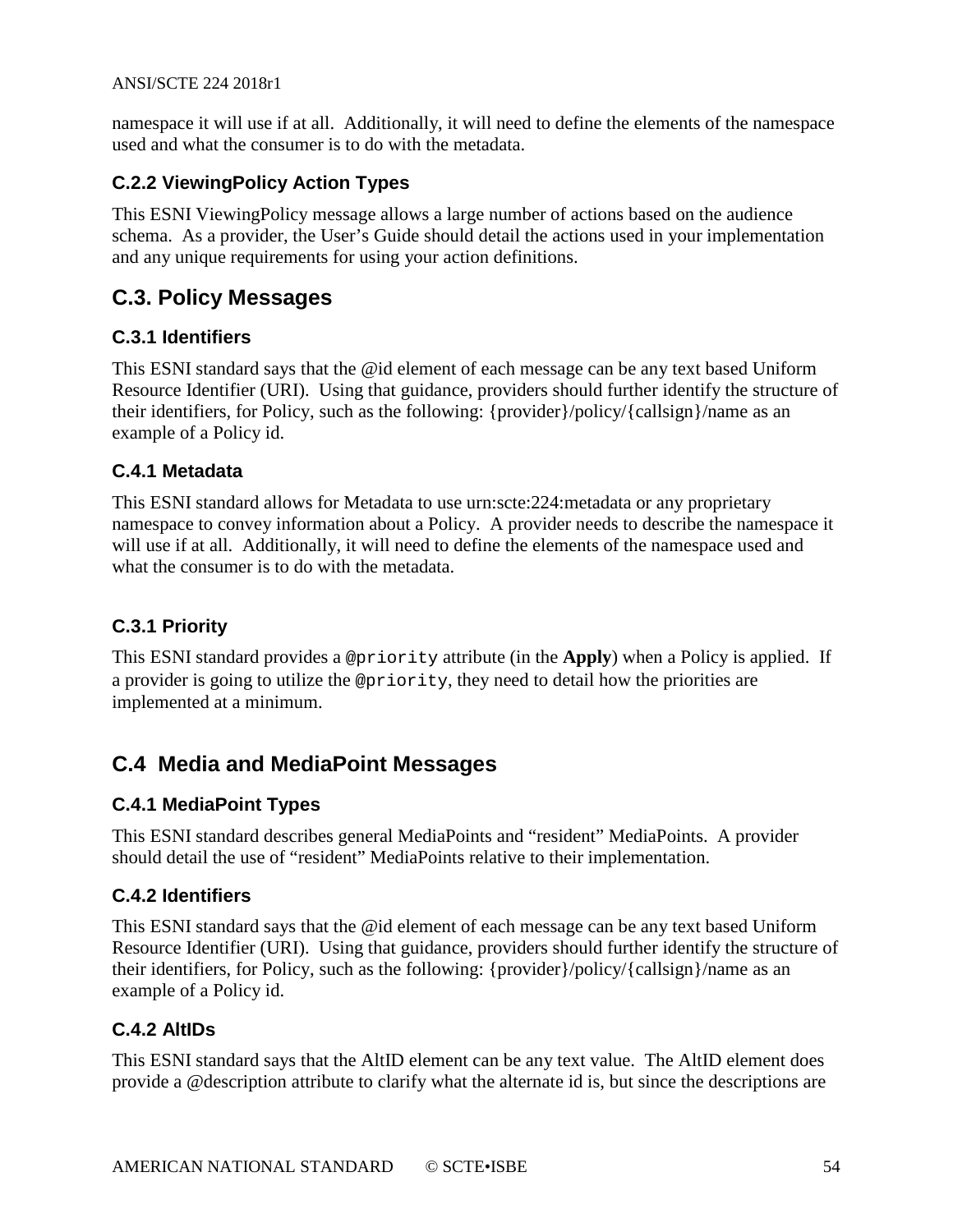namespace it will use if at all.  Additionally, it will need to define the elements of the namespace used and what the consumer is to do with the metadata.

### C.2.2 ViewingPolicy Action Types

This ESNI ViewingPolicy message allows a large number of actions based on the audience schema.  As a provider, the User's Guide should detail the actions used in your implementation and any unique requirements for using your action definitions.

## C.3. Policy Messages

### C.3.1 Identifiers

This ESNI standard says that the @id element of each message can be any text based Uniform Resource Identifier (URI).  Using that guidance, providers should further identify the structure of their identifiers, for Policy, such as the following: {provider}/policy/{callsign}/name as an example of a Policy id.

### C.4.1 Metadata

This ESNI standard allows for Metadata to use urn:scte:224:metadata or any proprietary namespace to convey information about a Policy.  A provider needs to describe the namespace it will use if at all.  Additionally, it will need to define the elements of the namespace used and what the consumer is to do with the metadata.

### C.3.1 Priority

This ESNI standard provides a `@priority` attribute (in the **Apply**) when a Policy is applied.  If a provider is going to utilize the `@priority`, they need to detail how the priorities are implemented at a minimum.

## C.4 Media and MediaPoint Messages

### C.4.1 MediaPoint Types

This ESNI standard describes general MediaPoints and "resident" MediaPoints.  A provider should detail the use of "resident" MediaPoints relative to their implementation.

### C.4.2 Identifiers

This ESNI standard says that the @id element of each message can be any text based Uniform Resource Identifier (URI).  Using that guidance, providers should further identify the structure of their identifiers, for Policy, such as the following: {provider}/policy/{callsign}/name as an example of a Policy id.

### C.4.2 AltIDs

This ESNI standard says that the AltID element can be any text value.  The AltID element does provide a @description attribute to clarify what the alternate id is, but since the descriptions are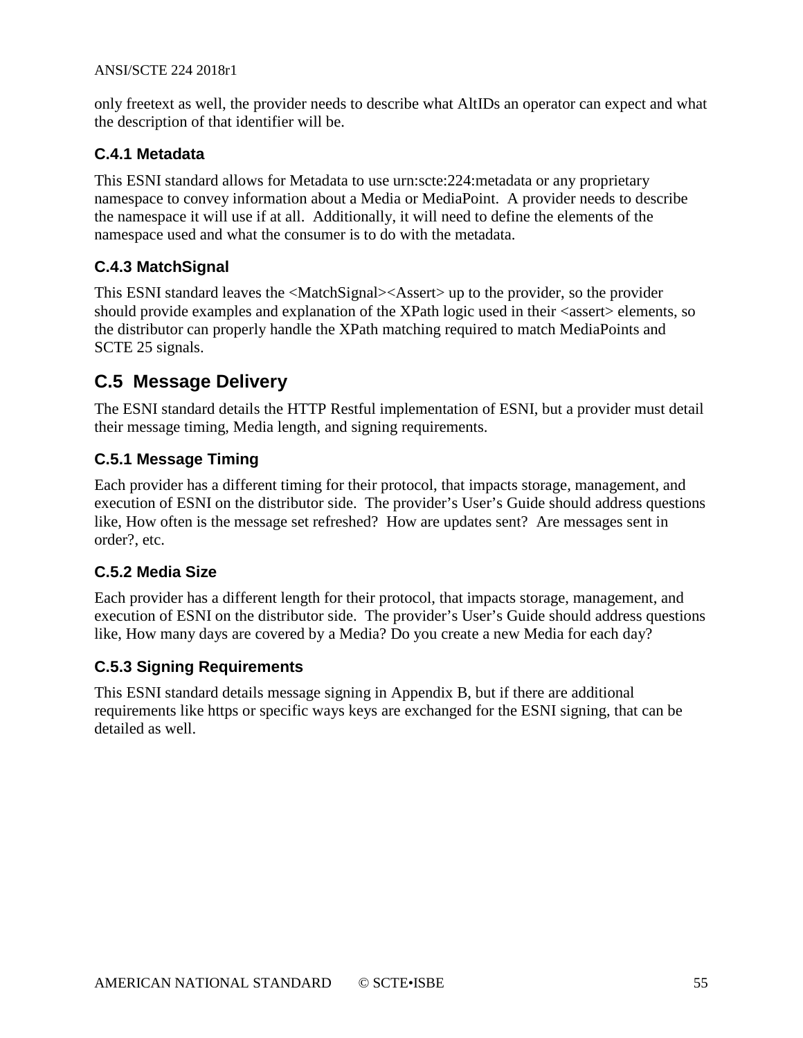only freetext as well, the provider needs to describe what AltIDs an operator can expect and what the description of that identifier will be.

### C.4.1 Metadata

This ESNI standard allows for Metadata to use urn:scte:224:metadata or any proprietary namespace to convey information about a Media or MediaPoint. A provider needs to describe the namespace it will use if at all. Additionally, it will need to define the elements of the namespace used and what the consumer is to do with the metadata.

### C.4.3 MatchSignal

This ESNI standard leaves the <MatchSignal><Assert> up to the provider, so the provider should provide examples and explanation of the XPath logic used in their <assert> elements, so the distributor can properly handle the XPath matching required to match MediaPoints and SCTE 25 signals.

## C.5 Message Delivery

The ESNI standard details the HTTP Restful implementation of ESNI, but a provider must detail their message timing, Media length, and signing requirements.

### C.5.1 Message Timing

Each provider has a different timing for their protocol, that impacts storage, management, and execution of ESNI on the distributor side. The provider's User's Guide should address questions like, How often is the message set refreshed? How are updates sent? Are messages sent in order?, etc.

### C.5.2 Media Size

Each provider has a different length for their protocol, that impacts storage, management, and execution of ESNI on the distributor side. The provider's User's Guide should address questions like, How many days are covered by a Media? Do you create a new Media for each day?

### C.5.3 Signing Requirements

This ESNI standard details message signing in Appendix B, but if there are additional requirements like https or specific ways keys are exchanged for the ESNI signing, that can be detailed as well.